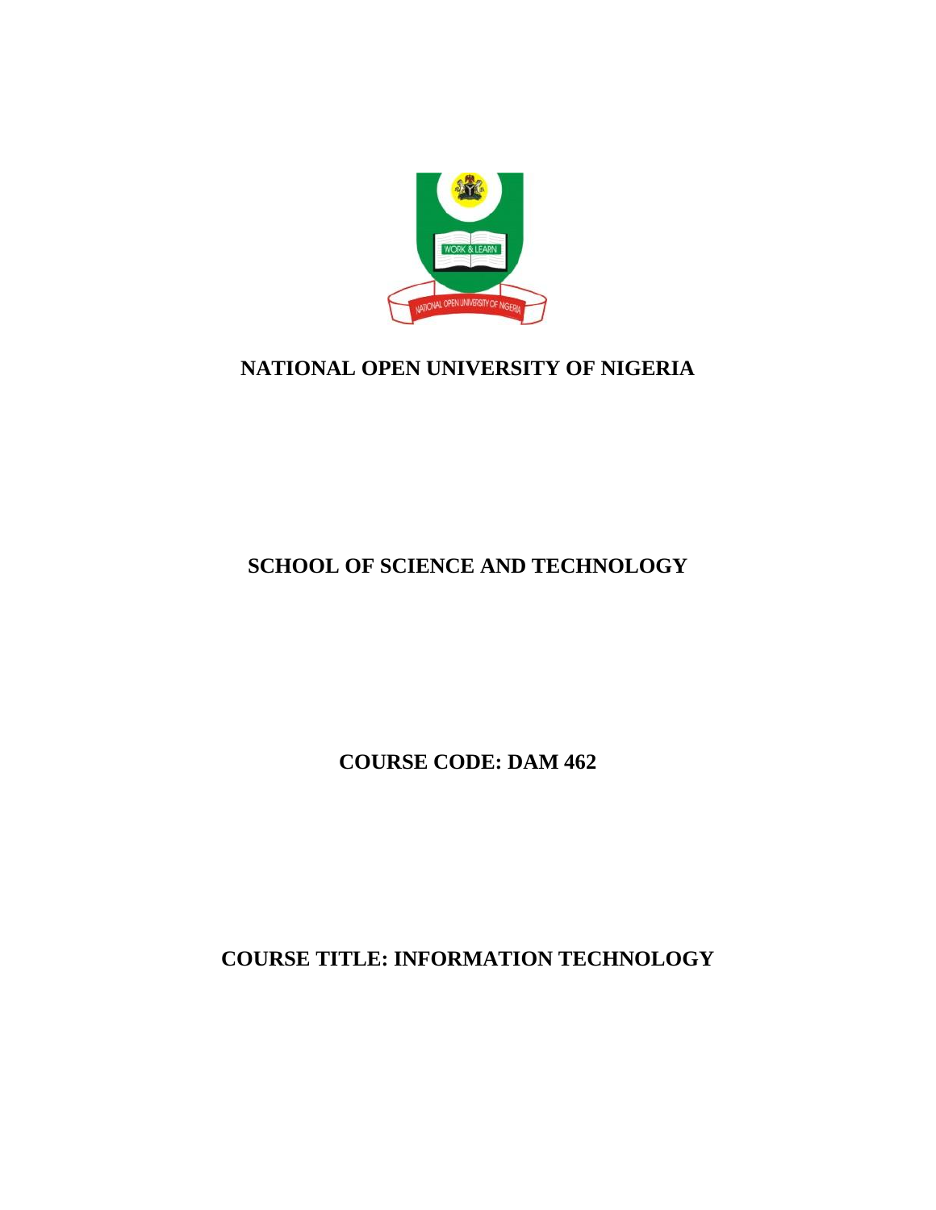# NATIONAL OPEN UNIVERSITY OF NIGERIA

## SCHOOL OF SCIENCE AND TECHNOLOGY

## COURSE CODE: DAM 462

## COURSE TITLE: INFORMATION TECHNOLOGY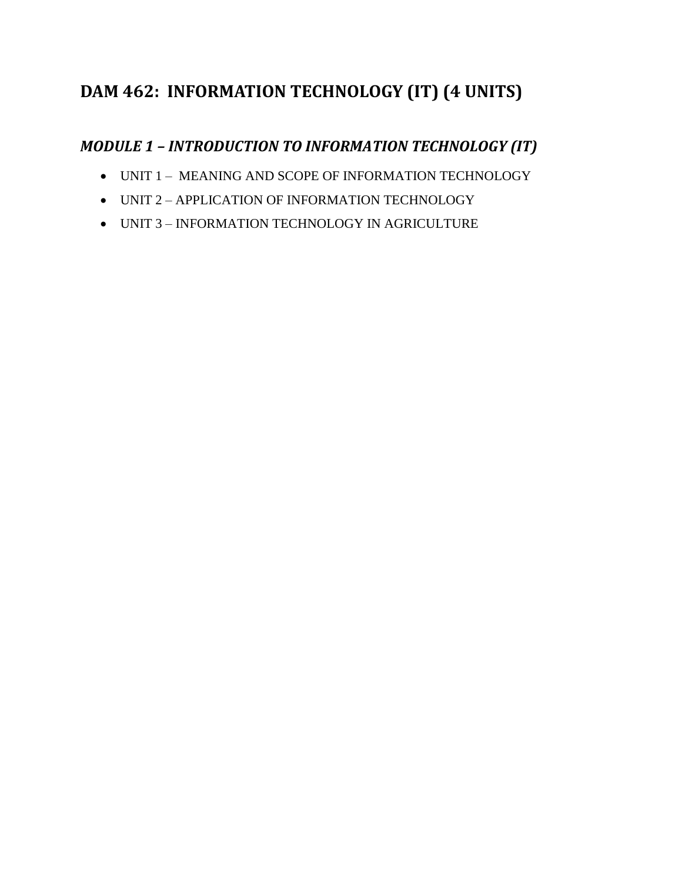# DAM 462: INFORMATION TECHNOLOGY (IT) (4 UNITS)

## *MODULE 1 – INTRODUCTION TO INFORMATION TECHNOLOGY (IT)*

- UNIT 1 – MEANING AND SCOPE OF INFORMATION TECHNOLOGY
- UNIT 2 – APPLICATION OF INFORMATION TECHNOLOGY
- UNIT 3 – INFORMATION TECHNOLOGY IN AGRICULTURE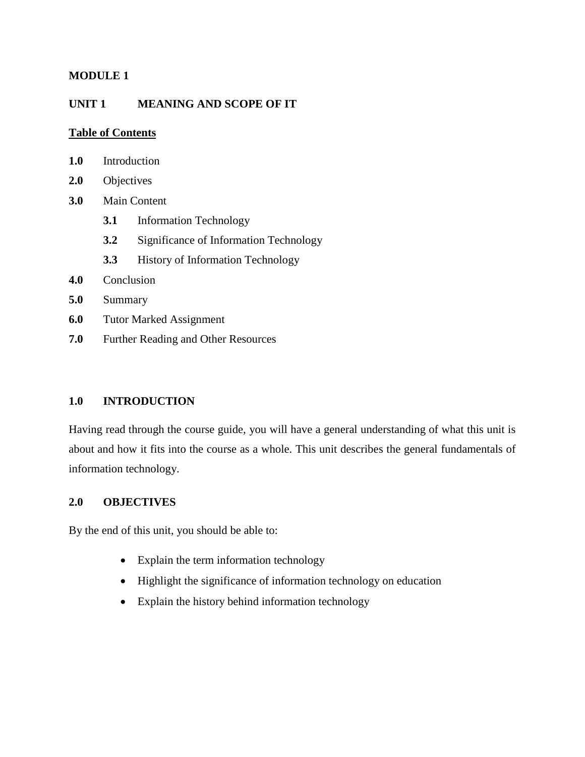# MODULE 1

## UNIT 1 MEANING AND SCOPE OF IT

**Table of Contents**

- **1.0** Introduction
- **2.0** Objectives
- **3.0** Main Content
  - **3.1** Information Technology
  - **3.2** Significance of Information Technology
  - **3.3** History of Information Technology
- **4.0** Conclusion
- **5.0** Summary
- **6.0** Tutor Marked Assignment
- **7.0** Further Reading and Other Resources

### 1.0 INTRODUCTION

Having read through the course guide, you will have a general understanding of what this unit is about and how it fits into the course as a whole. This unit describes the general fundamentals of information technology.

### 2.0 OBJECTIVES

By the end of this unit, you should be able to:

- Explain the term information technology
- Highlight the significance of information technology on education
- Explain the history behind information technology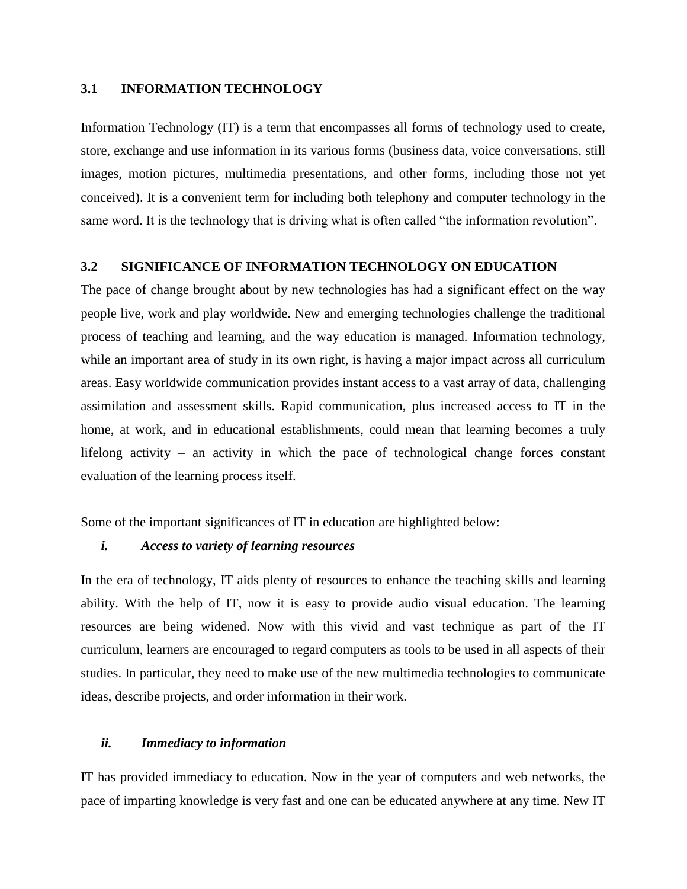## 3.1 INFORMATION TECHNOLOGY

Information Technology (IT) is a term that encompasses all forms of technology used to create, store, exchange and use information in its various forms (business data, voice conversations, still images, motion pictures, multimedia presentations, and other forms, including those not yet conceived). It is a convenient term for including both telephony and computer technology in the same word. It is the technology that is driving what is often called "the information revolution".

## 3.2 SIGNIFICANCE OF INFORMATION TECHNOLOGY ON EDUCATION

The pace of change brought about by new technologies has had a significant effect on the way people live, work and play worldwide. New and emerging technologies challenge the traditional process of teaching and learning, and the way education is managed. Information technology, while an important area of study in its own right, is having a major impact across all curriculum areas. Easy worldwide communication provides instant access to a vast array of data, challenging assimilation and assessment skills. Rapid communication, plus increased access to IT in the home, at work, and in educational establishments, could mean that learning becomes a truly lifelong activity – an activity in which the pace of technological change forces constant evaluation of the learning process itself.

Some of the important significances of IT in education are highlighted below:

### *i. Access to variety of learning resources*

In the era of technology, IT aids plenty of resources to enhance the teaching skills and learning ability. With the help of IT, now it is easy to provide audio visual education. The learning resources are being widened. Now with this vivid and vast technique as part of the IT curriculum, learners are encouraged to regard computers as tools to be used in all aspects of their studies. In particular, they need to make use of the new multimedia technologies to communicate ideas, describe projects, and order information in their work.

### *ii. Immediacy to information*

IT has provided immediacy to education. Now in the year of computers and web networks, the pace of imparting knowledge is very fast and one can be educated anywhere at any time. New IT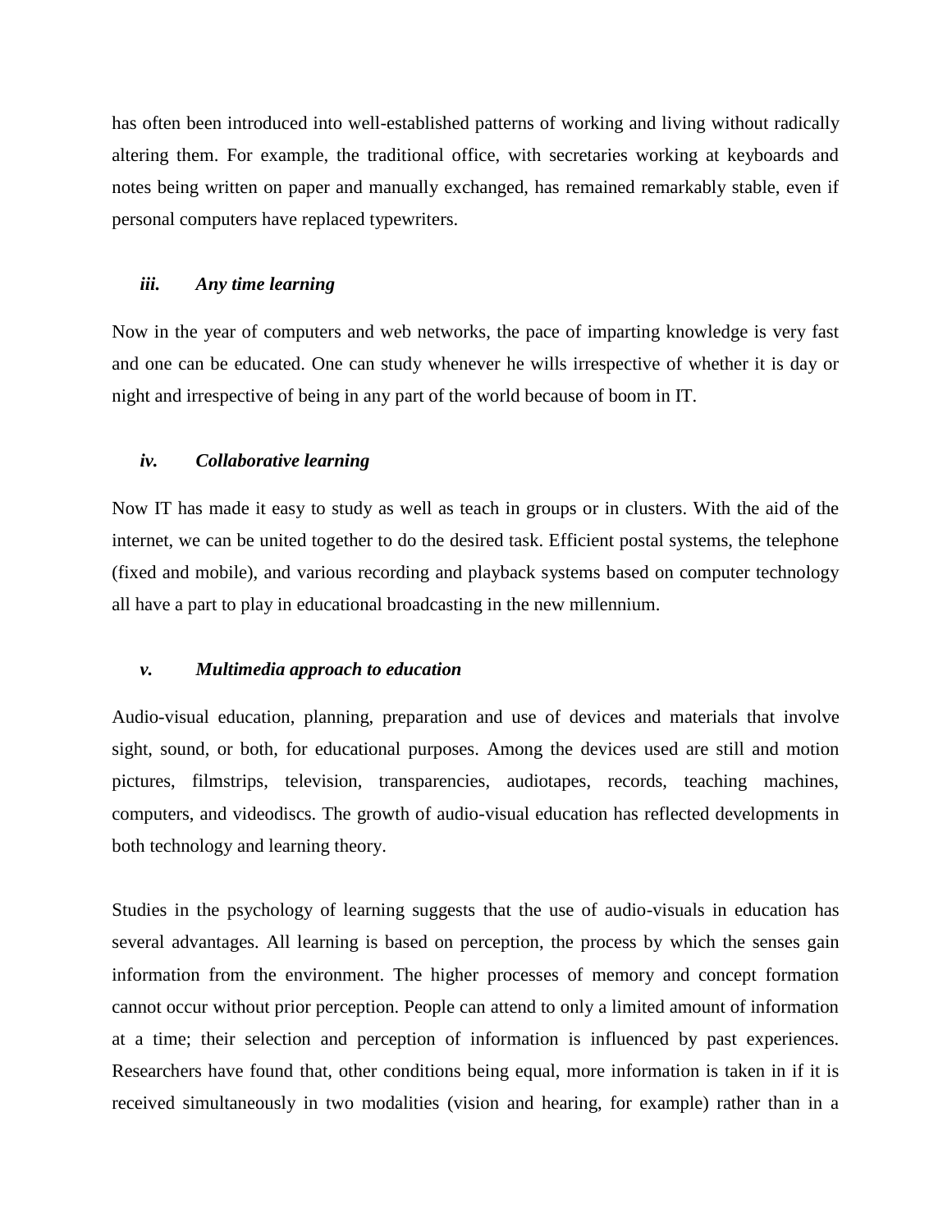has often been introduced into well-established patterns of working and living without radically altering them. For example, the traditional office, with secretaries working at keyboards and notes being written on paper and manually exchanged, has remained remarkably stable, even if personal computers have replaced typewriters.

### *iii. Any time learning*

Now in the year of computers and web networks, the pace of imparting knowledge is very fast and one can be educated. One can study whenever he wills irrespective of whether it is day or night and irrespective of being in any part of the world because of boom in IT.

### *iv. Collaborative learning*

Now IT has made it easy to study as well as teach in groups or in clusters. With the aid of the internet, we can be united together to do the desired task. Efficient postal systems, the telephone (fixed and mobile), and various recording and playback systems based on computer technology all have a part to play in educational broadcasting in the new millennium.

### *v. Multimedia approach to education*

Audio-visual education, planning, preparation and use of devices and materials that involve sight, sound, or both, for educational purposes. Among the devices used are still and motion pictures, filmstrips, television, transparencies, audiotapes, records, teaching machines, computers, and videodiscs. The growth of audio-visual education has reflected developments in both technology and learning theory.

Studies in the psychology of learning suggests that the use of audio-visuals in education has several advantages. All learning is based on perception, the process by which the senses gain information from the environment. The higher processes of memory and concept formation cannot occur without prior perception. People can attend to only a limited amount of information at a time; their selection and perception of information is influenced by past experiences. Researchers have found that, other conditions being equal, more information is taken in if it is received simultaneously in two modalities (vision and hearing, for example) rather than in a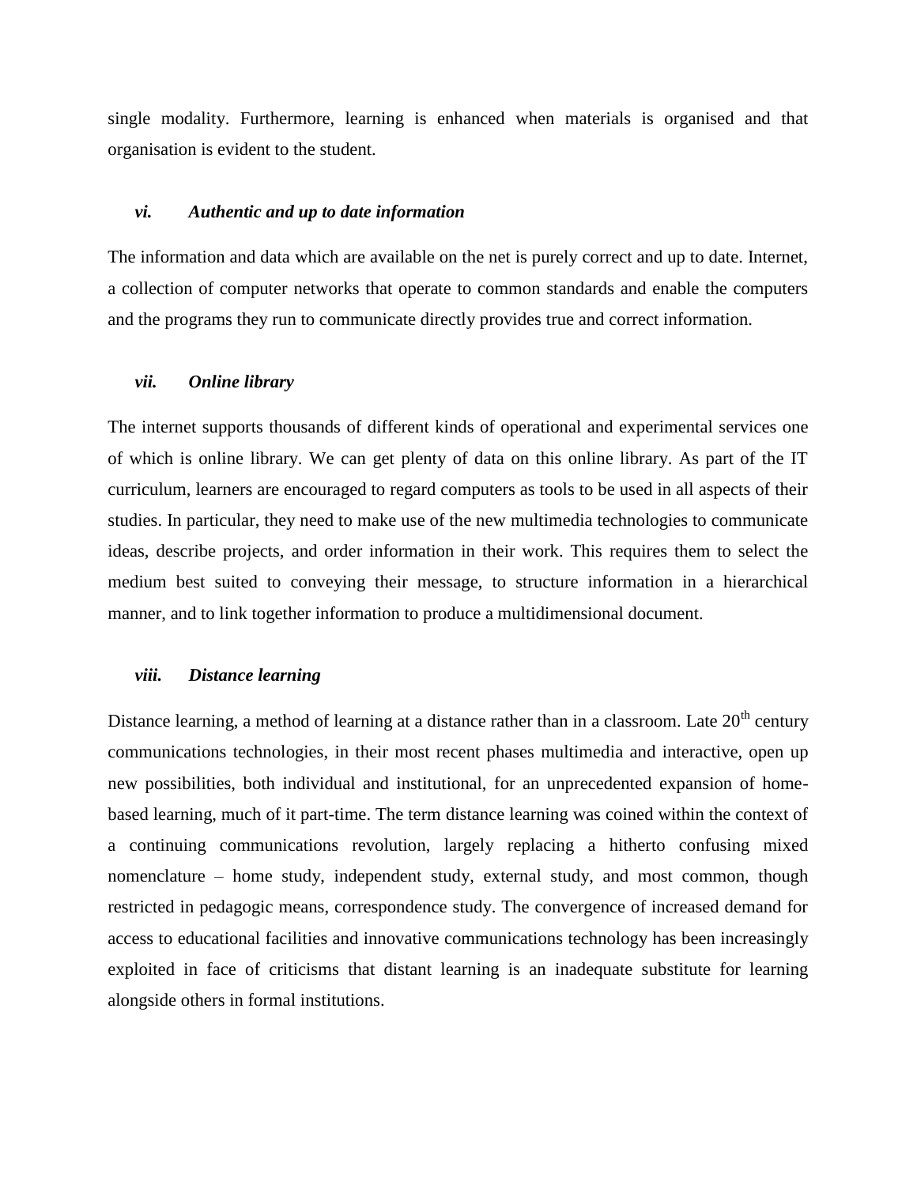single modality. Furthermore, learning is enhanced when materials is organised and that organisation is evident to the student.

### *vi. Authentic and up to date information*

The information and data which are available on the net is purely correct and up to date. Internet, a collection of computer networks that operate to common standards and enable the computers and the programs they run to communicate directly provides true and correct information.

### *vii. Online library*

The internet supports thousands of different kinds of operational and experimental services one of which is online library. We can get plenty of data on this online library. As part of the IT curriculum, learners are encouraged to regard computers as tools to be used in all aspects of their studies. In particular, they need to make use of the new multimedia technologies to communicate ideas, describe projects, and order information in their work. This requires them to select the medium best suited to conveying their message, to structure information in a hierarchical manner, and to link together information to produce a multidimensional document.

### *viii. Distance learning*

Distance learning, a method of learning at a distance rather than in a classroom. Late 20th century communications technologies, in their most recent phases multimedia and interactive, open up new possibilities, both individual and institutional, for an unprecedented expansion of home-based learning, much of it part-time. The term distance learning was coined within the context of a continuing communications revolution, largely replacing a hitherto confusing mixed nomenclature – home study, independent study, external study, and most common, though restricted in pedagogic means, correspondence study. The convergence of increased demand for access to educational facilities and innovative communications technology has been increasingly exploited in face of criticisms that distant learning is an inadequate substitute for learning alongside others in formal institutions.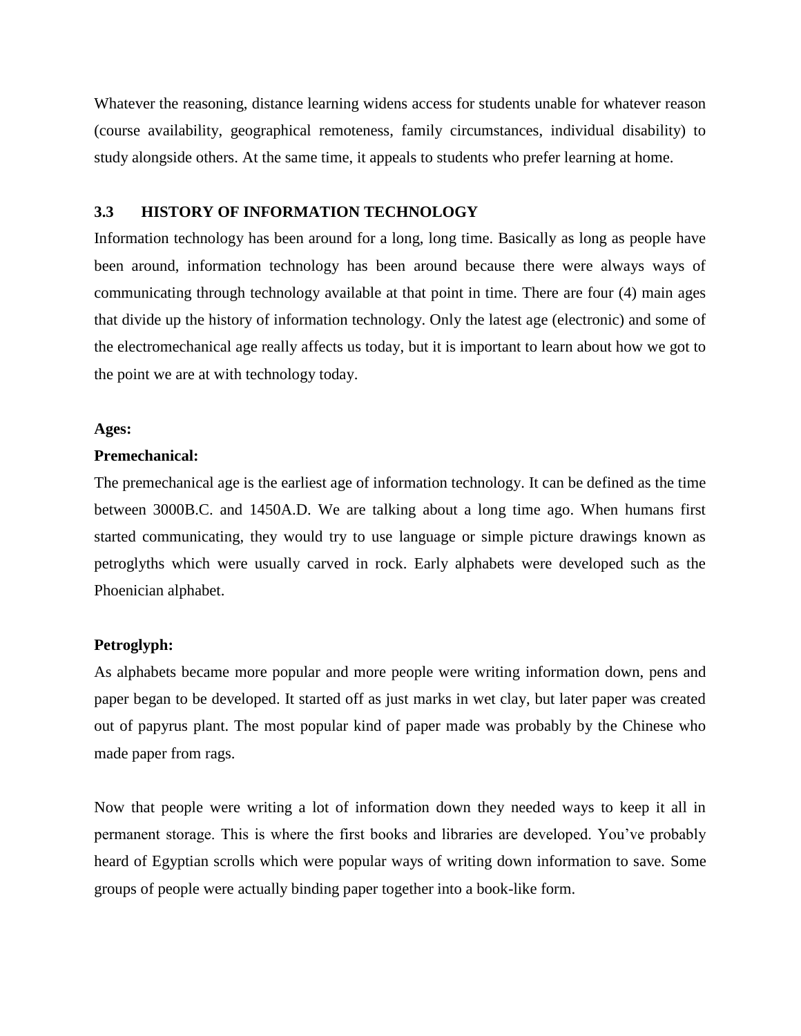Whatever the reasoning, distance learning widens access for students unable for whatever reason (course availability, geographical remoteness, family circumstances, individual disability) to study alongside others. At the same time, it appeals to students who prefer learning at home.

### 3.3 HISTORY OF INFORMATION TECHNOLOGY

Information technology has been around for a long, long time. Basically as long as people have been around, information technology has been around because there were always ways of communicating through technology available at that point in time. There are four (4) main ages that divide up the history of information technology. Only the latest age (electronic) and some of the electromechanical age really affects us today, but it is important to learn about how we got to the point we are at with technology today.

**Ages:**

**Premechanical:**

The premechanical age is the earliest age of information technology. It can be defined as the time between 3000B.C. and 1450A.D. We are talking about a long time ago. When humans first started communicating, they would try to use language or simple picture drawings known as petroglyths which were usually carved in rock. Early alphabets were developed such as the Phoenician alphabet.

**Petroglyph:**

As alphabets became more popular and more people were writing information down, pens and paper began to be developed. It started off as just marks in wet clay, but later paper was created out of papyrus plant. The most popular kind of paper made was probably by the Chinese who made paper from rags.

Now that people were writing a lot of information down they needed ways to keep it all in permanent storage. This is where the first books and libraries are developed. You've probably heard of Egyptian scrolls which were popular ways of writing down information to save. Some groups of people were actually binding paper together into a book-like form.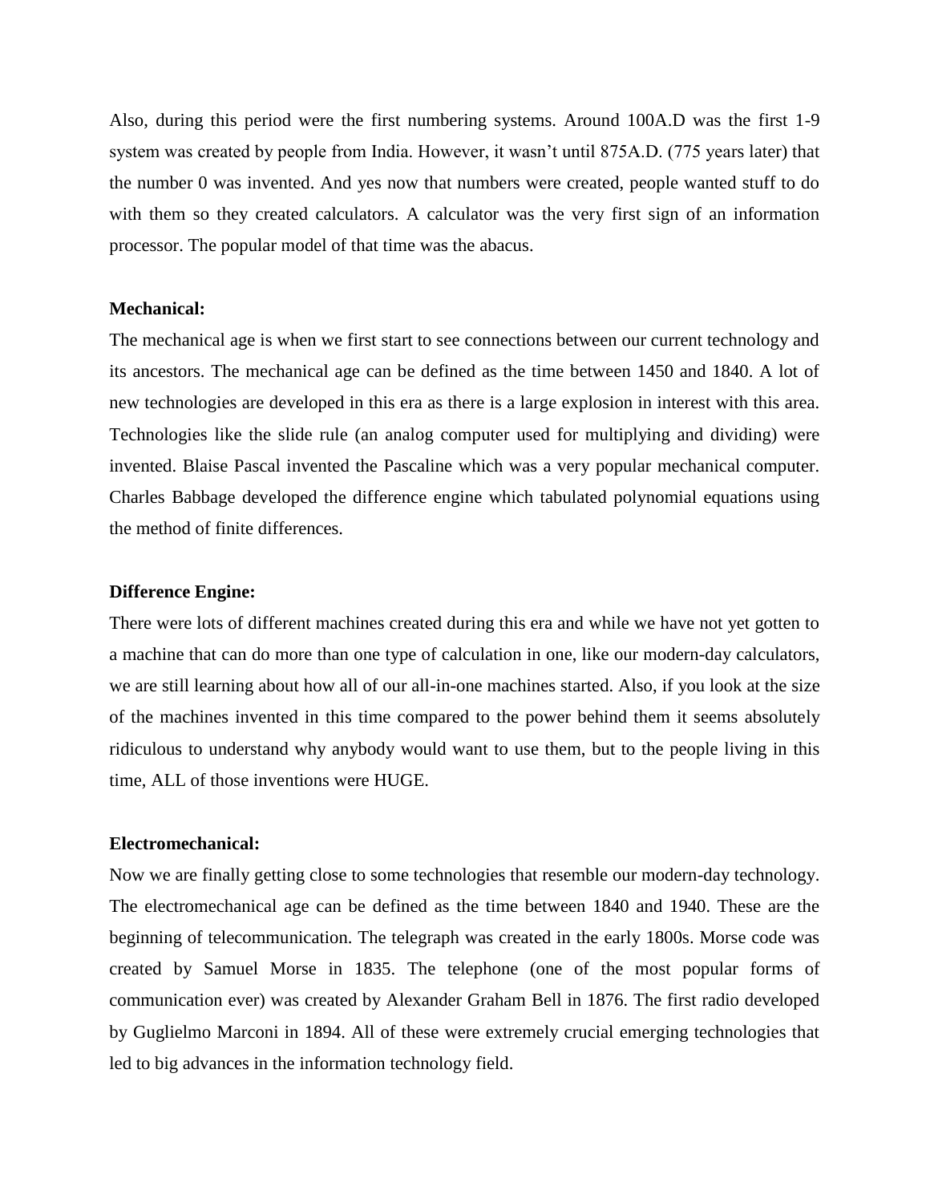Also, during this period were the first numbering systems. Around 100A.D was the first 1-9 system was created by people from India. However, it wasn't until 875A.D. (775 years later) that the number 0 was invented. And yes now that numbers were created, people wanted stuff to do with them so they created calculators. A calculator was the very first sign of an information processor. The popular model of that time was the abacus.

**Mechanical:**

The mechanical age is when we first start to see connections between our current technology and its ancestors. The mechanical age can be defined as the time between 1450 and 1840. A lot of new technologies are developed in this era as there is a large explosion in interest with this area. Technologies like the slide rule (an analog computer used for multiplying and dividing) were invented. Blaise Pascal invented the Pascaline which was a very popular mechanical computer. Charles Babbage developed the difference engine which tabulated polynomial equations using the method of finite differences.

**Difference Engine:**

There were lots of different machines created during this era and while we have not yet gotten to a machine that can do more than one type of calculation in one, like our modern-day calculators, we are still learning about how all of our all-in-one machines started. Also, if you look at the size of the machines invented in this time compared to the power behind them it seems absolutely ridiculous to understand why anybody would want to use them, but to the people living in this time, ALL of those inventions were HUGE.

**Electromechanical:**

Now we are finally getting close to some technologies that resemble our modern-day technology. The electromechanical age can be defined as the time between 1840 and 1940. These are the beginning of telecommunication. The telegraph was created in the early 1800s. Morse code was created by Samuel Morse in 1835. The telephone (one of the most popular forms of communication ever) was created by Alexander Graham Bell in 1876. The first radio developed by Guglielmo Marconi in 1894. All of these were extremely crucial emerging technologies that led to big advances in the information technology field.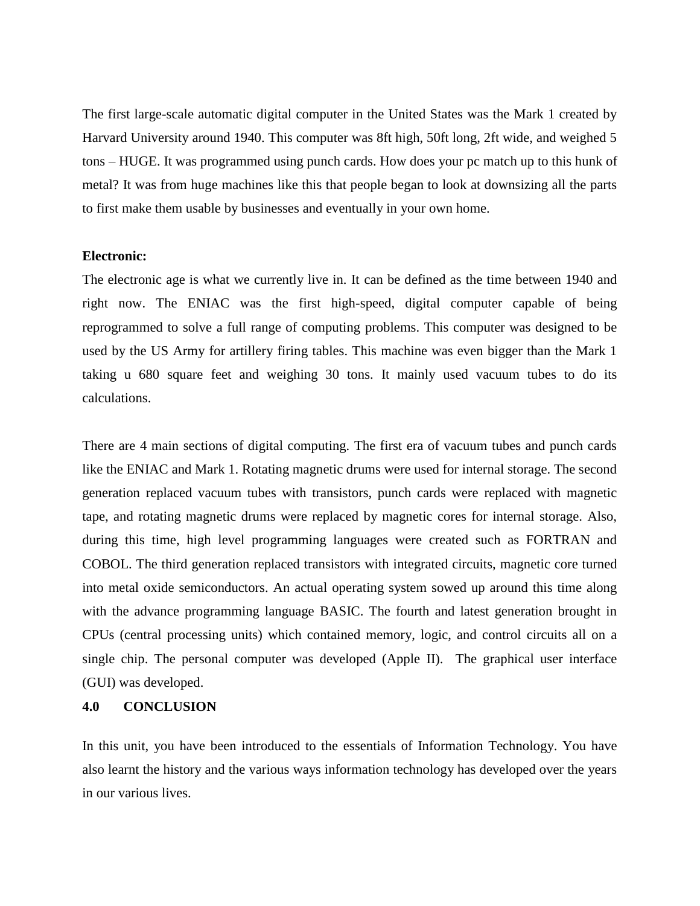The first large-scale automatic digital computer in the United States was the Mark 1 created by Harvard University around 1940. This computer was 8ft high, 50ft long, 2ft wide, and weighed 5 tons – HUGE. It was programmed using punch cards. How does your pc match up to this hunk of metal? It was from huge machines like this that people began to look at downsizing all the parts to first make them usable by businesses and eventually in your own home.

**Electronic:**

The electronic age is what we currently live in. It can be defined as the time between 1940 and right now. The ENIAC was the first high-speed, digital computer capable of being reprogrammed to solve a full range of computing problems. This computer was designed to be used by the US Army for artillery firing tables. This machine was even bigger than the Mark 1 taking u 680 square feet and weighing 30 tons. It mainly used vacuum tubes to do its calculations.

There are 4 main sections of digital computing. The first era of vacuum tubes and punch cards like the ENIAC and Mark 1. Rotating magnetic drums were used for internal storage. The second generation replaced vacuum tubes with transistors, punch cards were replaced with magnetic tape, and rotating magnetic drums were replaced by magnetic cores for internal storage. Also, during this time, high level programming languages were created such as FORTRAN and COBOL. The third generation replaced transistors with integrated circuits, magnetic core turned into metal oxide semiconductors. An actual operating system sowed up around this time along with the advance programming language BASIC. The fourth and latest generation brought in CPUs (central processing units) which contained memory, logic, and control circuits all on a single chip. The personal computer was developed (Apple II). The graphical user interface (GUI) was developed.

## 4.0 CONCLUSION

In this unit, you have been introduced to the essentials of Information Technology. You have also learnt the history and the various ways information technology has developed over the years in our various lives.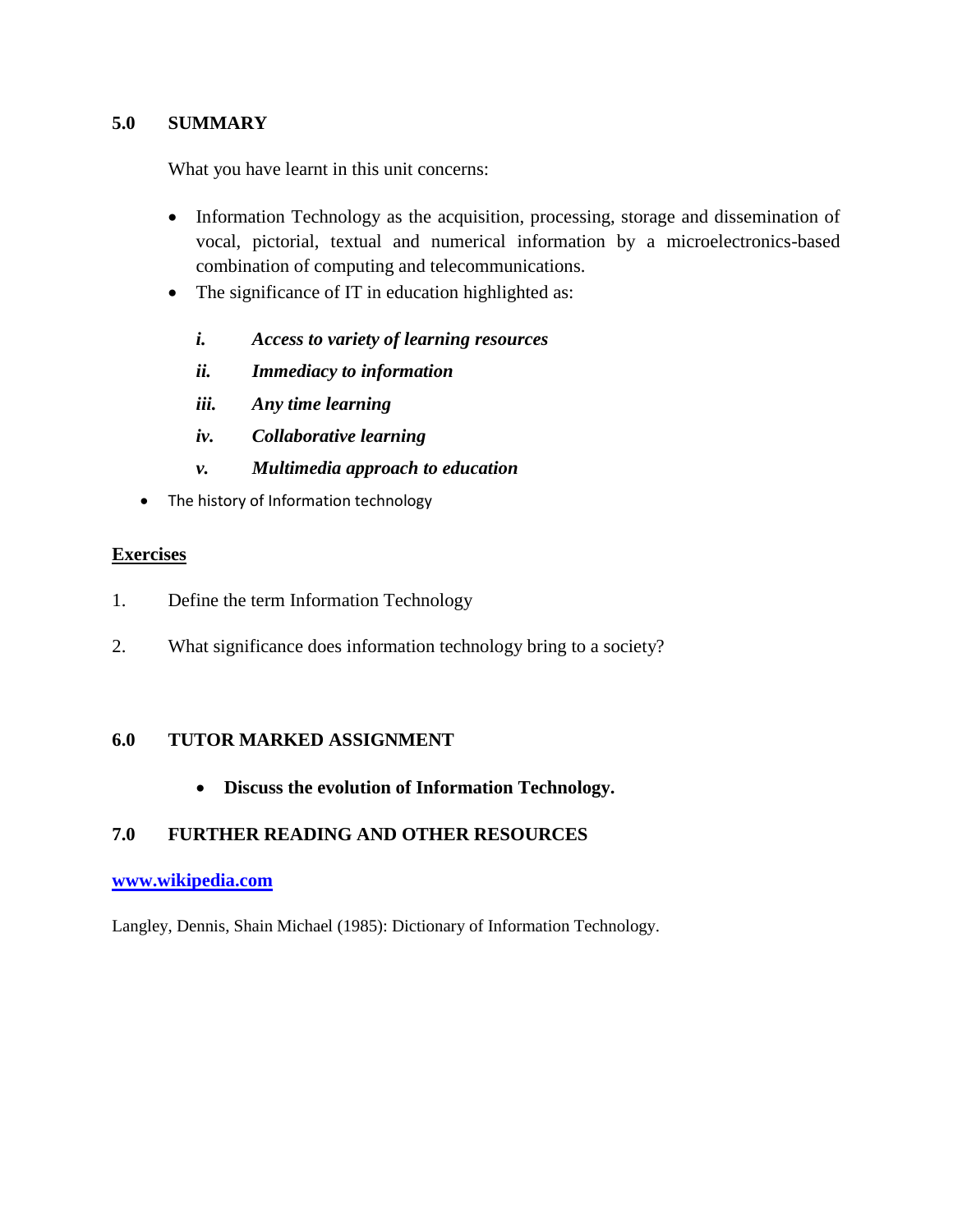## 5.0 SUMMARY

What you have learnt in this unit concerns:

- Information Technology as the acquisition, processing, storage and dissemination of vocal, pictorial, textual and numerical information by a microelectronics-based combination of computing and telecommunications.
- The significance of IT in education highlighted as:

    ***i. Access to variety of learning resources***

    ***ii. Immediacy to information***

    ***iii. Any time learning***

    ***iv. Collaborative learning***

    ***v. Multimedia approach to education***

- The history of Information technology

**Exercises**

1. Define the term Information Technology

2. What significance does information technology bring to a society?

## 6.0 TUTOR MARKED ASSIGNMENT

- **Discuss the evolution of Information Technology.**

## 7.0 FURTHER READING AND OTHER RESOURCES

**www.wikipedia.com**

Langley, Dennis, Shain Michael (1985): Dictionary of Information Technology.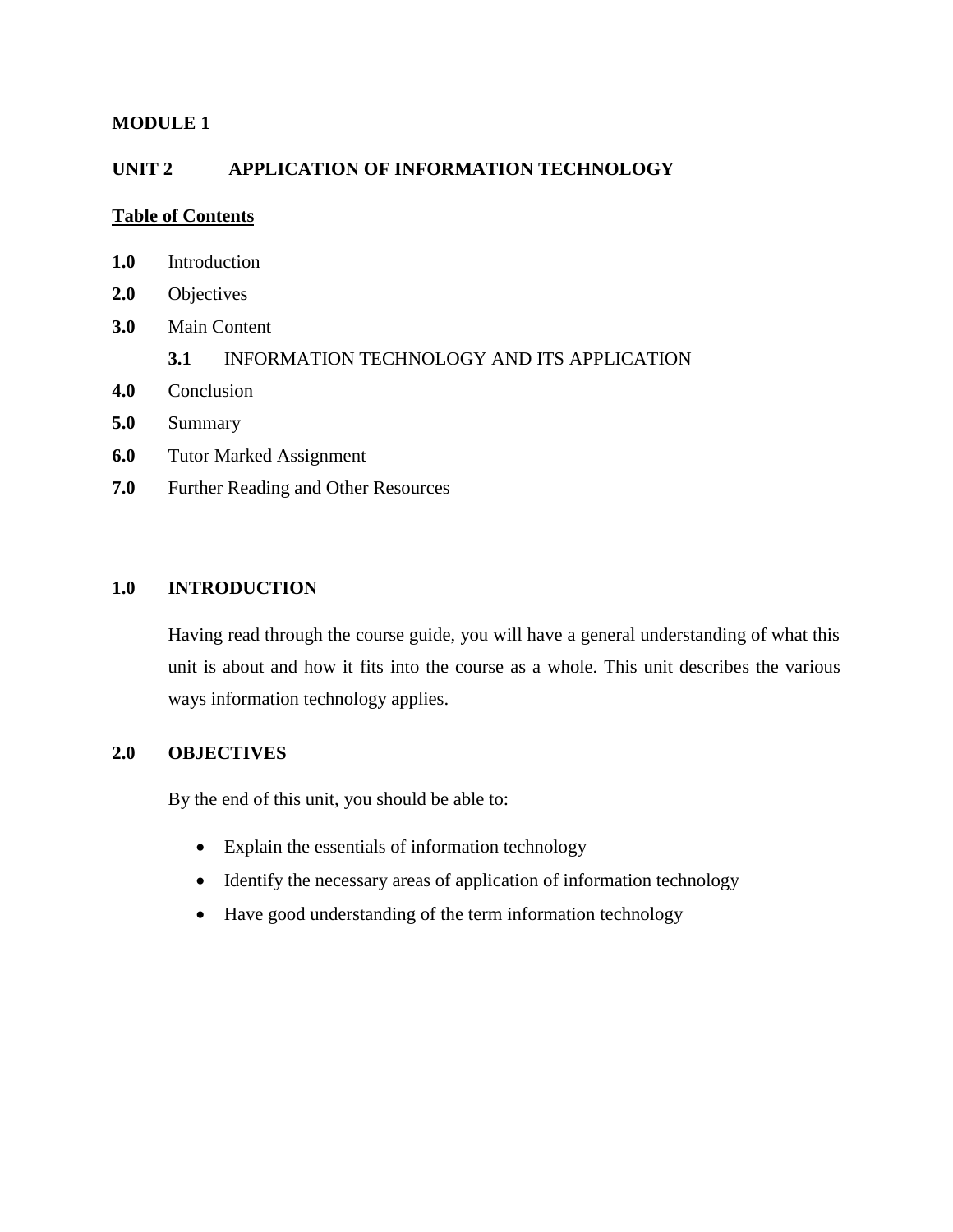**MODULE 1**

## UNIT 2 APPLICATION OF INFORMATION TECHNOLOGY

**Table of Contents**

**1.0** Introduction

**2.0** Objectives

**3.0** Main Content

- **3.1** INFORMATION TECHNOLOGY AND ITS APPLICATION

**4.0** Conclusion

**5.0** Summary

**6.0** Tutor Marked Assignment

**7.0** Further Reading and Other Resources

### 1.0 INTRODUCTION

Having read through the course guide, you will have a general understanding of what this unit is about and how it fits into the course as a whole. This unit describes the various ways information technology applies.

### 2.0 OBJECTIVES

By the end of this unit, you should be able to:

- Explain the essentials of information technology
- Identify the necessary areas of application of information technology
- Have good understanding of the term information technology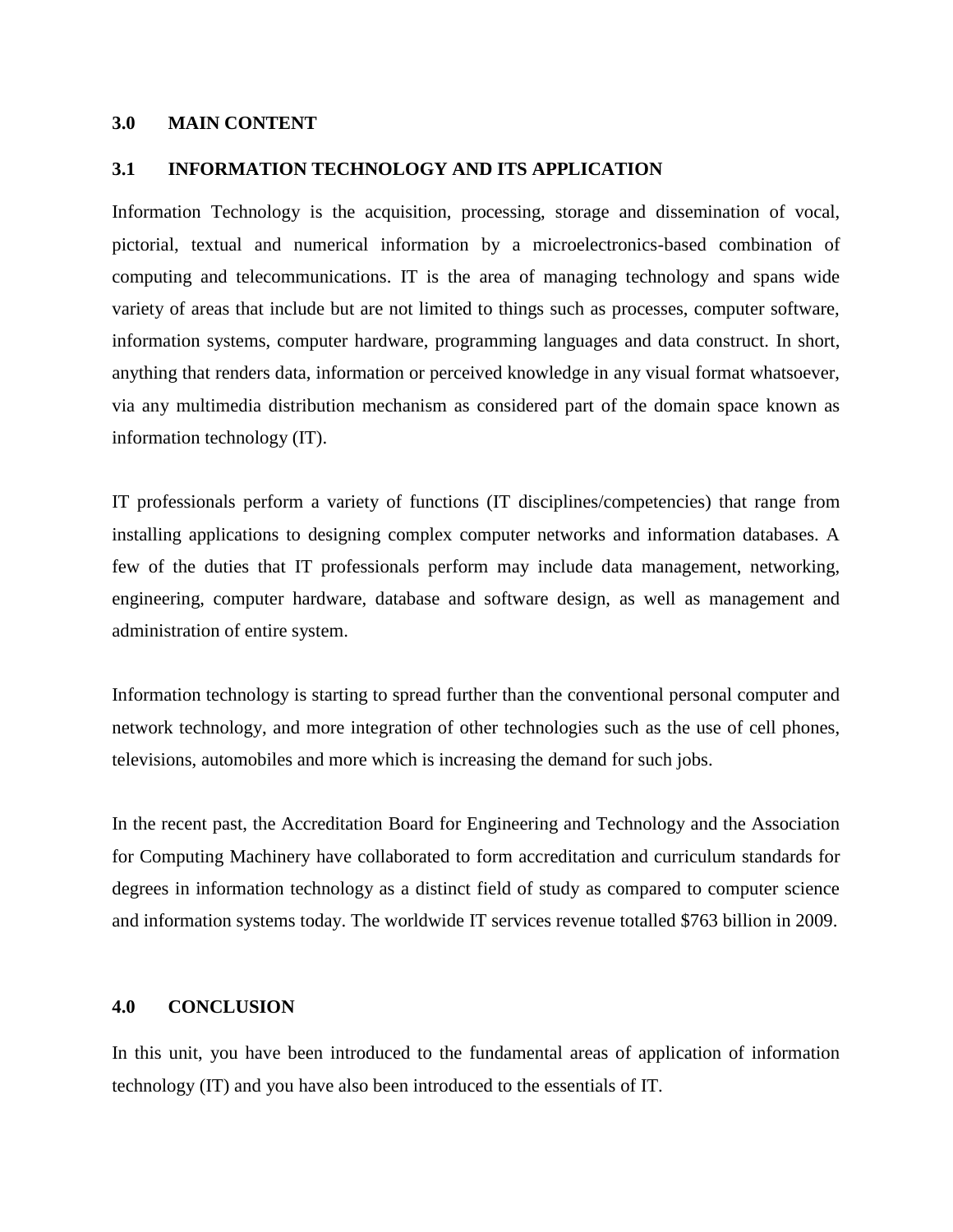## 3.0 MAIN CONTENT

### 3.1 INFORMATION TECHNOLOGY AND ITS APPLICATION

Information Technology is the acquisition, processing, storage and dissemination of vocal, pictorial, textual and numerical information by a microelectronics-based combination of computing and telecommunications. IT is the area of managing technology and spans wide variety of areas that include but are not limited to things such as processes, computer software, information systems, computer hardware, programming languages and data construct. In short, anything that renders data, information or perceived knowledge in any visual format whatsoever, via any multimedia distribution mechanism as considered part of the domain space known as information technology (IT).

IT professionals perform a variety of functions (IT disciplines/competencies) that range from installing applications to designing complex computer networks and information databases. A few of the duties that IT professionals perform may include data management, networking, engineering, computer hardware, database and software design, as well as management and administration of entire system.

Information technology is starting to spread further than the conventional personal computer and network technology, and more integration of other technologies such as the use of cell phones, televisions, automobiles and more which is increasing the demand for such jobs.

In the recent past, the Accreditation Board for Engineering and Technology and the Association for Computing Machinery have collaborated to form accreditation and curriculum standards for degrees in information technology as a distinct field of study as compared to computer science and information systems today. The worldwide IT services revenue totalled $763 billion in 2009.

## 4.0 CONCLUSION

In this unit, you have been introduced to the fundamental areas of application of information technology (IT) and you have also been introduced to the essentials of IT.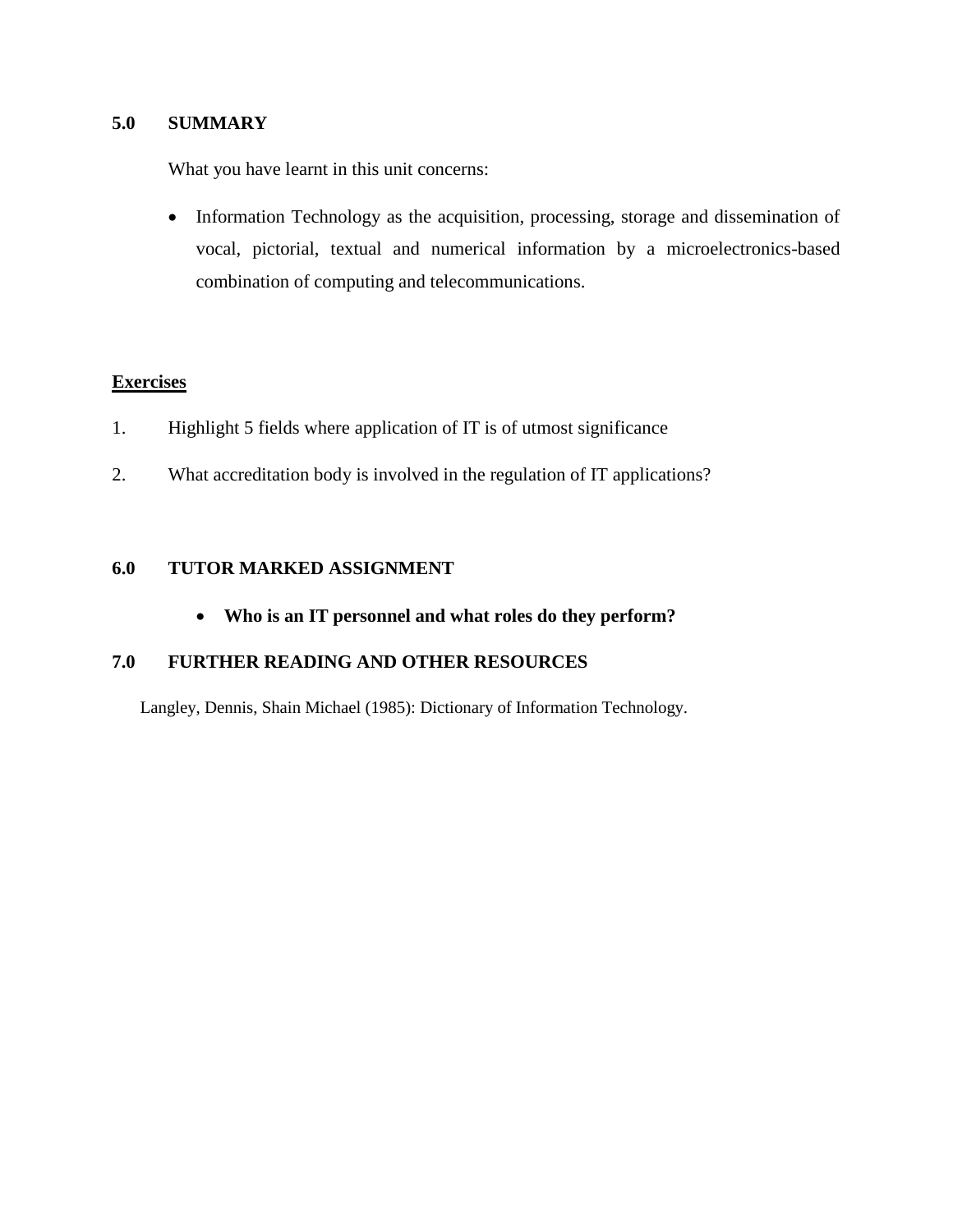## 5.0 SUMMARY

What you have learnt in this unit concerns:

- Information Technology as the acquisition, processing, storage and dissemination of vocal, pictorial, textual and numerical information by a microelectronics-based combination of computing and telecommunications.

**Exercises**

1. Highlight 5 fields where application of IT is of utmost significance
2. What accreditation body is involved in the regulation of IT applications?

## 6.0 TUTOR MARKED ASSIGNMENT

- **Who is an IT personnel and what roles do they perform?**

## 7.0 FURTHER READING AND OTHER RESOURCES

Langley, Dennis, Shain Michael (1985): Dictionary of Information Technology.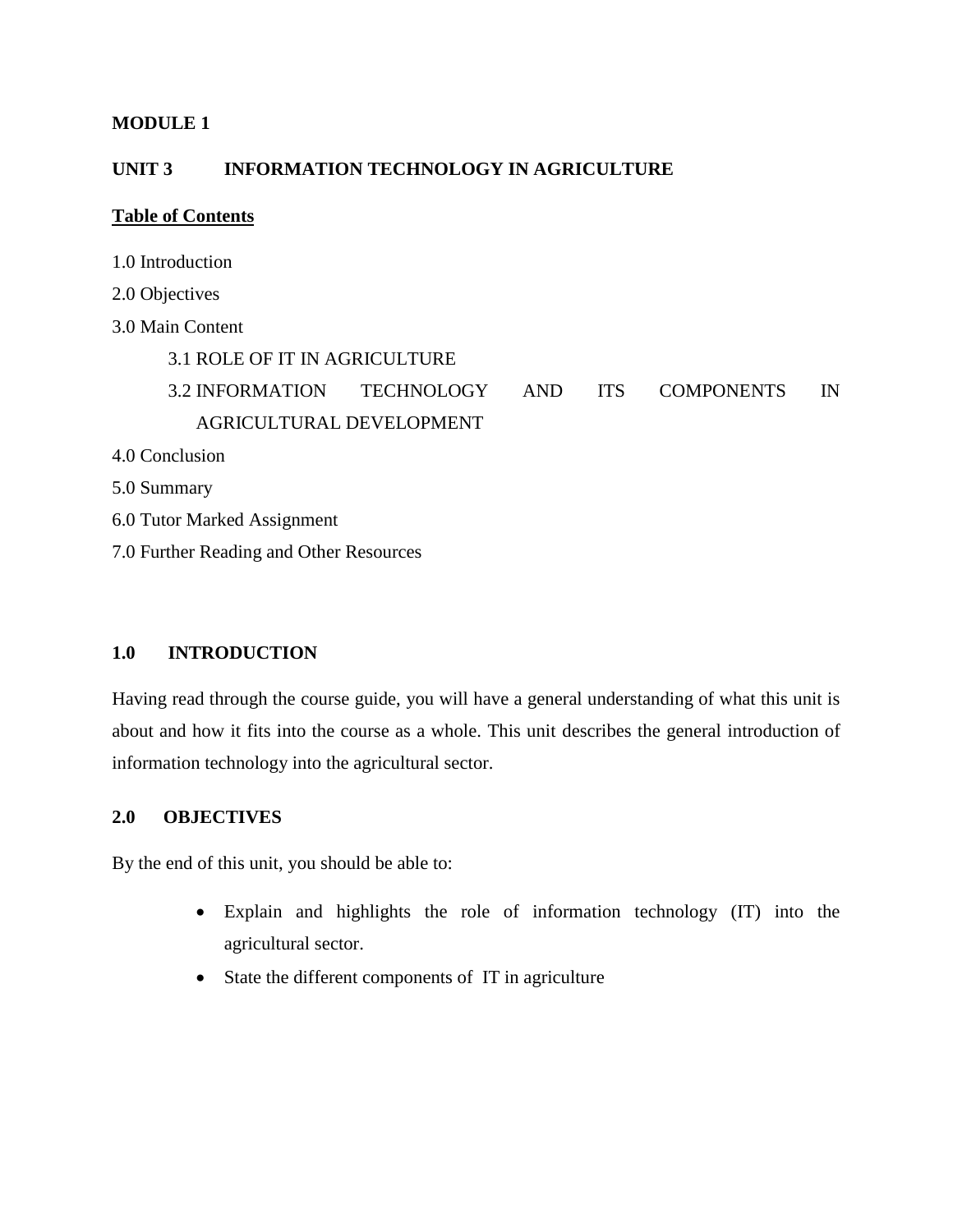**MODULE 1**

## UNIT 3 INFORMATION TECHNOLOGY IN AGRICULTURE

**Table of Contents**

1.0 Introduction

2.0 Objectives

3.0 Main Content

- 3.1 ROLE OF IT IN AGRICULTURE
- 3.2 INFORMATION TECHNOLOGY AND ITS COMPONENTS IN AGRICULTURAL DEVELOPMENT

4.0 Conclusion

5.0 Summary

6.0 Tutor Marked Assignment

7.0 Further Reading and Other Resources

### 1.0 INTRODUCTION

Having read through the course guide, you will have a general understanding of what this unit is about and how it fits into the course as a whole. This unit describes the general introduction of information technology into the agricultural sector.

### 2.0 OBJECTIVES

By the end of this unit, you should be able to:

- Explain and highlights the role of information technology (IT) into the agricultural sector.
- State the different components of IT in agriculture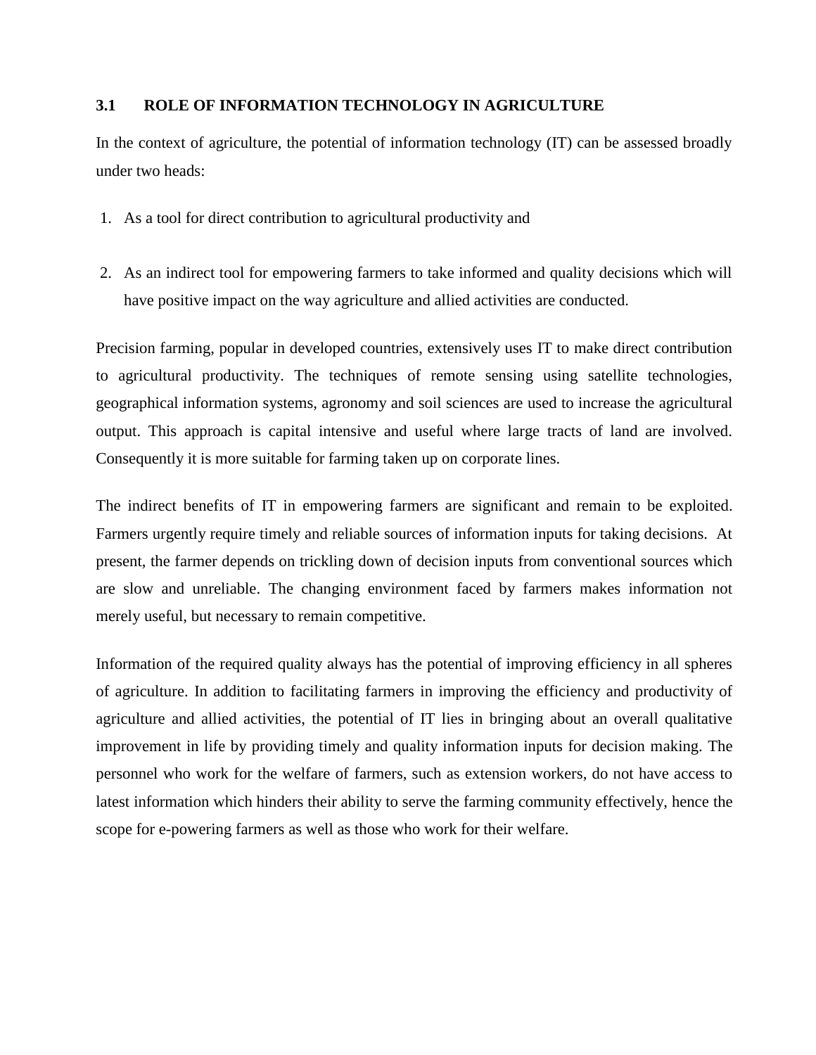## 3.1 ROLE OF INFORMATION TECHNOLOGY IN AGRICULTURE

In the context of agriculture, the potential of information technology (IT) can be assessed broadly under two heads:

1. As a tool for direct contribution to agricultural productivity and

2. As an indirect tool for empowering farmers to take informed and quality decisions which will have positive impact on the way agriculture and allied activities are conducted.

Precision farming, popular in developed countries, extensively uses IT to make direct contribution to agricultural productivity. The techniques of remote sensing using satellite technologies, geographical information systems, agronomy and soil sciences are used to increase the agricultural output. This approach is capital intensive and useful where large tracts of land are involved. Consequently it is more suitable for farming taken up on corporate lines.

The indirect benefits of IT in empowering farmers are significant and remain to be exploited. Farmers urgently require timely and reliable sources of information inputs for taking decisions. At present, the farmer depends on trickling down of decision inputs from conventional sources which are slow and unreliable. The changing environment faced by farmers makes information not merely useful, but necessary to remain competitive.

Information of the required quality always has the potential of improving efficiency in all spheres of agriculture. In addition to facilitating farmers in improving the efficiency and productivity of agriculture and allied activities, the potential of IT lies in bringing about an overall qualitative improvement in life by providing timely and quality information inputs for decision making. The personnel who work for the welfare of farmers, such as extension workers, do not have access to latest information which hinders their ability to serve the farming community effectively, hence the scope for e-powering farmers as well as those who work for their welfare.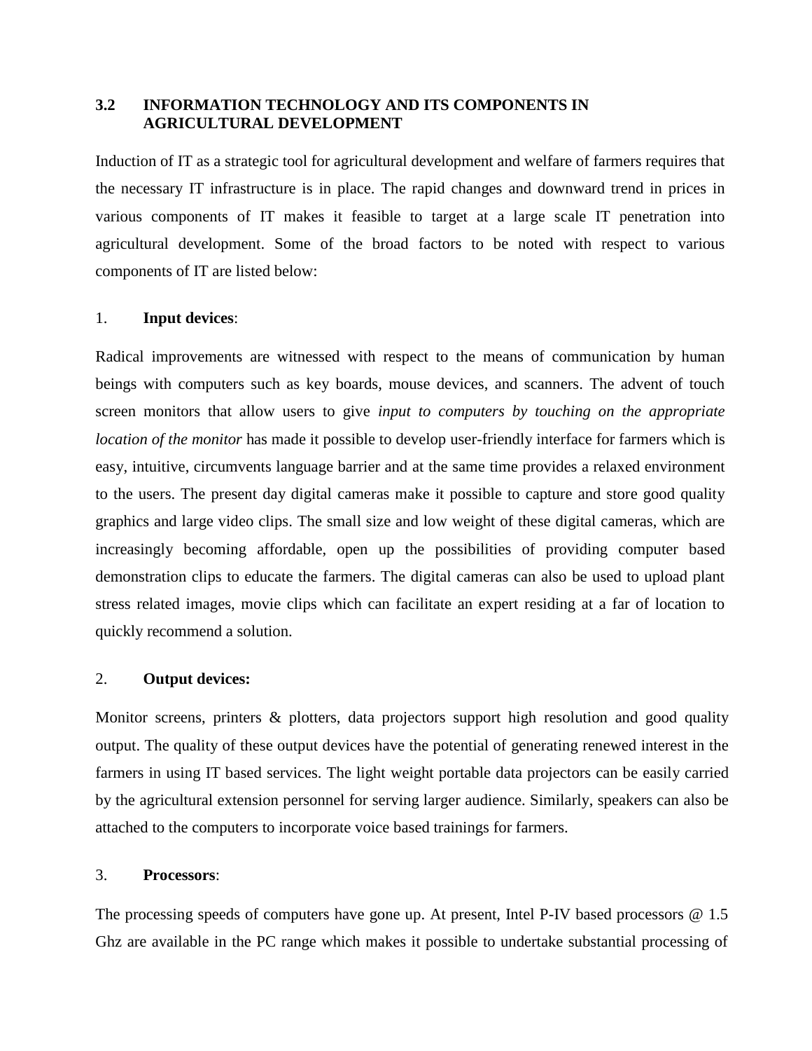### 3.2 INFORMATION TECHNOLOGY AND ITS COMPONENTS IN AGRICULTURAL DEVELOPMENT

Induction of IT as a strategic tool for agricultural development and welfare of farmers requires that the necessary IT infrastructure is in place. The rapid changes and downward trend in prices in various components of IT makes it feasible to target at a large scale IT penetration into agricultural development. Some of the broad factors to be noted with respect to various components of IT are listed below:

1. **Input devices**:

Radical improvements are witnessed with respect to the means of communication by human beings with computers such as key boards, mouse devices, and scanners. The advent of touch screen monitors that allow users to give *input to computers by touching on the appropriate location of the monitor* has made it possible to develop user-friendly interface for farmers which is easy, intuitive, circumvents language barrier and at the same time provides a relaxed environment to the users. The present day digital cameras make it possible to capture and store good quality graphics and large video clips. The small size and low weight of these digital cameras, which are increasingly becoming affordable, open up the possibilities of providing computer based demonstration clips to educate the farmers. The digital cameras can also be used to upload plant stress related images, movie clips which can facilitate an expert residing at a far of location to quickly recommend a solution.

2. **Output devices:**

Monitor screens, printers & plotters, data projectors support high resolution and good quality output. The quality of these output devices have the potential of generating renewed interest in the farmers in using IT based services. The light weight portable data projectors can be easily carried by the agricultural extension personnel for serving larger audience. Similarly, speakers can also be attached to the computers to incorporate voice based trainings for farmers.

3. **Processors**:

The processing speeds of computers have gone up. At present, Intel P-IV based processors @ 1.5 Ghz are available in the PC range which makes it possible to undertake substantial processing of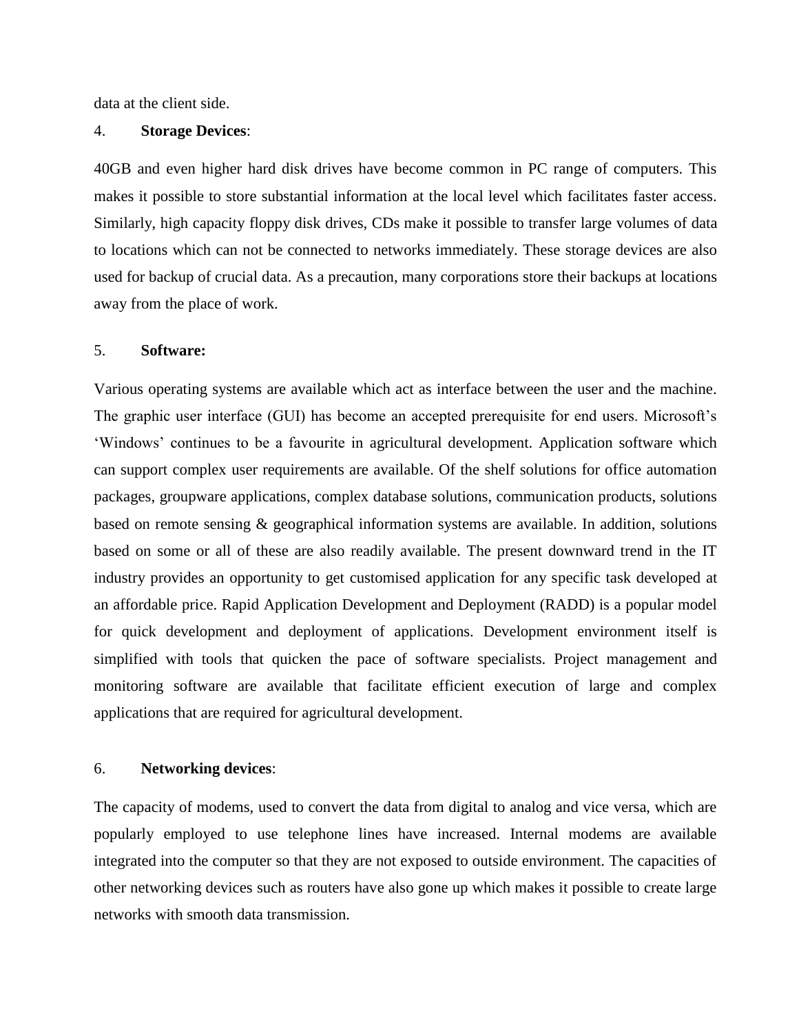data at the client side.

4. **Storage Devices**:

40GB and even higher hard disk drives have become common in PC range of computers. This makes it possible to store substantial information at the local level which facilitates faster access. Similarly, high capacity floppy disk drives, CDs make it possible to transfer large volumes of data to locations which can not be connected to networks immediately. These storage devices are also used for backup of crucial data. As a precaution, many corporations store their backups at locations away from the place of work.

5. **Software:**

Various operating systems are available which act as interface between the user and the machine. The graphic user interface (GUI) has become an accepted prerequisite for end users. Microsoft's 'Windows' continues to be a favourite in agricultural development. Application software which can support complex user requirements are available. Of the shelf solutions for office automation packages, groupware applications, complex database solutions, communication products, solutions based on remote sensing & geographical information systems are available. In addition, solutions based on some or all of these are also readily available. The present downward trend in the IT industry provides an opportunity to get customised application for any specific task developed at an affordable price. Rapid Application Development and Deployment (RADD) is a popular model for quick development and deployment of applications. Development environment itself is simplified with tools that quicken the pace of software specialists. Project management and monitoring software are available that facilitate efficient execution of large and complex applications that are required for agricultural development.

6. **Networking devices**:

The capacity of modems, used to convert the data from digital to analog and vice versa, which are popularly employed to use telephone lines have increased. Internal modems are available integrated into the computer so that they are not exposed to outside environment. The capacities of other networking devices such as routers have also gone up which makes it possible to create large networks with smooth data transmission.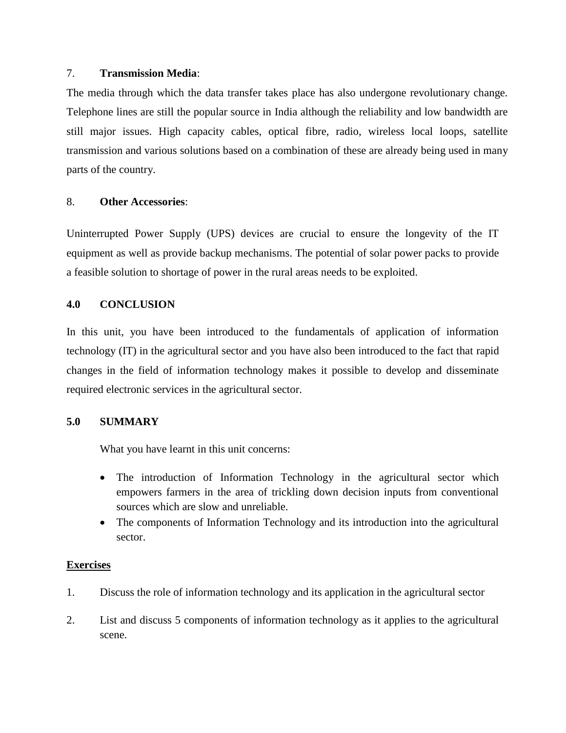7. **Transmission Media**:

The media through which the data transfer takes place has also undergone revolutionary change. Telephone lines are still the popular source in India although the reliability and low bandwidth are still major issues. High capacity cables, optical fibre, radio, wireless local loops, satellite transmission and various solutions based on a combination of these are already being used in many parts of the country.

8. **Other Accessories**:

Uninterrupted Power Supply (UPS) devices are crucial to ensure the longevity of the IT equipment as well as provide backup mechanisms. The potential of solar power packs to provide a feasible solution to shortage of power in the rural areas needs to be exploited.

## 4.0 CONCLUSION

In this unit, you have been introduced to the fundamentals of application of information technology (IT) in the agricultural sector and you have also been introduced to the fact that rapid changes in the field of information technology makes it possible to develop and disseminate required electronic services in the agricultural sector.

## 5.0 SUMMARY

What you have learnt in this unit concerns:

- The introduction of Information Technology in the agricultural sector which empowers farmers in the area of trickling down decision inputs from conventional sources which are slow and unreliable.
- The components of Information Technology and its introduction into the agricultural sector.

**Exercises**

1. Discuss the role of information technology and its application in the agricultural sector
2. List and discuss 5 components of information technology as it applies to the agricultural scene.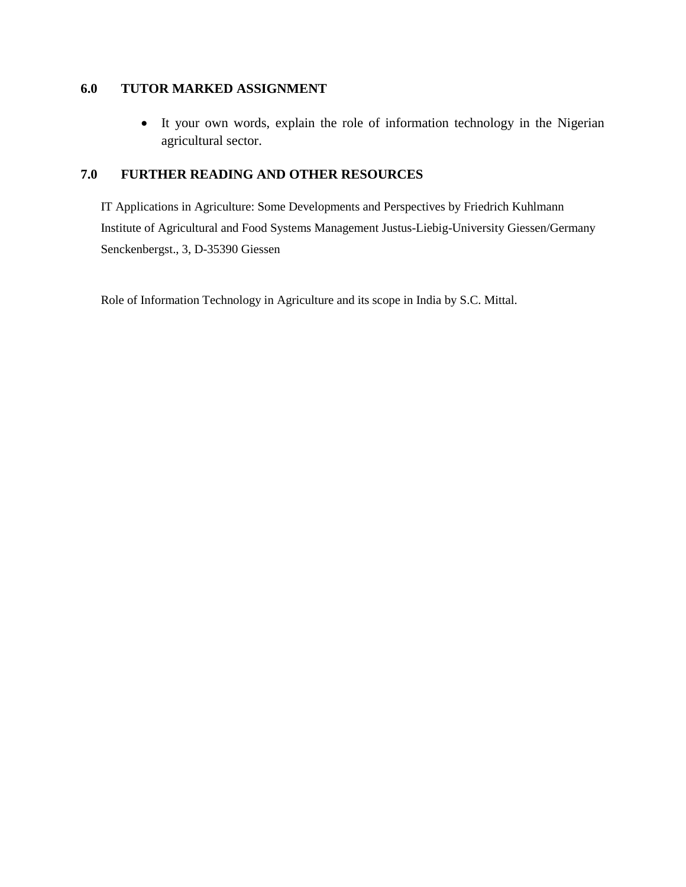## 6.0 TUTOR MARKED ASSIGNMENT

- It your own words, explain the role of information technology in the Nigerian agricultural sector.

## 7.0 FURTHER READING AND OTHER RESOURCES

IT Applications in Agriculture: Some Developments and Perspectives by Friedrich Kuhlmann Institute of Agricultural and Food Systems Management Justus-Liebig-University Giessen/Germany Senckenbergst., 3, D-35390 Giessen

Role of Information Technology in Agriculture and its scope in India by S.C. Mittal.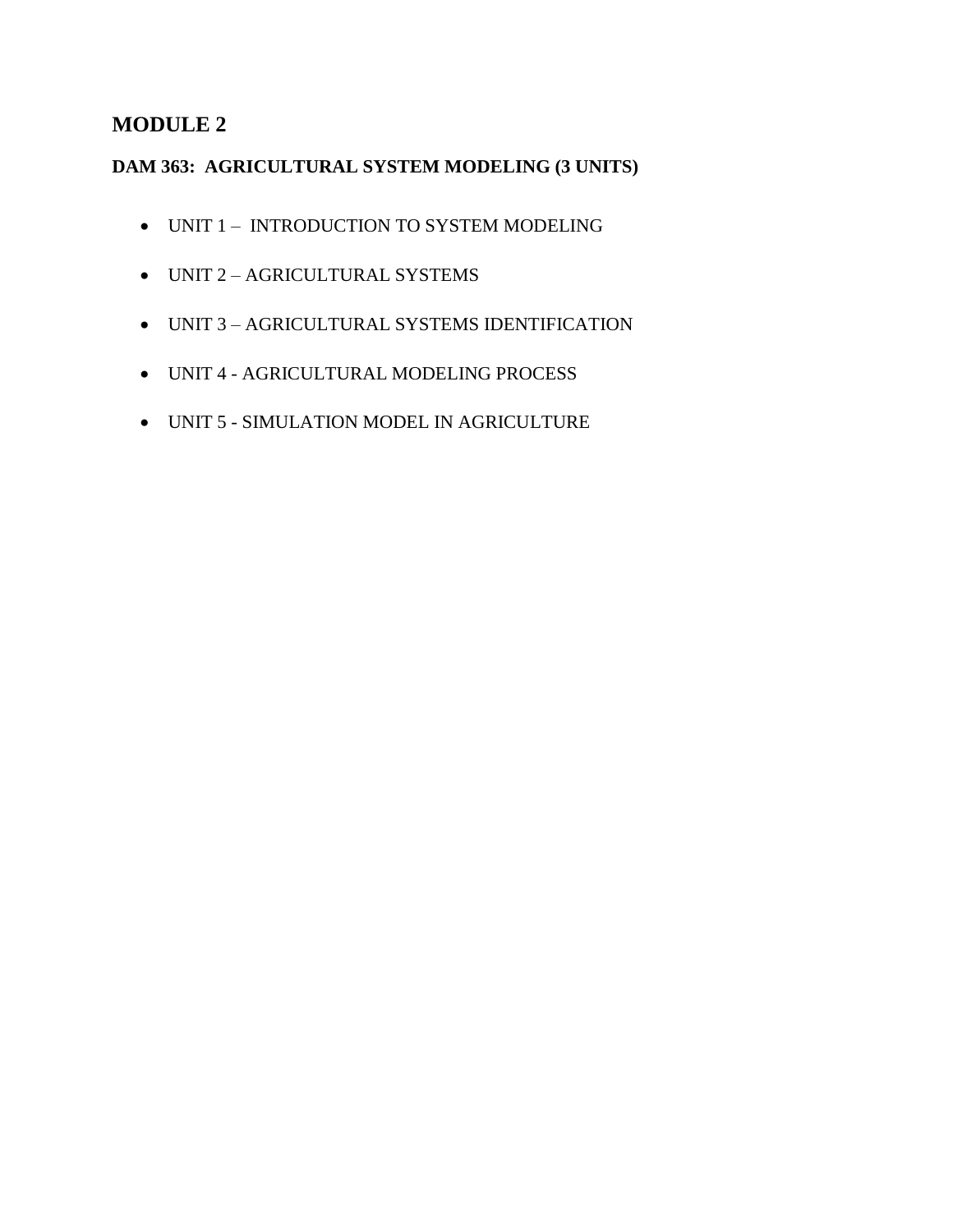# MODULE 2

## DAM 363: AGRICULTURAL SYSTEM MODELING (3 UNITS)

- UNIT 1 – INTRODUCTION TO SYSTEM MODELING
- UNIT 2 – AGRICULTURAL SYSTEMS
- UNIT 3 – AGRICULTURAL SYSTEMS IDENTIFICATION
- UNIT 4 - AGRICULTURAL MODELING PROCESS
- UNIT 5 - SIMULATION MODEL IN AGRICULTURE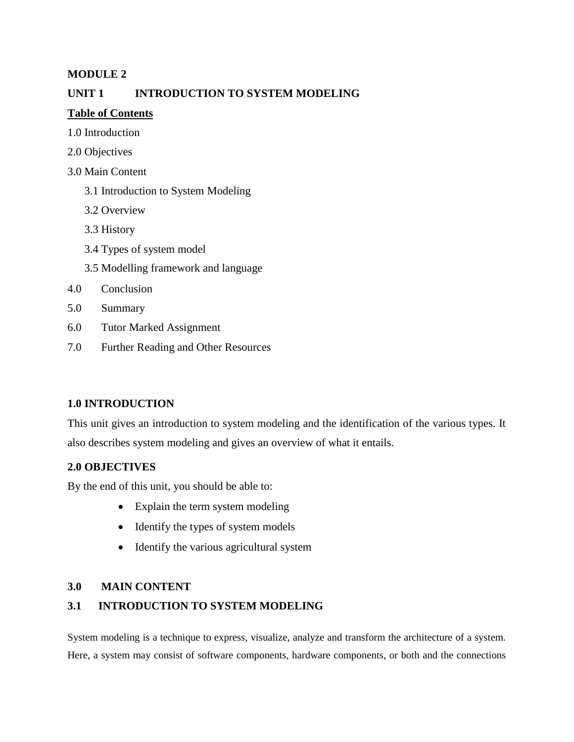**MODULE 2**

**UNIT 1 INTRODUCTION TO SYSTEM MODELING**

**Table of Contents**

1.0 Introduction

2.0 Objectives

3.0 Main Content

- 3.1 Introduction to System Modeling
- 3.2 Overview
- 3.3 History
- 3.4 Types of system model
- 3.5 Modelling framework and language

4.0 Conclusion

5.0 Summary

6.0 Tutor Marked Assignment

7.0 Further Reading and Other Resources

## 1.0 INTRODUCTION

This unit gives an introduction to system modeling and the identification of the various types. It also describes system modeling and gives an overview of what it entails.

## 2.0 OBJECTIVES

By the end of this unit, you should be able to:

- Explain the term system modeling
- Identify the types of system models
- Identify the various agricultural system

## 3.0 MAIN CONTENT

### 3.1 INTRODUCTION TO SYSTEM MODELING

System modeling is a technique to express, visualize, analyze and transform the architecture of a system. Here, a system may consist of software components, hardware components, or both and the connections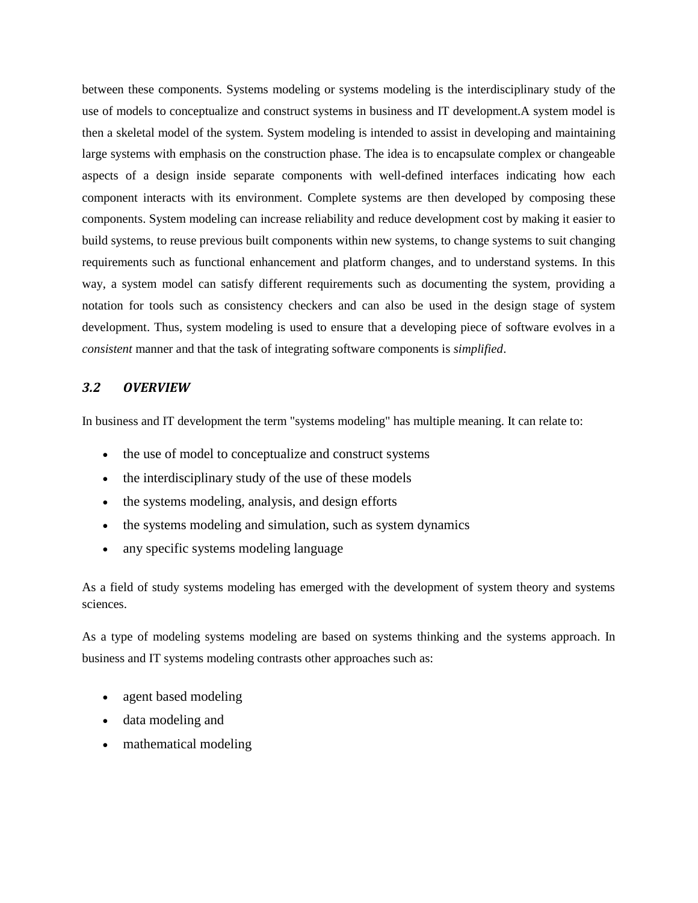between these components. Systems modeling or systems modeling is the interdisciplinary study of the use of models to conceptualize and construct systems in business and IT development.A system model is then a skeletal model of the system. System modeling is intended to assist in developing and maintaining large systems with emphasis on the construction phase. The idea is to encapsulate complex or changeable aspects of a design inside separate components with well-defined interfaces indicating how each component interacts with its environment. Complete systems are then developed by composing these components. System modeling can increase reliability and reduce development cost by making it easier to build systems, to reuse previous built components within new systems, to change systems to suit changing requirements such as functional enhancement and platform changes, and to understand systems. In this way, a system model can satisfy different requirements such as documenting the system, providing a notation for tools such as consistency checkers and can also be used in the design stage of system development. Thus, system modeling is used to ensure that a developing piece of software evolves in a *consistent* manner and that the task of integrating software components is *simplified*.

### *3.2 OVERVIEW*

In business and IT development the term "systems modeling" has multiple meaning. It can relate to:

- the use of model to conceptualize and construct systems
- the interdisciplinary study of the use of these models
- the systems modeling, analysis, and design efforts
- the systems modeling and simulation, such as system dynamics
- any specific systems modeling language

As a field of study systems modeling has emerged with the development of system theory and systems sciences.

As a type of modeling systems modeling are based on systems thinking and the systems approach. In business and IT systems modeling contrasts other approaches such as:

- agent based modeling
- data modeling and
- mathematical modeling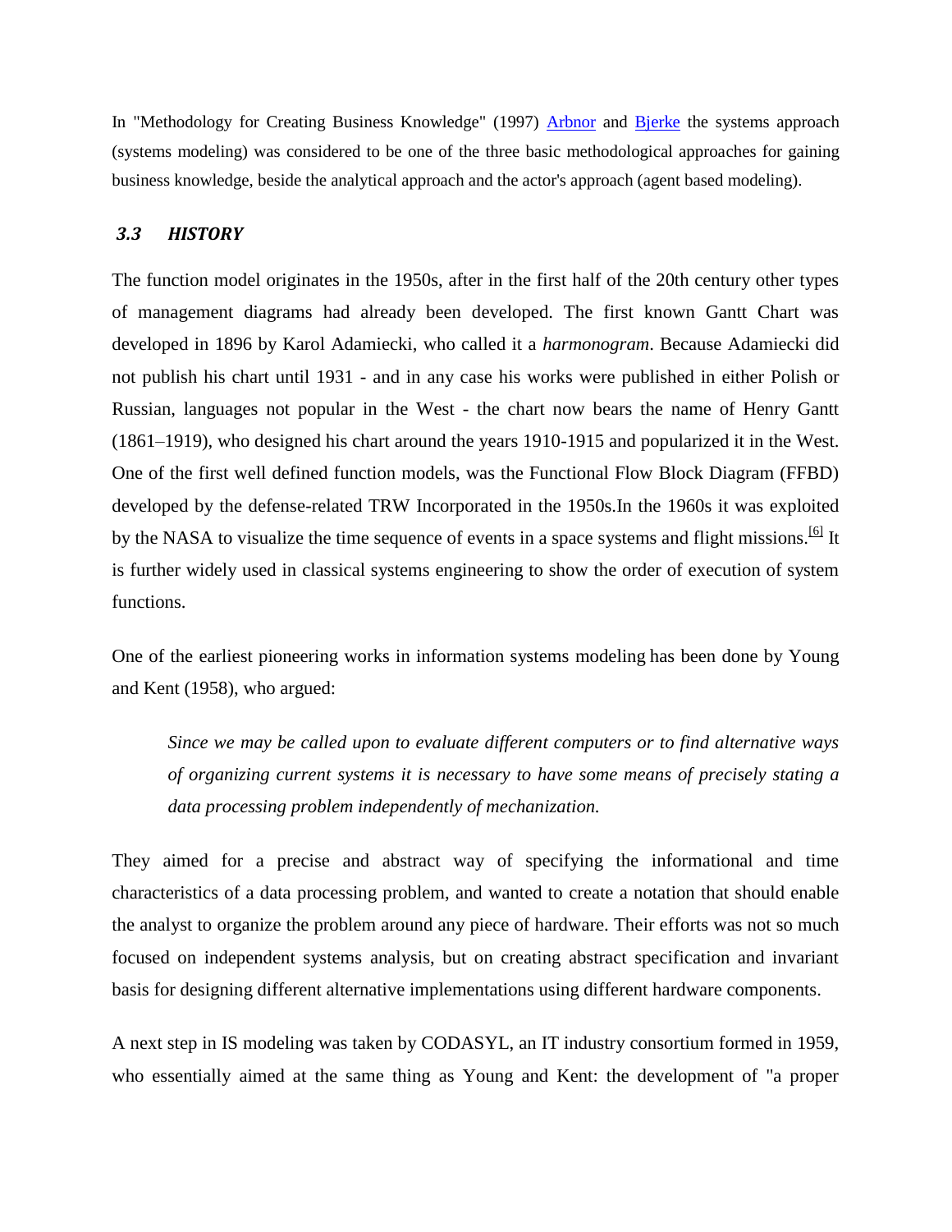In "Methodology for Creating Business Knowledge" (1997) Arbnor and Bjerke the systems approach (systems modeling) was considered to be one of the three basic methodological approaches for gaining business knowledge, beside the analytical approach and the actor's approach (agent based modeling).

### *3.3 HISTORY*

The function model originates in the 1950s, after in the first half of the 20th century other types of management diagrams had already been developed. The first known Gantt Chart was developed in 1896 by Karol Adamiecki, who called it a *harmonogram*. Because Adamiecki did not publish his chart until 1931 - and in any case his works were published in either Polish or Russian, languages not popular in the West - the chart now bears the name of Henry Gantt (1861–1919), who designed his chart around the years 1910-1915 and popularized it in the West. One of the first well defined function models, was the Functional Flow Block Diagram (FFBD) developed by the defense-related TRW Incorporated in the 1950s.In the 1960s it was exploited by the NASA to visualize the time sequence of events in a space systems and flight missions.[6] It is further widely used in classical systems engineering to show the order of execution of system functions.

One of the earliest pioneering works in information systems modeling has been done by Young and Kent (1958), who argued:

> *Since we may be called upon to evaluate different computers or to find alternative ways of organizing current systems it is necessary to have some means of precisely stating a data processing problem independently of mechanization.*

They aimed for a precise and abstract way of specifying the informational and time characteristics of a data processing problem, and wanted to create a notation that should enable the analyst to organize the problem around any piece of hardware. Their efforts was not so much focused on independent systems analysis, but on creating abstract specification and invariant basis for designing different alternative implementations using different hardware components.

A next step in IS modeling was taken by CODASYL, an IT industry consortium formed in 1959, who essentially aimed at the same thing as Young and Kent: the development of "a proper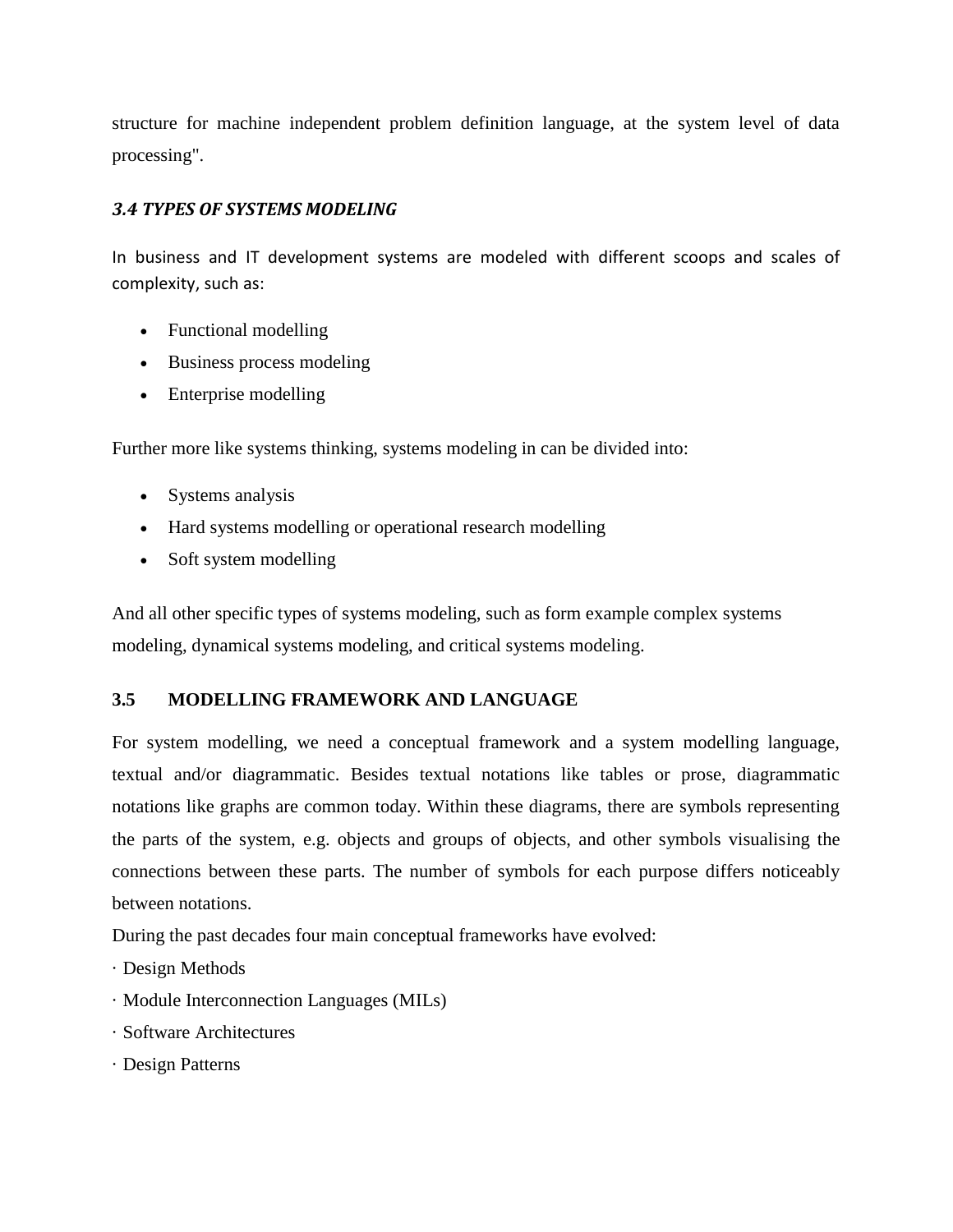structure for machine independent problem definition language, at the system level of data processing".

### *3.4 TYPES OF SYSTEMS MODELING*

In business and IT development systems are modeled with different scoops and scales of complexity, such as:

- Functional modelling
- Business process modeling
- Enterprise modelling

Further more like systems thinking, systems modeling in can be divided into:

- Systems analysis
- Hard systems modelling or operational research modelling
- Soft system modelling

And all other specific types of systems modeling, such as form example complex systems modeling, dynamical systems modeling, and critical systems modeling.

### 3.5 MODELLING FRAMEWORK AND LANGUAGE

For system modelling, we need a conceptual framework and a system modelling language, textual and/or diagrammatic. Besides textual notations like tables or prose, diagrammatic notations like graphs are common today. Within these diagrams, there are symbols representing the parts of the system, e.g. objects and groups of objects, and other symbols visualising the connections between these parts. The number of symbols for each purpose differs noticeably between notations.

During the past decades four main conceptual frameworks have evolved:

· Design Methods

· Module Interconnection Languages (MILs)

· Software Architectures

· Design Patterns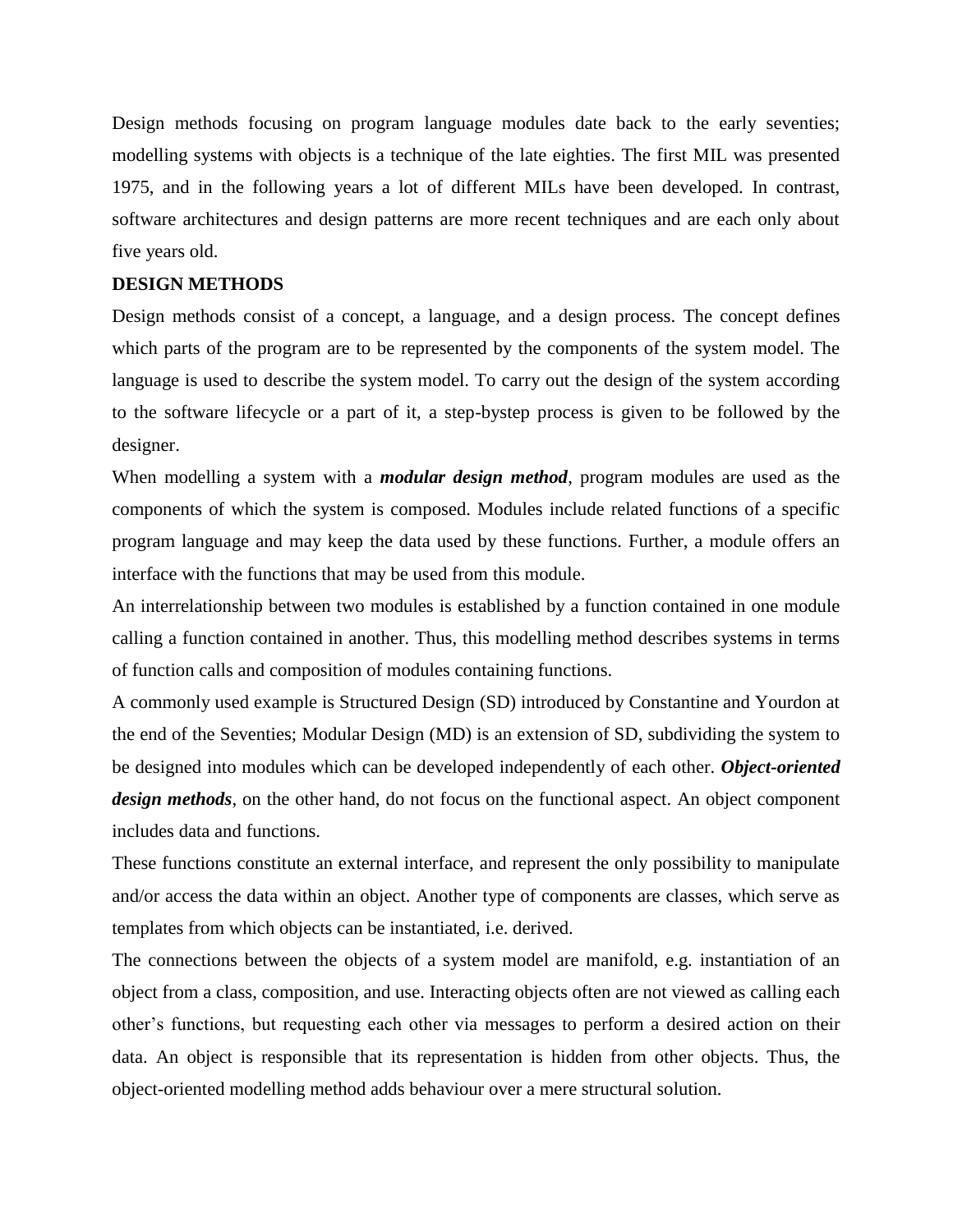Design methods focusing on program language modules date back to the early seventies; modelling systems with objects is a technique of the late eighties. The first MIL was presented 1975, and in the following years a lot of different MILs have been developed. In contrast, software architectures and design patterns are more recent techniques and are each only about five years old.

**DESIGN METHODS**

Design methods consist of a concept, a language, and a design process. The concept defines which parts of the program are to be represented by the components of the system model. The language is used to describe the system model. To carry out the design of the system according to the software lifecycle or a part of it, a step-bystep process is given to be followed by the designer.

When modelling a system with a ***modular design method***, program modules are used as the components of which the system is composed. Modules include related functions of a specific program language and may keep the data used by these functions. Further, a module offers an interface with the functions that may be used from this module.

An interrelationship between two modules is established by a function contained in one module calling a function contained in another. Thus, this modelling method describes systems in terms of function calls and composition of modules containing functions.

A commonly used example is Structured Design (SD) introduced by Constantine and Yourdon at the end of the Seventies; Modular Design (MD) is an extension of SD, subdividing the system to be designed into modules which can be developed independently of each other. ***Object-oriented design methods***, on the other hand, do not focus on the functional aspect. An object component includes data and functions.

These functions constitute an external interface, and represent the only possibility to manipulate and/or access the data within an object. Another type of components are classes, which serve as templates from which objects can be instantiated, i.e. derived.

The connections between the objects of a system model are manifold, e.g. instantiation of an object from a class, composition, and use. Interacting objects often are not viewed as calling each other's functions, but requesting each other via messages to perform a desired action on their data. An object is responsible that its representation is hidden from other objects. Thus, the object-oriented modelling method adds behaviour over a mere structural solution.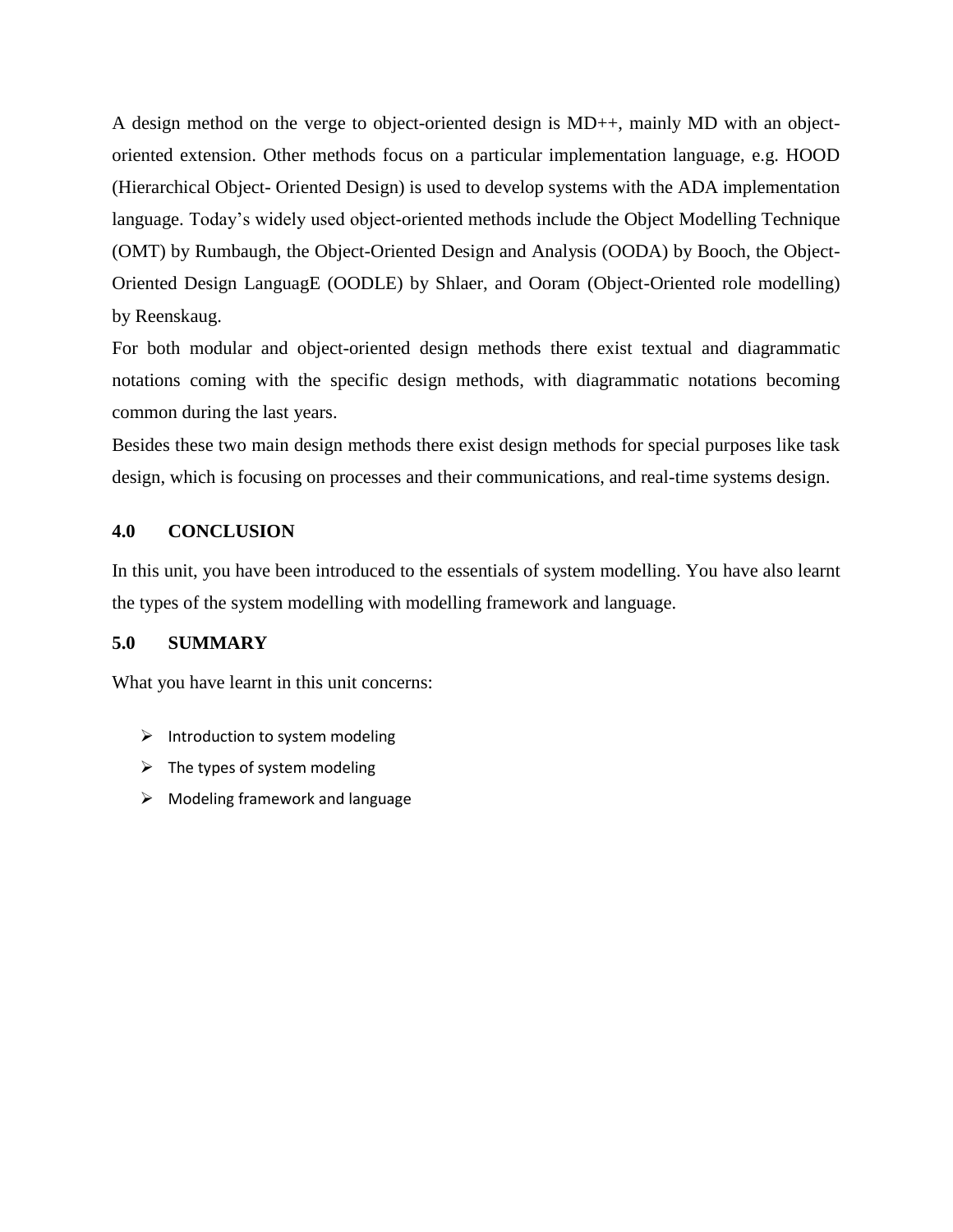A design method on the verge to object-oriented design is MD++, mainly MD with an object-oriented extension. Other methods focus on a particular implementation language, e.g. HOOD (Hierarchical Object- Oriented Design) is used to develop systems with the ADA implementation language. Today's widely used object-oriented methods include the Object Modelling Technique (OMT) by Rumbaugh, the Object-Oriented Design and Analysis (OODA) by Booch, the Object-Oriented Design LanguagE (OODLE) by Shlaer, and Ooram (Object-Oriented role modelling) by Reenskaug.

For both modular and object-oriented design methods there exist textual and diagrammatic notations coming with the specific design methods, with diagrammatic notations becoming common during the last years.

Besides these two main design methods there exist design methods for special purposes like task design, which is focusing on processes and their communications, and real-time systems design.

## 4.0 CONCLUSION

In this unit, you have been introduced to the essentials of system modelling. You have also learnt the types of the system modelling with modelling framework and language.

## 5.0 SUMMARY

What you have learnt in this unit concerns:

- Introduction to system modeling
- The types of system modeling
- Modeling framework and language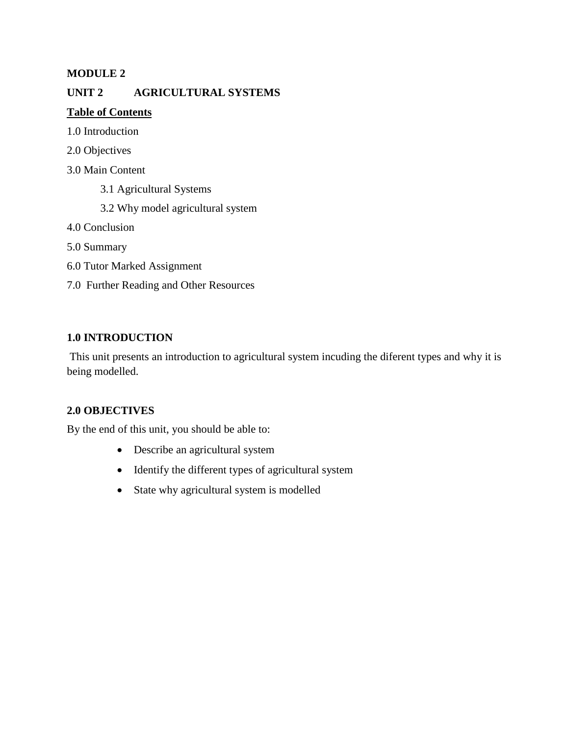**MODULE 2**

**UNIT 2 AGRICULTURAL SYSTEMS**

**Table of Contents**

1.0 Introduction

2.0 Objectives

3.0 Main Content

- 3.1 Agricultural Systems
- 3.2 Why model agricultural system

4.0 Conclusion

5.0 Summary

6.0 Tutor Marked Assignment

7.0 Further Reading and Other Resources

## 1.0 INTRODUCTION

This unit presents an introduction to agricultural system incuding the diferent types and why it is being modelled.

## 2.0 OBJECTIVES

By the end of this unit, you should be able to:

- Describe an agricultural system
- Identify the different types of agricultural system
- State why agricultural system is modelled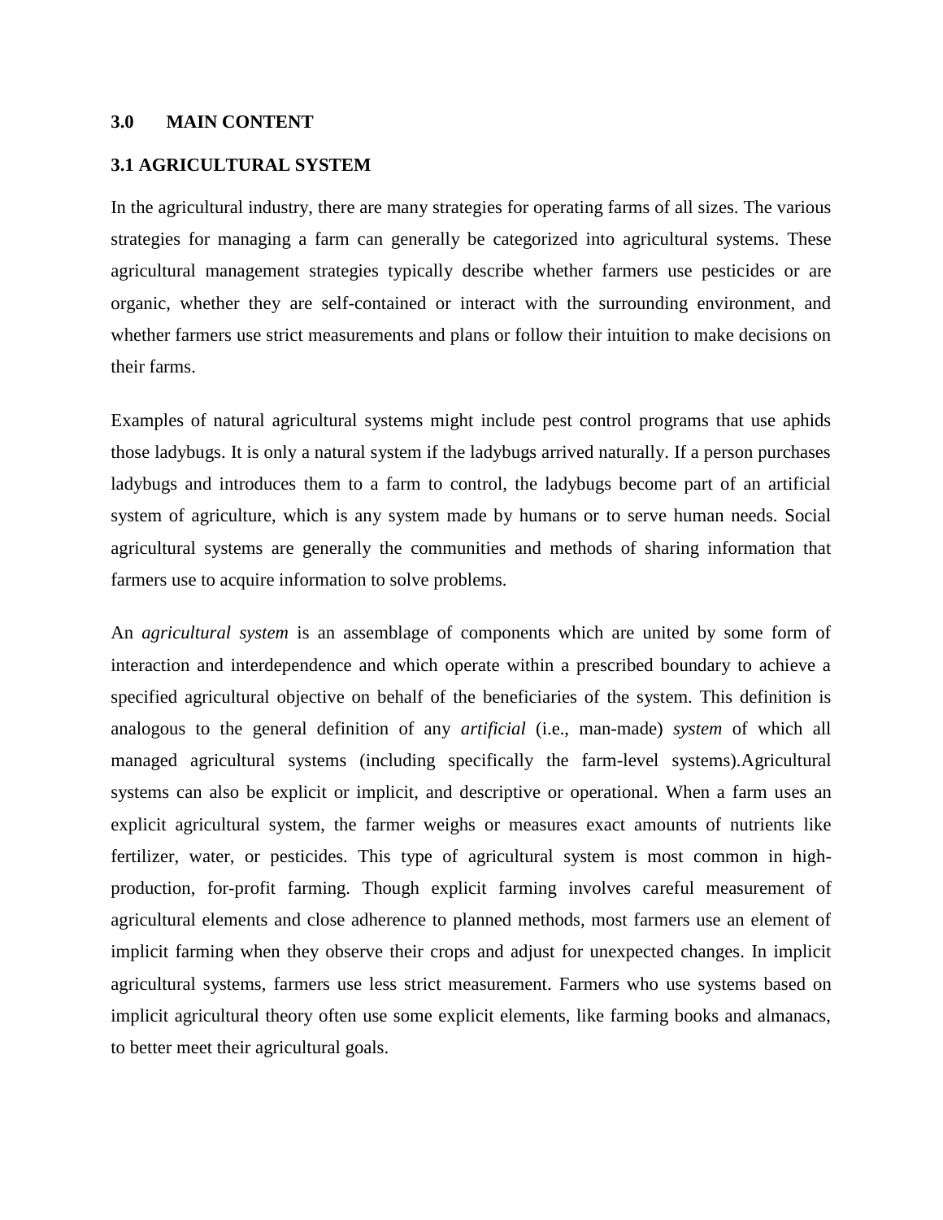## 3.0 MAIN CONTENT

### 3.1 AGRICULTURAL SYSTEM

In the agricultural industry, there are many strategies for operating farms of all sizes. The various strategies for managing a farm can generally be categorized into agricultural systems. These agricultural management strategies typically describe whether farmers use pesticides or are organic, whether they are self-contained or interact with the surrounding environment, and whether farmers use strict measurements and plans or follow their intuition to make decisions on their farms.

Examples of natural agricultural systems might include pest control programs that use aphids those ladybugs. It is only a natural system if the ladybugs arrived naturally. If a person purchases ladybugs and introduces them to a farm to control, the ladybugs become part of an artificial system of agriculture, which is any system made by humans or to serve human needs. Social agricultural systems are generally the communities and methods of sharing information that farmers use to acquire information to solve problems.

An *agricultural system* is an assemblage of components which are united by some form of interaction and interdependence and which operate within a prescribed boundary to achieve a specified agricultural objective on behalf of the beneficiaries of the system. This definition is analogous to the general definition of any *artificial* (i.e., man-made) *system* of which all managed agricultural systems (including specifically the farm-level systems).Agricultural systems can also be explicit or implicit, and descriptive or operational. When a farm uses an explicit agricultural system, the farmer weighs or measures exact amounts of nutrients like fertilizer, water, or pesticides. This type of agricultural system is most common in high-production, for-profit farming. Though explicit farming involves careful measurement of agricultural elements and close adherence to planned methods, most farmers use an element of implicit farming when they observe their crops and adjust for unexpected changes. In implicit agricultural systems, farmers use less strict measurement. Farmers who use systems based on implicit agricultural theory often use some explicit elements, like farming books and almanacs, to better meet their agricultural goals.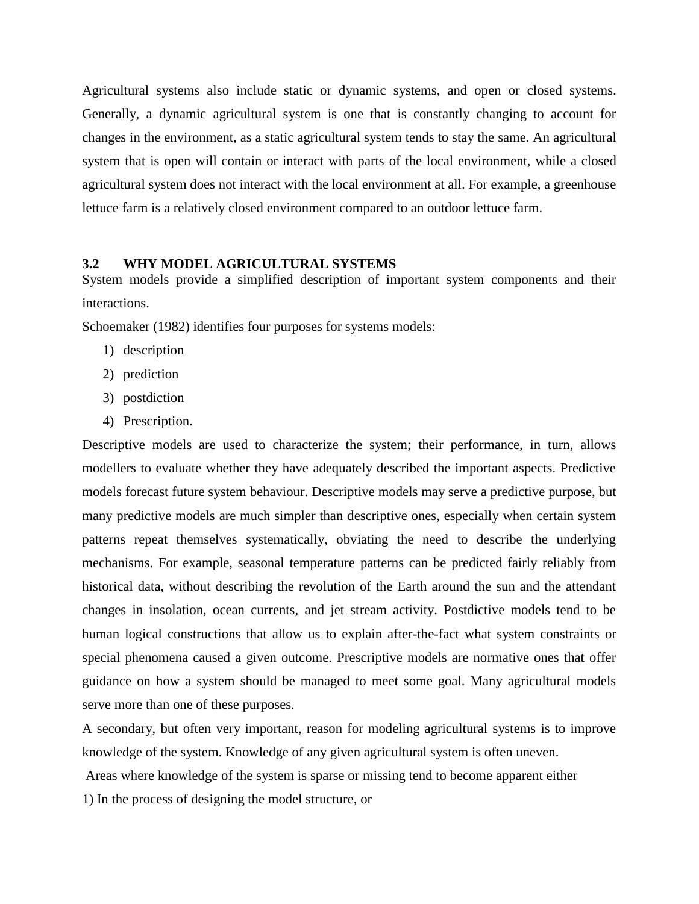Agricultural systems also include static or dynamic systems, and open or closed systems. Generally, a dynamic agricultural system is one that is constantly changing to account for changes in the environment, as a static agricultural system tends to stay the same. An agricultural system that is open will contain or interact with parts of the local environment, while a closed agricultural system does not interact with the local environment at all. For example, a greenhouse lettuce farm is a relatively closed environment compared to an outdoor lettuce farm.

### 3.2 WHY MODEL AGRICULTURAL SYSTEMS

System models provide a simplified description of important system components and their interactions.

Schoemaker (1982) identifies four purposes for systems models:

1) description
2) prediction
3) postdiction
4) Prescription.

Descriptive models are used to characterize the system; their performance, in turn, allows modellers to evaluate whether they have adequately described the important aspects. Predictive models forecast future system behaviour. Descriptive models may serve a predictive purpose, but many predictive models are much simpler than descriptive ones, especially when certain system patterns repeat themselves systematically, obviating the need to describe the underlying mechanisms. For example, seasonal temperature patterns can be predicted fairly reliably from historical data, without describing the revolution of the Earth around the sun and the attendant changes in insolation, ocean currents, and jet stream activity. Postdictive models tend to be human logical constructions that allow us to explain after-the-fact what system constraints or special phenomena caused a given outcome. Prescriptive models are normative ones that offer guidance on how a system should be managed to meet some goal. Many agricultural models serve more than one of these purposes.

A secondary, but often very important, reason for modeling agricultural systems is to improve knowledge of the system. Knowledge of any given agricultural system is often uneven.

Areas where knowledge of the system is sparse or missing tend to become apparent either

1) In the process of designing the model structure, or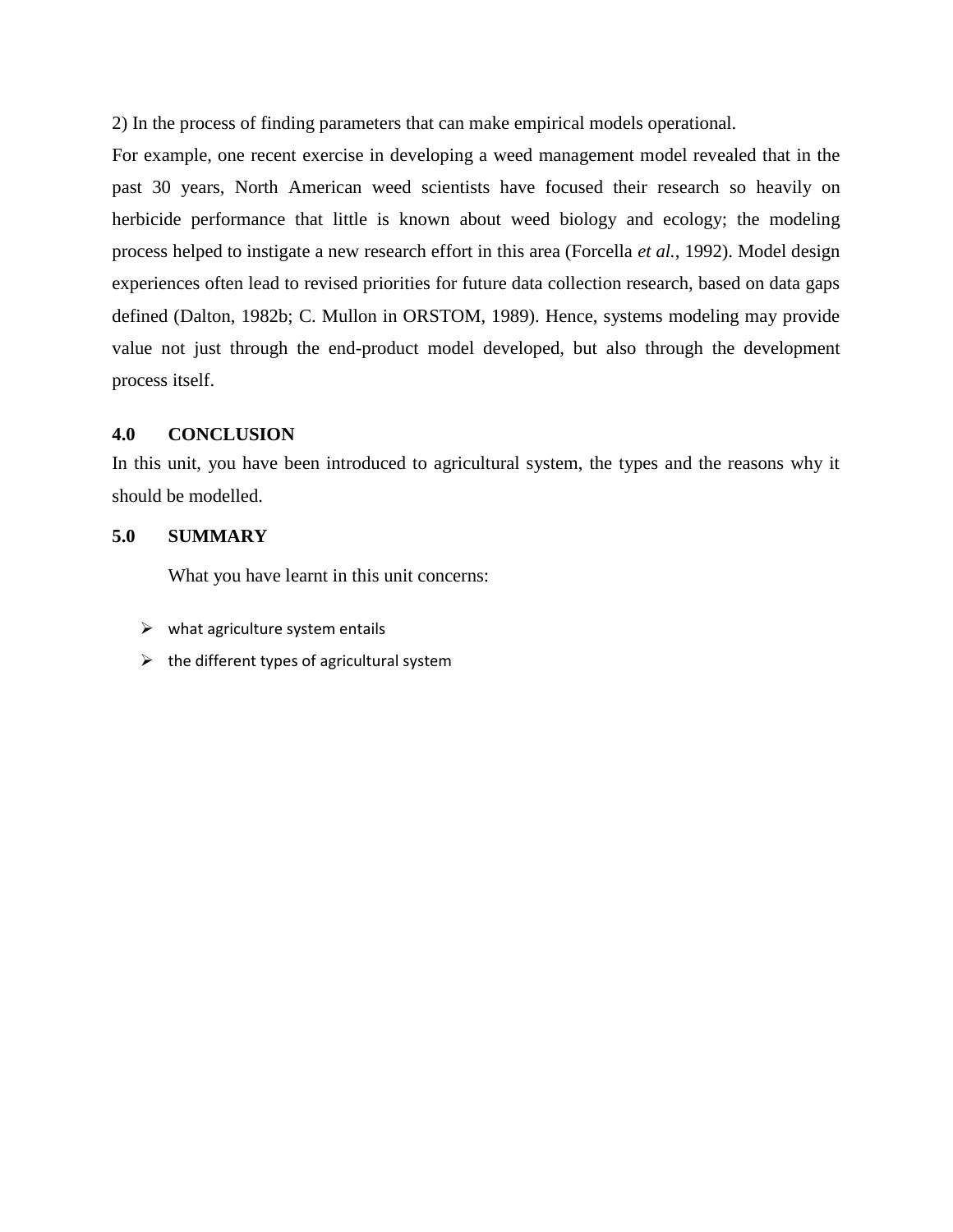2) In the process of finding parameters that can make empirical models operational.

For example, one recent exercise in developing a weed management model revealed that in the past 30 years, North American weed scientists have focused their research so heavily on herbicide performance that little is known about weed biology and ecology; the modeling process helped to instigate a new research effort in this area (Forcella *et al.*, 1992). Model design experiences often lead to revised priorities for future data collection research, based on data gaps defined (Dalton, 1982b; C. Mullon in ORSTOM, 1989). Hence, systems modeling may provide value not just through the end-product model developed, but also through the development process itself.

## 4.0 CONCLUSION

In this unit, you have been introduced to agricultural system, the types and the reasons why it should be modelled.

## 5.0 SUMMARY

What you have learnt in this unit concerns:

- what agriculture system entails
- the different types of agricultural system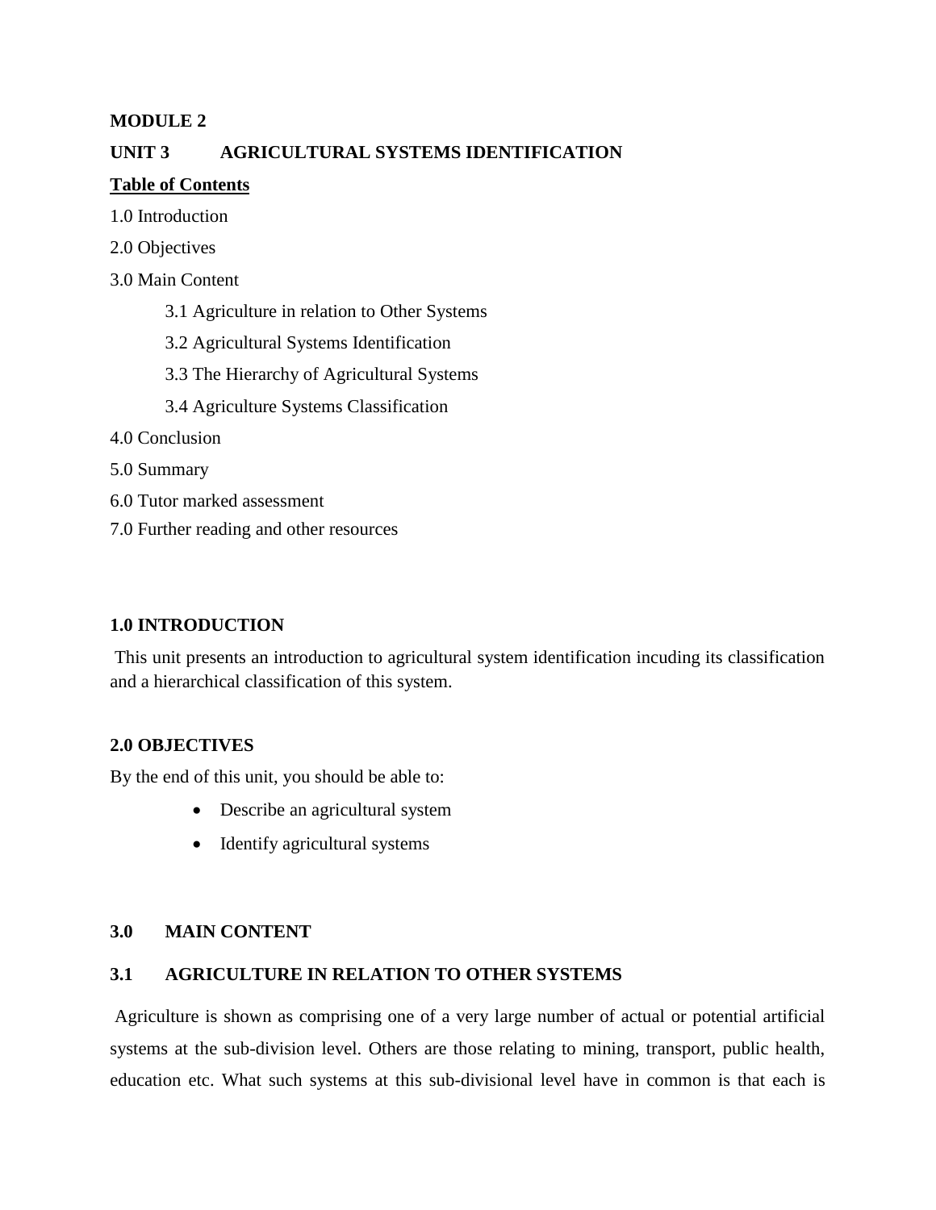**MODULE 2**

**UNIT 3 AGRICULTURAL SYSTEMS IDENTIFICATION**

**Table of Contents**

1.0 Introduction

2.0 Objectives

3.0 Main Content

3.1 Agriculture in relation to Other Systems

3.2 Agricultural Systems Identification

3.3 The Hierarchy of Agricultural Systems

3.4 Agriculture Systems Classification

4.0 Conclusion

5.0 Summary

6.0 Tutor marked assessment

7.0 Further reading and other resources

## 1.0 INTRODUCTION

This unit presents an introduction to agricultural system identification incuding its classification and a hierarchical classification of this system.

## 2.0 OBJECTIVES

By the end of this unit, you should be able to:

- Describe an agricultural system
- Identify agricultural systems

## 3.0 MAIN CONTENT

### 3.1 AGRICULTURE IN RELATION TO OTHER SYSTEMS

Agriculture is shown as comprising one of a very large number of actual or potential artificial systems at the sub-division level. Others are those relating to mining, transport, public health, education etc. What such systems at this sub-divisional level have in common is that each is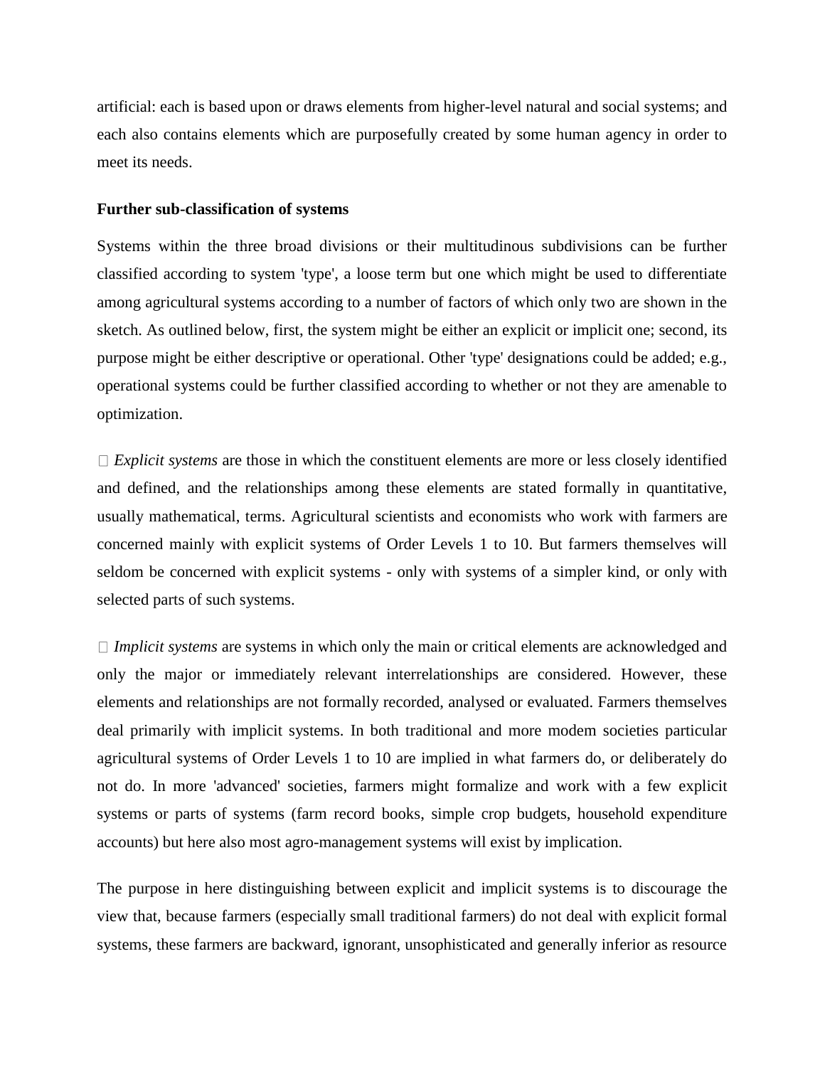artificial: each is based upon or draws elements from higher-level natural and social systems; and each also contains elements which are purposefully created by some human agency in order to meet its needs.

**Further sub-classification of systems**

Systems within the three broad divisions or their multitudinous subdivisions can be further classified according to system 'type', a loose term but one which might be used to differentiate among agricultural systems according to a number of factors of which only two are shown in the sketch. As outlined below, first, the system might be either an explicit or implicit one; second, its purpose might be either descriptive or operational. Other 'type' designations could be added; e.g., operational systems could be further classified according to whether or not they are amenable to optimization.

- *Explicit systems* are those in which the constituent elements are more or less closely identified and defined, and the relationships among these elements are stated formally in quantitative, usually mathematical, terms. Agricultural scientists and economists who work with farmers are concerned mainly with explicit systems of Order Levels 1 to 10. But farmers themselves will seldom be concerned with explicit systems - only with systems of a simpler kind, or only with selected parts of such systems.

- *Implicit systems* are systems in which only the main or critical elements are acknowledged and only the major or immediately relevant interrelationships are considered. However, these elements and relationships are not formally recorded, analysed or evaluated. Farmers themselves deal primarily with implicit systems. In both traditional and more modem societies particular agricultural systems of Order Levels 1 to 10 are implied in what farmers do, or deliberately do not do. In more 'advanced' societies, farmers might formalize and work with a few explicit systems or parts of systems (farm record books, simple crop budgets, household expenditure accounts) but here also most agro-management systems will exist by implication.

The purpose in here distinguishing between explicit and implicit systems is to discourage the view that, because farmers (especially small traditional farmers) do not deal with explicit formal systems, these farmers are backward, ignorant, unsophisticated and generally inferior as resource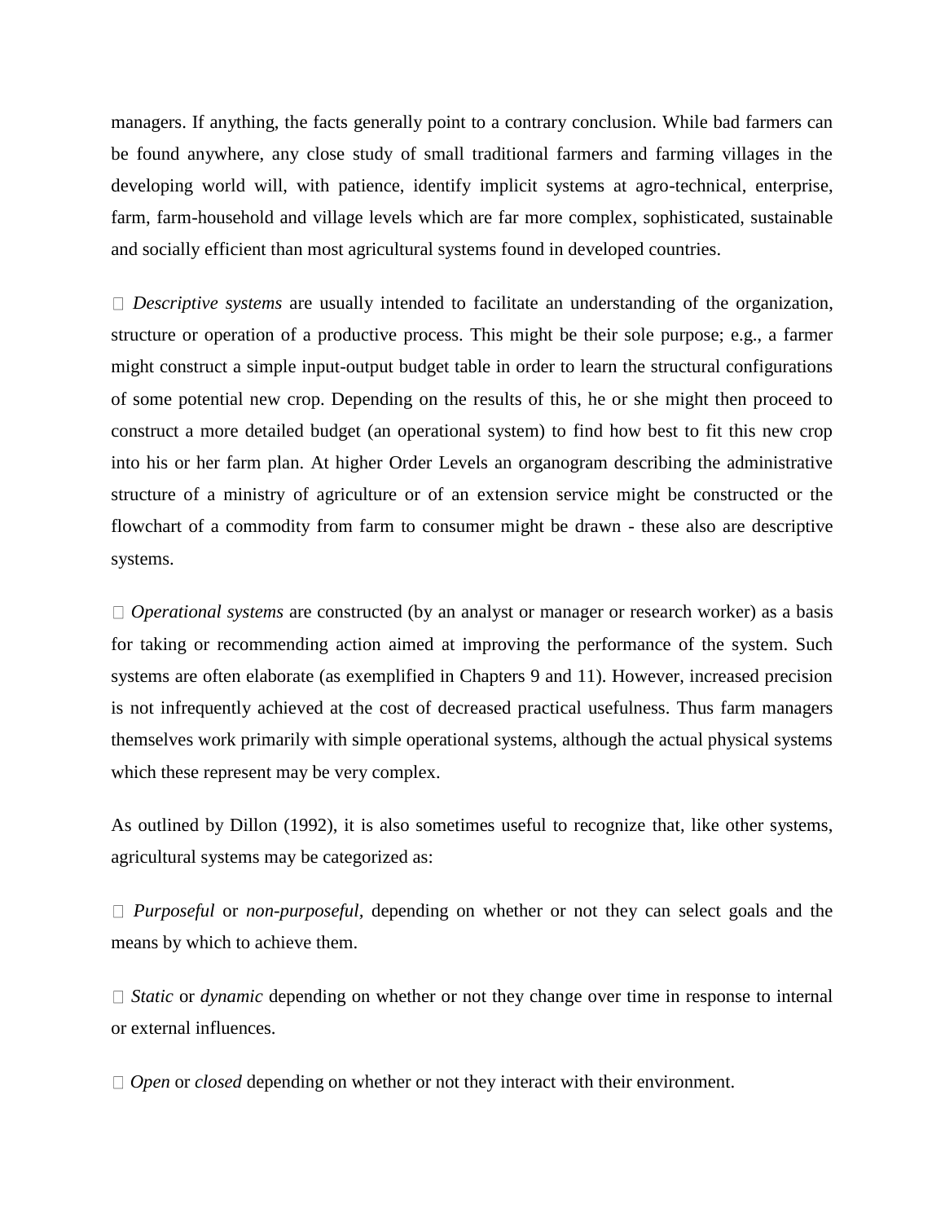managers. If anything, the facts generally point to a contrary conclusion. While bad farmers can be found anywhere, any close study of small traditional farmers and farming villages in the developing world will, with patience, identify implicit systems at agro-technical, enterprise, farm, farm-household and village levels which are far more complex, sophisticated, sustainable and socially efficient than most agricultural systems found in developed countries.

- *Descriptive systems* are usually intended to facilitate an understanding of the organization, structure or operation of a productive process. This might be their sole purpose; e.g., a farmer might construct a simple input-output budget table in order to learn the structural configurations of some potential new crop. Depending on the results of this, he or she might then proceed to construct a more detailed budget (an operational system) to find how best to fit this new crop into his or her farm plan. At higher Order Levels an organogram describing the administrative structure of a ministry of agriculture or of an extension service might be constructed or the flowchart of a commodity from farm to consumer might be drawn - these also are descriptive systems.

- *Operational systems* are constructed (by an analyst or manager or research worker) as a basis for taking or recommending action aimed at improving the performance of the system. Such systems are often elaborate (as exemplified in Chapters 9 and 11). However, increased precision is not infrequently achieved at the cost of decreased practical usefulness. Thus farm managers themselves work primarily with simple operational systems, although the actual physical systems which these represent may be very complex.

As outlined by Dillon (1992), it is also sometimes useful to recognize that, like other systems, agricultural systems may be categorized as:

- *Purposeful* or *non-purposeful,* depending on whether or not they can select goals and the means by which to achieve them.

- *Static* or *dynamic* depending on whether or not they change over time in response to internal or external influences.

- *Open* or *closed* depending on whether or not they interact with their environment.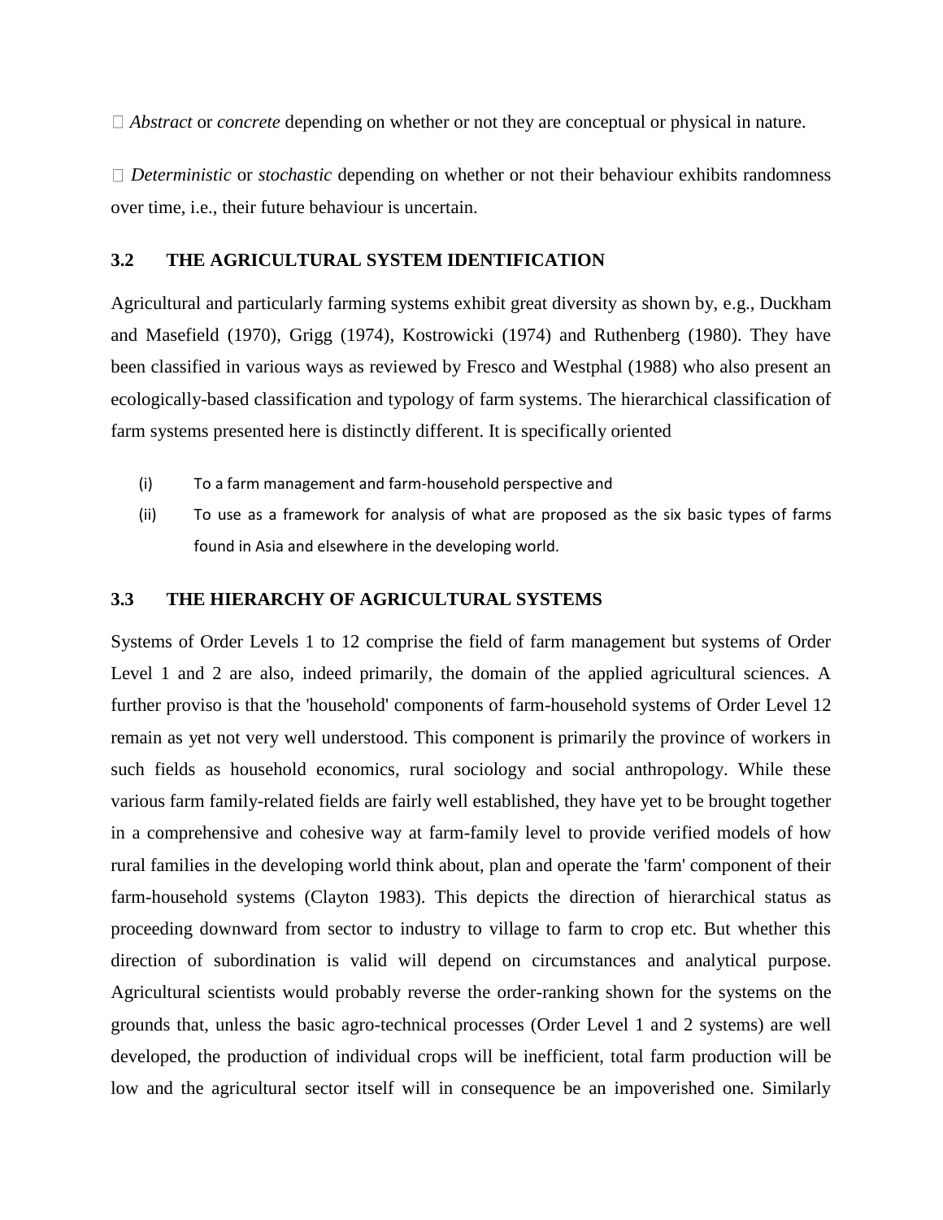- *Abstract* or *concrete* depending on whether or not they are conceptual or physical in nature.

- *Deterministic* or *stochastic* depending on whether or not their behaviour exhibits randomness over time, i.e., their future behaviour is uncertain.

### 3.2 THE AGRICULTURAL SYSTEM IDENTIFICATION

Agricultural and particularly farming systems exhibit great diversity as shown by, e.g., Duckham and Masefield (1970), Grigg (1974), Kostrowicki (1974) and Ruthenberg (1980). They have been classified in various ways as reviewed by Fresco and Westphal (1988) who also present an ecologically-based classification and typology of farm systems. The hierarchical classification of farm systems presented here is distinctly different. It is specifically oriented

(i) To a farm management and farm-household perspective and
(ii) To use as a framework for analysis of what are proposed as the six basic types of farms found in Asia and elsewhere in the developing world.

### 3.3 THE HIERARCHY OF AGRICULTURAL SYSTEMS

Systems of Order Levels 1 to 12 comprise the field of farm management but systems of Order Level 1 and 2 are also, indeed primarily, the domain of the applied agricultural sciences. A further proviso is that the 'household' components of farm-household systems of Order Level 12 remain as yet not very well understood. This component is primarily the province of workers in such fields as household economics, rural sociology and social anthropology. While these various farm family-related fields are fairly well established, they have yet to be brought together in a comprehensive and cohesive way at farm-family level to provide verified models of how rural families in the developing world think about, plan and operate the 'farm' component of their farm-household systems (Clayton 1983). This depicts the direction of hierarchical status as proceeding downward from sector to industry to village to farm to crop etc. But whether this direction of subordination is valid will depend on circumstances and analytical purpose. Agricultural scientists would probably reverse the order-ranking shown for the systems on the grounds that, unless the basic agro-technical processes (Order Level 1 and 2 systems) are well developed, the production of individual crops will be inefficient, total farm production will be low and the agricultural sector itself will in consequence be an impoverished one. Similarly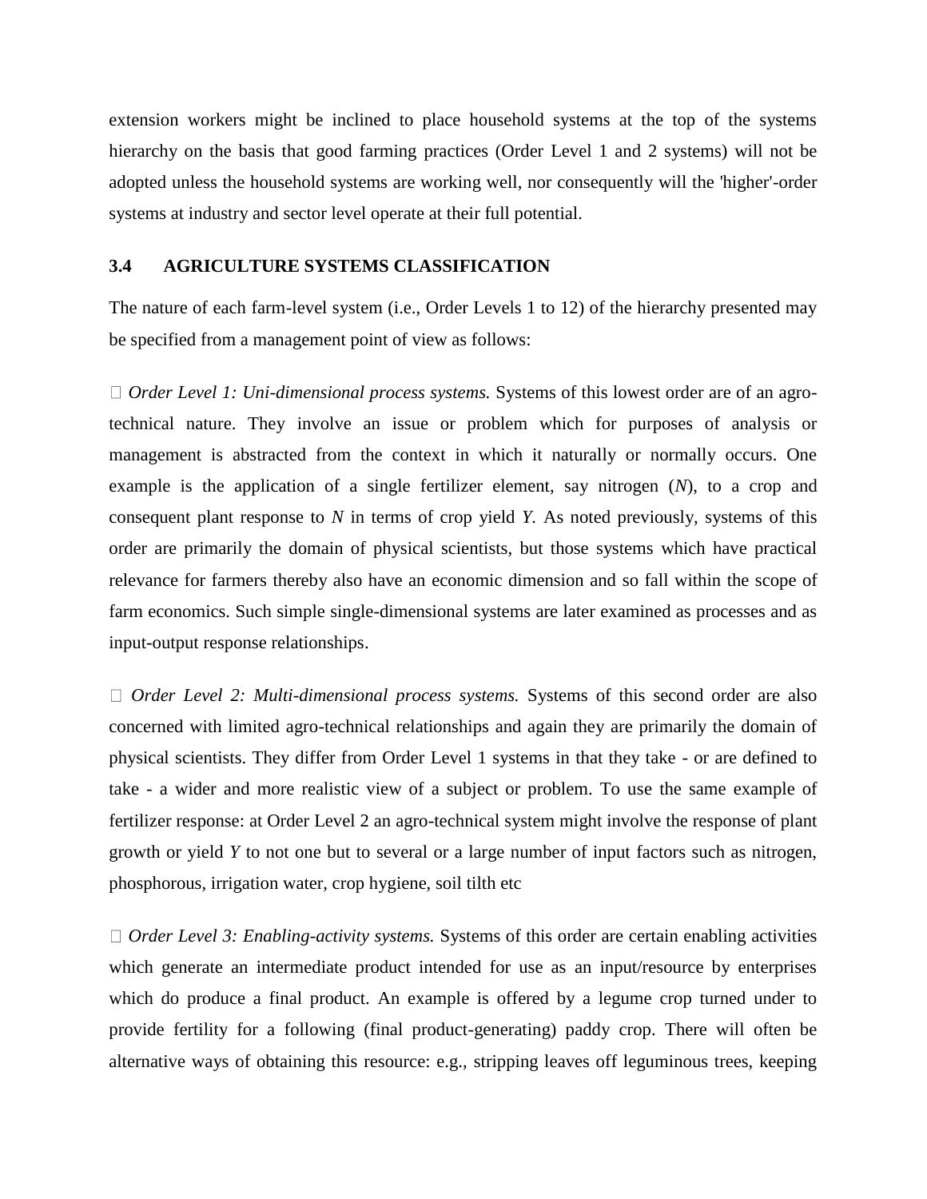extension workers might be inclined to place household systems at the top of the systems hierarchy on the basis that good farming practices (Order Level 1 and 2 systems) will not be adopted unless the household systems are working well, nor consequently will the 'higher'-order systems at industry and sector level operate at their full potential.

### 3.4 AGRICULTURE SYSTEMS CLASSIFICATION

The nature of each farm-level system (i.e., Order Levels 1 to 12) of the hierarchy presented may be specified from a management point of view as follows:

- *Order Level 1: Uni-dimensional process systems.* Systems of this lowest order are of an agro-technical nature. They involve an issue or problem which for purposes of analysis or management is abstracted from the context in which it naturally or normally occurs. One example is the application of a single fertilizer element, say nitrogen ($N$), to a crop and consequent plant response to $N$ in terms of crop yield $Y$. As noted previously, systems of this order are primarily the domain of physical scientists, but those systems which have practical relevance for farmers thereby also have an economic dimension and so fall within the scope of farm economics. Such simple single-dimensional systems are later examined as processes and as input-output response relationships.

- *Order Level 2: Multi-dimensional process systems.* Systems of this second order are also concerned with limited agro-technical relationships and again they are primarily the domain of physical scientists. They differ from Order Level 1 systems in that they take - or are defined to take - a wider and more realistic view of a subject or problem. To use the same example of fertilizer response: at Order Level 2 an agro-technical system might involve the response of plant growth or yield $Y$ to not one but to several or a large number of input factors such as nitrogen, phosphorous, irrigation water, crop hygiene, soil tilth etc

- *Order Level 3: Enabling-activity systems.* Systems of this order are certain enabling activities which generate an intermediate product intended for use as an input/resource by enterprises which do produce a final product. An example is offered by a legume crop turned under to provide fertility for a following (final product-generating) paddy crop. There will often be alternative ways of obtaining this resource: e.g., stripping leaves off leguminous trees, keeping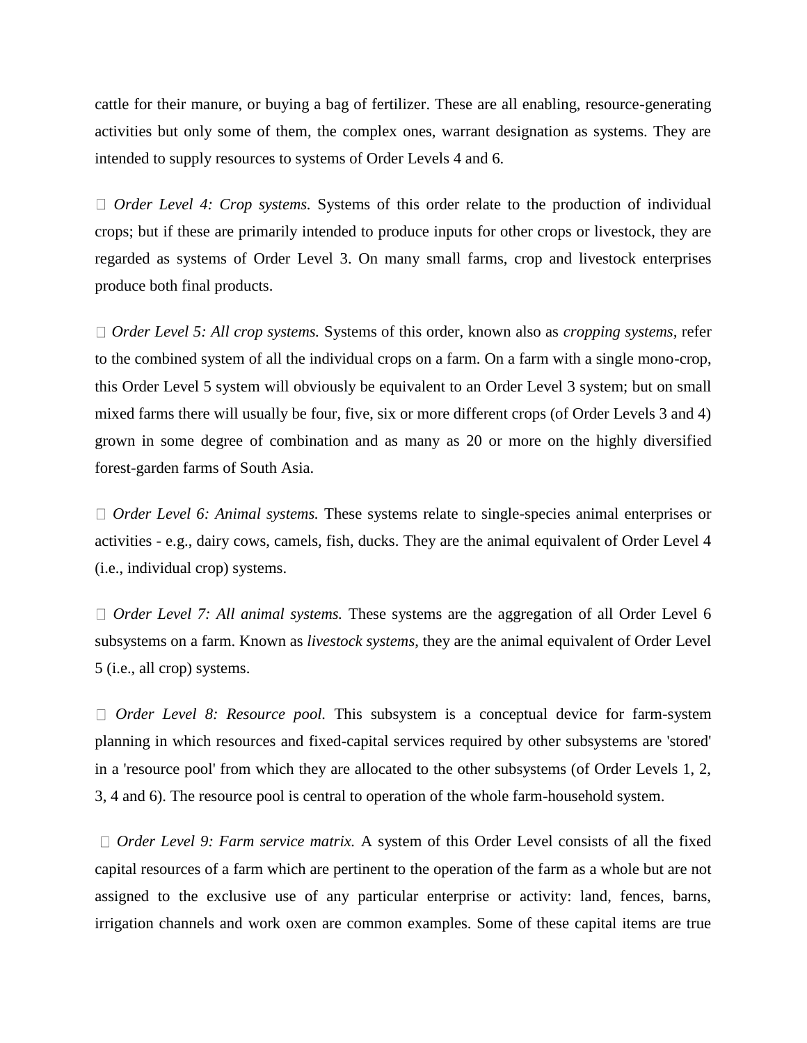cattle for their manure, or buying a bag of fertilizer. These are all enabling, resource-generating activities but only some of them, the complex ones, warrant designation as systems. They are intended to supply resources to systems of Order Levels 4 and 6.

- *Order Level 4: Crop systems.* Systems of this order relate to the production of individual crops; but if these are primarily intended to produce inputs for other crops or livestock, they are regarded as systems of Order Level 3. On many small farms, crop and livestock enterprises produce both final products.

- *Order Level 5: All crop systems.* Systems of this order, known also as *cropping systems,* refer to the combined system of all the individual crops on a farm. On a farm with a single mono-crop, this Order Level 5 system will obviously be equivalent to an Order Level 3 system; but on small mixed farms there will usually be four, five, six or more different crops (of Order Levels 3 and 4) grown in some degree of combination and as many as 20 or more on the highly diversified forest-garden farms of South Asia.

- *Order Level 6: Animal systems.* These systems relate to single-species animal enterprises or activities - e.g., dairy cows, camels, fish, ducks. They are the animal equivalent of Order Level 4 (i.e., individual crop) systems.

- *Order Level 7: All animal systems.* These systems are the aggregation of all Order Level 6 subsystems on a farm. Known as *livestock systems,* they are the animal equivalent of Order Level 5 (i.e., all crop) systems.

- *Order Level 8: Resource pool.* This subsystem is a conceptual device for farm-system planning in which resources and fixed-capital services required by other subsystems are 'stored' in a 'resource pool' from which they are allocated to the other subsystems (of Order Levels 1, 2, 3, 4 and 6). The resource pool is central to operation of the whole farm-household system.

- *Order Level 9: Farm service matrix.* A system of this Order Level consists of all the fixed capital resources of a farm which are pertinent to the operation of the farm as a whole but are not assigned to the exclusive use of any particular enterprise or activity: land, fences, barns, irrigation channels and work oxen are common examples. Some of these capital items are true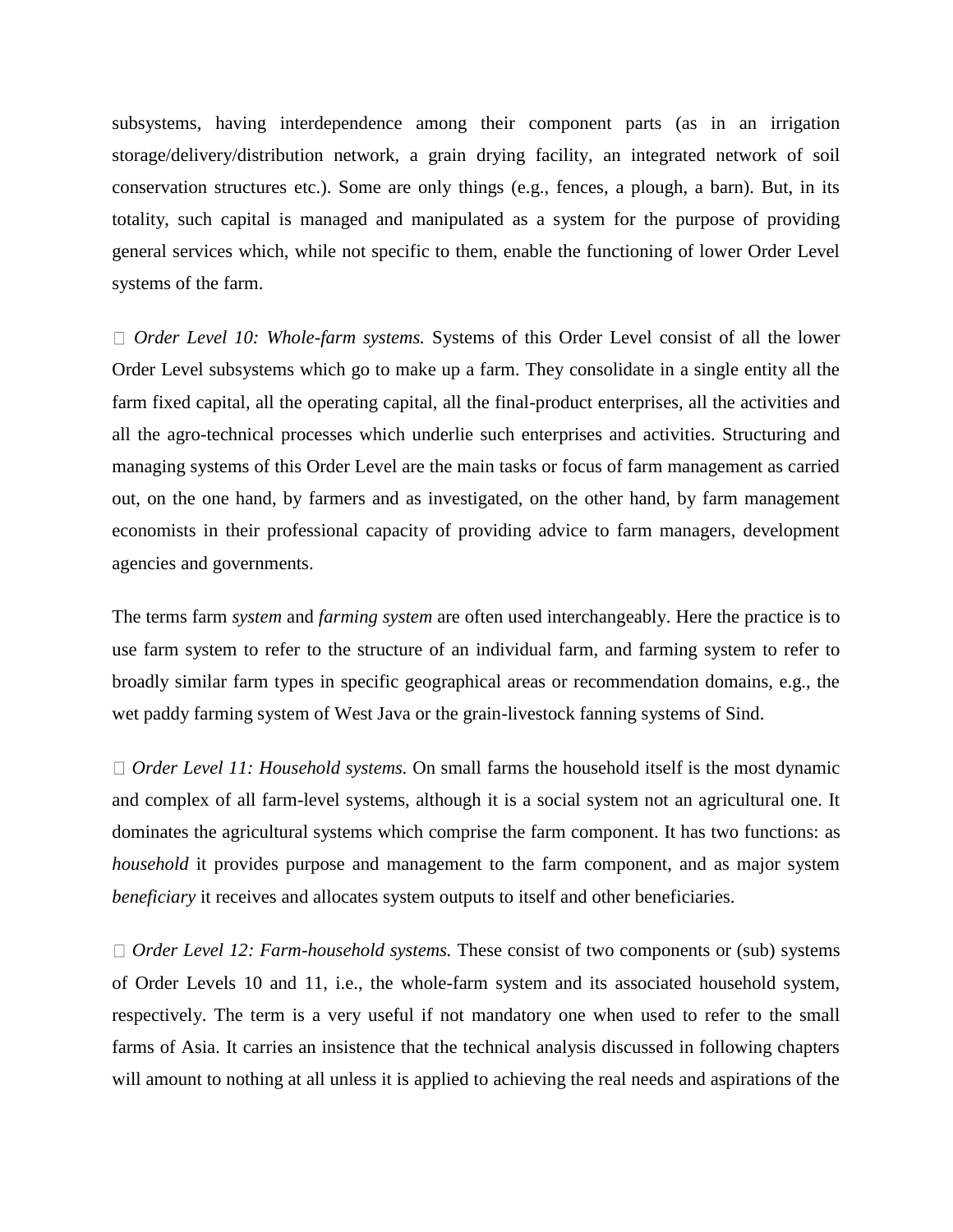subsystems, having interdependence among their component parts (as in an irrigation storage/delivery/distribution network, a grain drying facility, an integrated network of soil conservation structures etc.). Some are only things (e.g., fences, a plough, a barn). But, in its totality, such capital is managed and manipulated as a system for the purpose of providing general services which, while not specific to them, enable the functioning of lower Order Level systems of the farm.

- *Order Level 10: Whole-farm systems.* Systems of this Order Level consist of all the lower Order Level subsystems which go to make up a farm. They consolidate in a single entity all the farm fixed capital, all the operating capital, all the final-product enterprises, all the activities and all the agro-technical processes which underlie such enterprises and activities. Structuring and managing systems of this Order Level are the main tasks or focus of farm management as carried out, on the one hand, by farmers and as investigated, on the other hand, by farm management economists in their professional capacity of providing advice to farm managers, development agencies and governments.

The terms farm *system* and *farming system* are often used interchangeably. Here the practice is to use farm system to refer to the structure of an individual farm, and farming system to refer to broadly similar farm types in specific geographical areas or recommendation domains, e.g., the wet paddy farming system of West Java or the grain-livestock fanning systems of Sind.

- *Order Level 11: Household systems.* On small farms the household itself is the most dynamic and complex of all farm-level systems, although it is a social system not an agricultural one. It dominates the agricultural systems which comprise the farm component. It has two functions: as *household* it provides purpose and management to the farm component, and as major system *beneficiary* it receives and allocates system outputs to itself and other beneficiaries.

- *Order Level 12: Farm-household systems.* These consist of two components or (sub) systems of Order Levels 10 and 11, i.e., the whole-farm system and its associated household system, respectively. The term is a very useful if not mandatory one when used to refer to the small farms of Asia. It carries an insistence that the technical analysis discussed in following chapters will amount to nothing at all unless it is applied to achieving the real needs and aspirations of the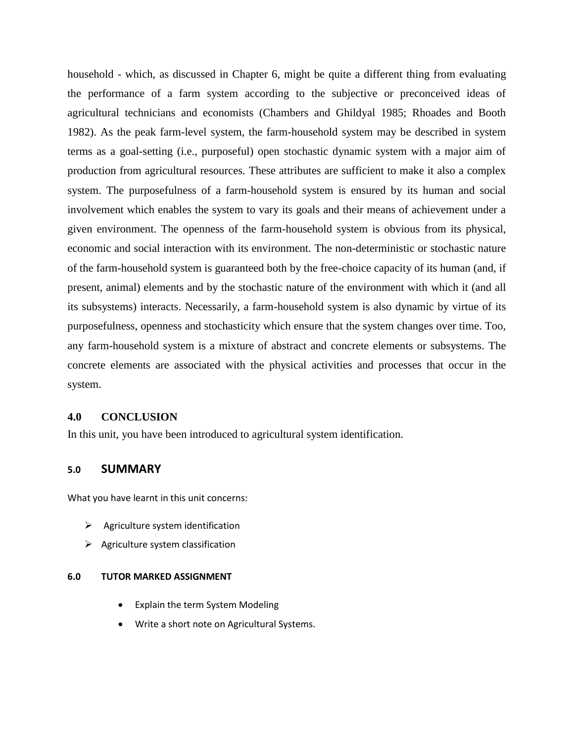household - which, as discussed in Chapter 6, might be quite a different thing from evaluating the performance of a farm system according to the subjective or preconceived ideas of agricultural technicians and economists (Chambers and Ghildyal 1985; Rhoades and Booth 1982). As the peak farm-level system, the farm-household system may be described in system terms as a goal-setting (i.e., purposeful) open stochastic dynamic system with a major aim of production from agricultural resources. These attributes are sufficient to make it also a complex system. The purposefulness of a farm-household system is ensured by its human and social involvement which enables the system to vary its goals and their means of achievement under a given environment. The openness of the farm-household system is obvious from its physical, economic and social interaction with its environment. The non-deterministic or stochastic nature of the farm-household system is guaranteed both by the free-choice capacity of its human (and, if present, animal) elements and by the stochastic nature of the environment with which it (and all its subsystems) interacts. Necessarily, a farm-household system is also dynamic by virtue of its purposefulness, openness and stochasticity which ensure that the system changes over time. Too, any farm-household system is a mixture of abstract and concrete elements or subsystems. The concrete elements are associated with the physical activities and processes that occur in the system.

## 4.0 CONCLUSION

In this unit, you have been introduced to agricultural system identification.

## 5.0 SUMMARY

What you have learnt in this unit concerns:

- Agriculture system identification
- Agriculture system classification

### 6.0 TUTOR MARKED ASSIGNMENT

- Explain the term System Modeling
- Write a short note on Agricultural Systems.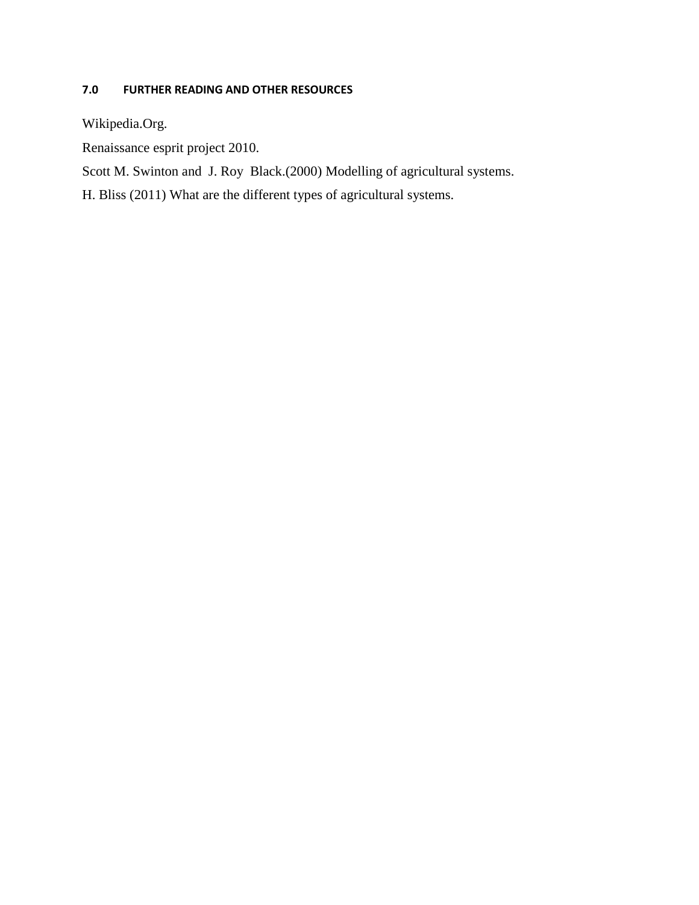## 7.0 FURTHER READING AND OTHER RESOURCES

Wikipedia.Org.

Renaissance esprit project 2010.

Scott M. Swinton and J. Roy Black.(2000) Modelling of agricultural systems.

H. Bliss (2011) What are the different types of agricultural systems.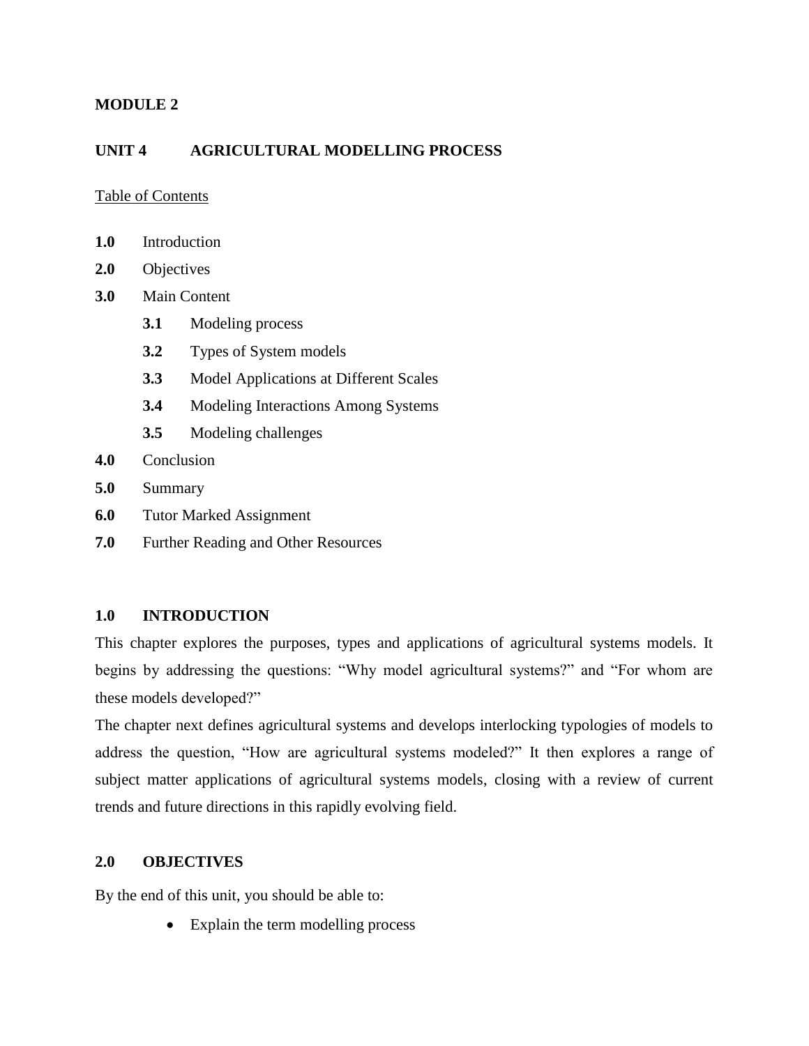**MODULE 2**

## UNIT 4 AGRICULTURAL MODELLING PROCESS

Table of Contents

**1.0** Introduction

**2.0** Objectives

**3.0** Main Content

- **3.1** Modeling process
- **3.2** Types of System models
- **3.3** Model Applications at Different Scales
- **3.4** Modeling Interactions Among Systems
- **3.5** Modeling challenges

**4.0** Conclusion

**5.0** Summary

**6.0** Tutor Marked Assignment

**7.0** Further Reading and Other Resources

### 1.0 INTRODUCTION

This chapter explores the purposes, types and applications of agricultural systems models. It begins by addressing the questions: "Why model agricultural systems?" and "For whom are these models developed?"

The chapter next defines agricultural systems and develops interlocking typologies of models to address the question, "How are agricultural systems modeled?" It then explores a range of subject matter applications of agricultural systems models, closing with a review of current trends and future directions in this rapidly evolving field.

### 2.0 OBJECTIVES

By the end of this unit, you should be able to:

- Explain the term modelling process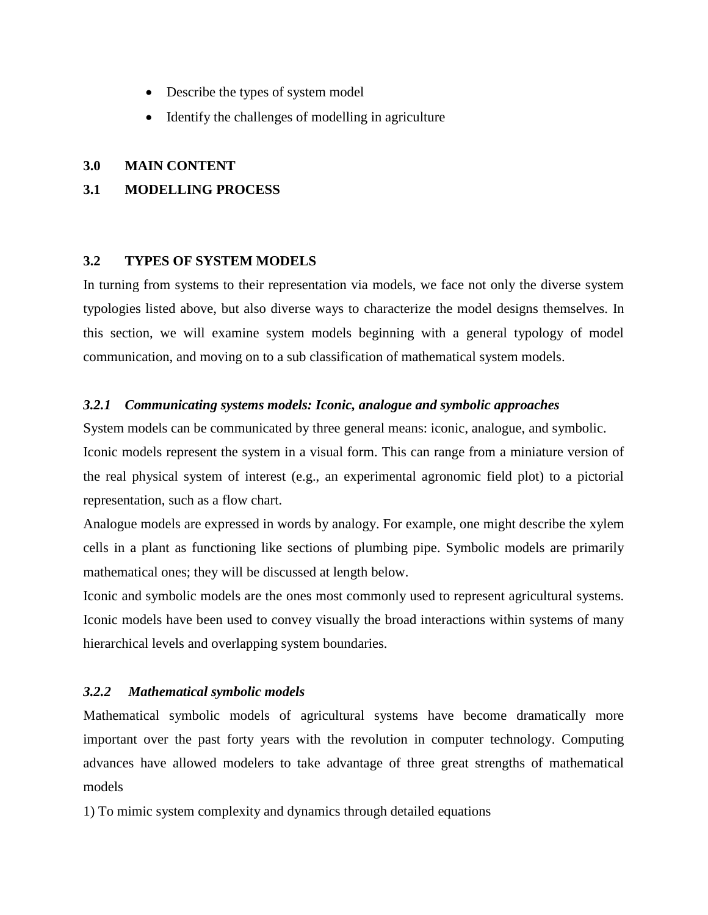- Describe the types of system model
- Identify the challenges of modelling in agriculture

## 3.0 MAIN CONTENT

## 3.1 MODELLING PROCESS

## 3.2 TYPES OF SYSTEM MODELS

In turning from systems to their representation via models, we face not only the diverse system typologies listed above, but also diverse ways to characterize the model designs themselves. In this section, we will examine system models beginning with a general typology of model communication, and moving on to a sub classification of mathematical system models.

### *3.2.1 Communicating systems models: Iconic, analogue and symbolic approaches*

System models can be communicated by three general means: iconic, analogue, and symbolic.

Iconic models represent the system in a visual form. This can range from a miniature version of the real physical system of interest (e.g., an experimental agronomic field plot) to a pictorial representation, such as a flow chart.

Analogue models are expressed in words by analogy. For example, one might describe the xylem cells in a plant as functioning like sections of plumbing pipe. Symbolic models are primarily mathematical ones; they will be discussed at length below.

Iconic and symbolic models are the ones most commonly used to represent agricultural systems. Iconic models have been used to convey visually the broad interactions within systems of many hierarchical levels and overlapping system boundaries.

### *3.2.2 Mathematical symbolic models*

Mathematical symbolic models of agricultural systems have become dramatically more important over the past forty years with the revolution in computer technology. Computing advances have allowed modelers to take advantage of three great strengths of mathematical models

1) To mimic system complexity and dynamics through detailed equations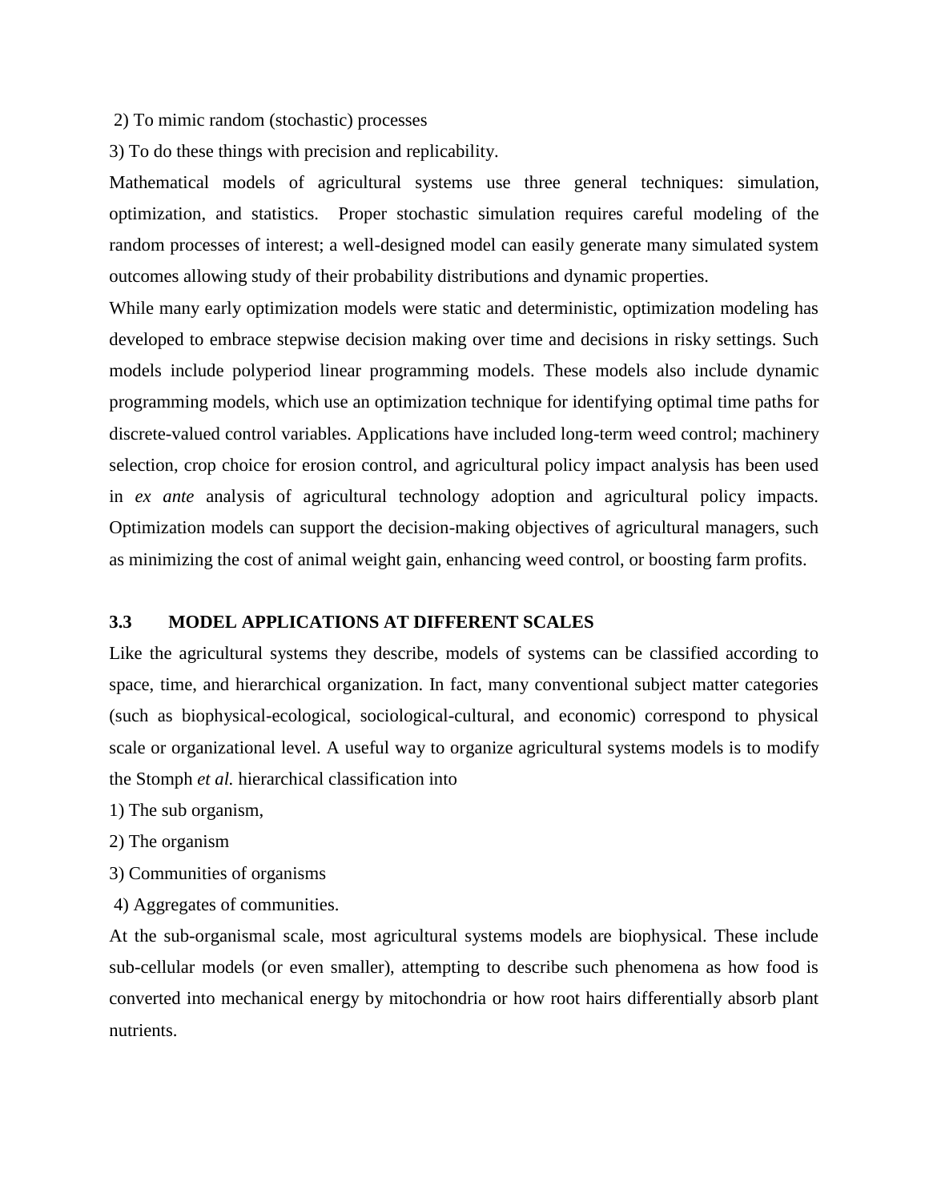2) To mimic random (stochastic) processes

3) To do these things with precision and replicability.

Mathematical models of agricultural systems use three general techniques: simulation, optimization, and statistics. Proper stochastic simulation requires careful modeling of the random processes of interest; a well-designed model can easily generate many simulated system outcomes allowing study of their probability distributions and dynamic properties.

While many early optimization models were static and deterministic, optimization modeling has developed to embrace stepwise decision making over time and decisions in risky settings. Such models include polyperiod linear programming models. These models also include dynamic programming models, which use an optimization technique for identifying optimal time paths for discrete-valued control variables. Applications have included long-term weed control; machinery selection, crop choice for erosion control, and agricultural policy impact analysis has been used in *ex ante* analysis of agricultural technology adoption and agricultural policy impacts. Optimization models can support the decision-making objectives of agricultural managers, such as minimizing the cost of animal weight gain, enhancing weed control, or boosting farm profits.

### 3.3 MODEL APPLICATIONS AT DIFFERENT SCALES

Like the agricultural systems they describe, models of systems can be classified according to space, time, and hierarchical organization. In fact, many conventional subject matter categories (such as biophysical-ecological, sociological-cultural, and economic) correspond to physical scale or organizational level. A useful way to organize agricultural systems models is to modify the Stomph *et al.* hierarchical classification into

1) The sub organism,

2) The organism

3) Communities of organisms

4) Aggregates of communities.

At the sub-organismal scale, most agricultural systems models are biophysical. These include sub-cellular models (or even smaller), attempting to describe such phenomena as how food is converted into mechanical energy by mitochondria or how root hairs differentially absorb plant nutrients.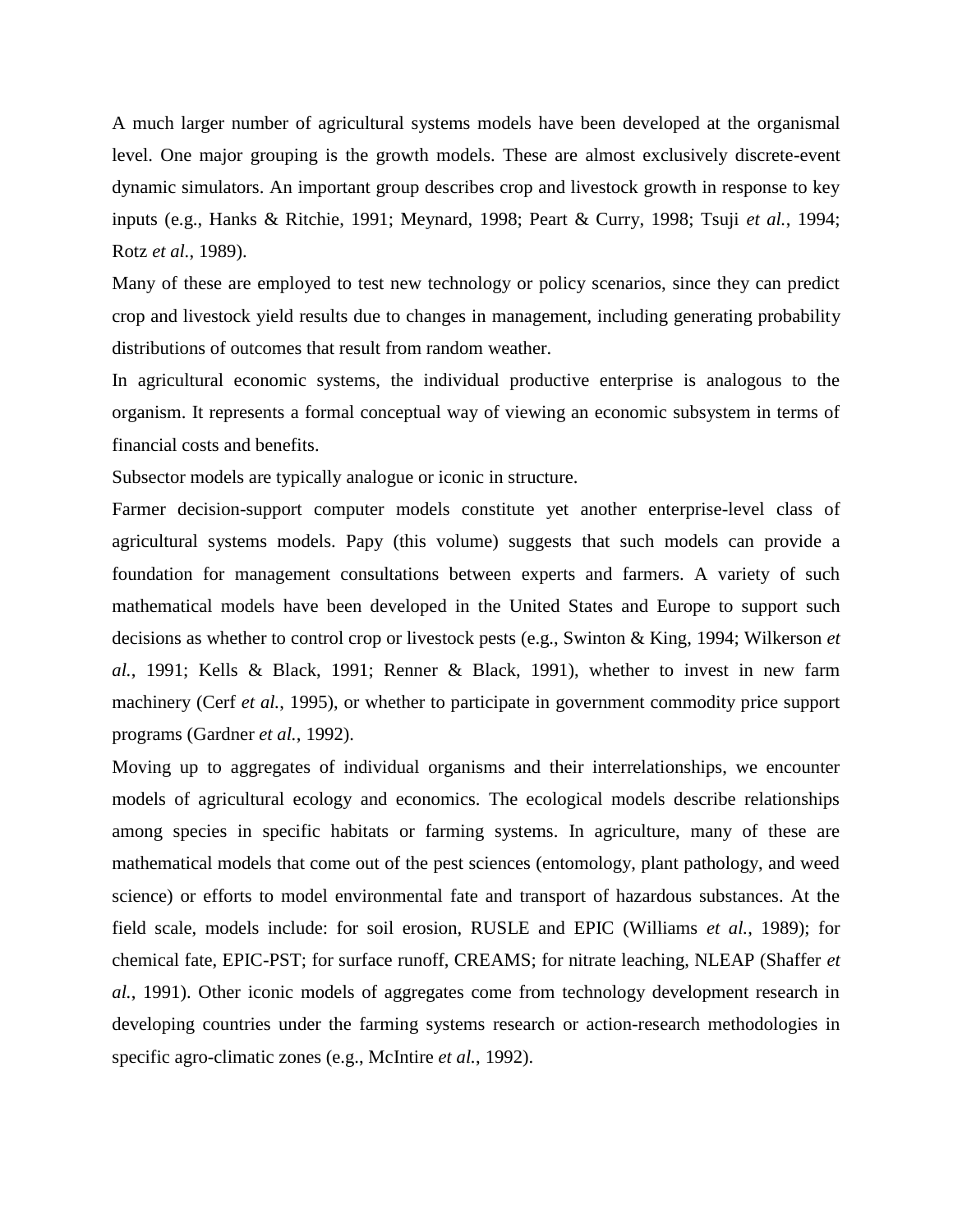A much larger number of agricultural systems models have been developed at the organismal level. One major grouping is the growth models. These are almost exclusively discrete-event dynamic simulators. An important group describes crop and livestock growth in response to key inputs (e.g., Hanks & Ritchie, 1991; Meynard, 1998; Peart & Curry, 1998; Tsuji *et al.*, 1994; Rotz *et al.*, 1989).

Many of these are employed to test new technology or policy scenarios, since they can predict crop and livestock yield results due to changes in management, including generating probability distributions of outcomes that result from random weather.

In agricultural economic systems, the individual productive enterprise is analogous to the organism. It represents a formal conceptual way of viewing an economic subsystem in terms of financial costs and benefits.

Subsector models are typically analogue or iconic in structure.

Farmer decision-support computer models constitute yet another enterprise-level class of agricultural systems models. Papy (this volume) suggests that such models can provide a foundation for management consultations between experts and farmers. A variety of such mathematical models have been developed in the United States and Europe to support such decisions as whether to control crop or livestock pests (e.g., Swinton & King, 1994; Wilkerson *et al.*, 1991; Kells & Black, 1991; Renner & Black, 1991), whether to invest in new farm machinery (Cerf *et al.*, 1995), or whether to participate in government commodity price support programs (Gardner *et al.*, 1992).

Moving up to aggregates of individual organisms and their interrelationships, we encounter models of agricultural ecology and economics. The ecological models describe relationships among species in specific habitats or farming systems. In agriculture, many of these are mathematical models that come out of the pest sciences (entomology, plant pathology, and weed science) or efforts to model environmental fate and transport of hazardous substances. At the field scale, models include: for soil erosion, RUSLE and EPIC (Williams *et al.*, 1989); for chemical fate, EPIC-PST; for surface runoff, CREAMS; for nitrate leaching, NLEAP (Shaffer *et al.*, 1991). Other iconic models of aggregates come from technology development research in developing countries under the farming systems research or action-research methodologies in specific agro-climatic zones (e.g., McIntire *et al.*, 1992).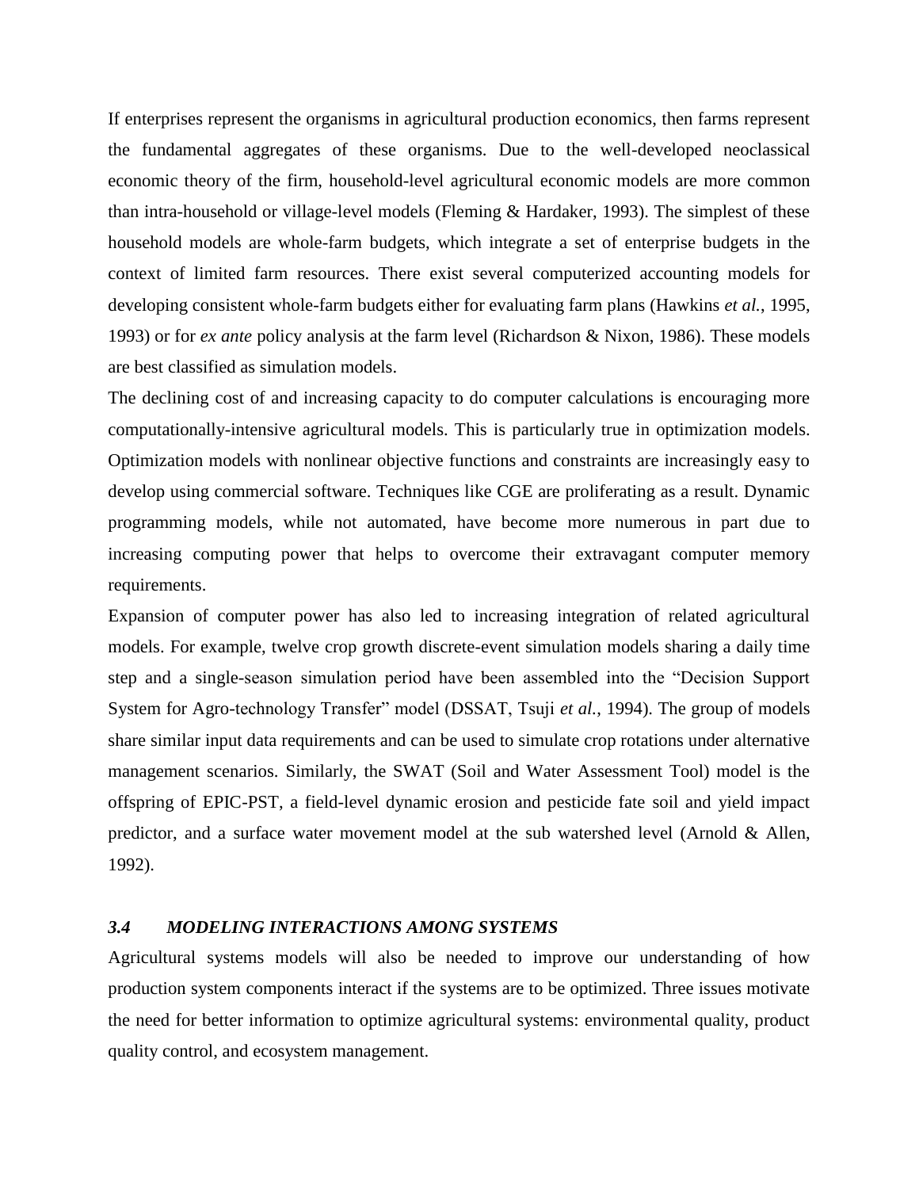If enterprises represent the organisms in agricultural production economics, then farms represent the fundamental aggregates of these organisms. Due to the well-developed neoclassical economic theory of the firm, household-level agricultural economic models are more common than intra-household or village-level models (Fleming & Hardaker, 1993). The simplest of these household models are whole-farm budgets, which integrate a set of enterprise budgets in the context of limited farm resources. There exist several computerized accounting models for developing consistent whole-farm budgets either for evaluating farm plans (Hawkins *et al.*, 1995, 1993) or for *ex ante* policy analysis at the farm level (Richardson & Nixon, 1986). These models are best classified as simulation models.

The declining cost of and increasing capacity to do computer calculations is encouraging more computationally-intensive agricultural models. This is particularly true in optimization models. Optimization models with nonlinear objective functions and constraints are increasingly easy to develop using commercial software. Techniques like CGE are proliferating as a result. Dynamic programming models, while not automated, have become more numerous in part due to increasing computing power that helps to overcome their extravagant computer memory requirements.

Expansion of computer power has also led to increasing integration of related agricultural models. For example, twelve crop growth discrete-event simulation models sharing a daily time step and a single-season simulation period have been assembled into the "Decision Support System for Agro-technology Transfer" model (DSSAT, Tsuji *et al.,* 1994). The group of models share similar input data requirements and can be used to simulate crop rotations under alternative management scenarios. Similarly, the SWAT (Soil and Water Assessment Tool) model is the offspring of EPIC-PST, a field-level dynamic erosion and pesticide fate soil and yield impact predictor, and a surface water movement model at the sub watershed level (Arnold & Allen, 1992).

### *3.4 MODELING INTERACTIONS AMONG SYSTEMS*

Agricultural systems models will also be needed to improve our understanding of how production system components interact if the systems are to be optimized. Three issues motivate the need for better information to optimize agricultural systems: environmental quality, product quality control, and ecosystem management.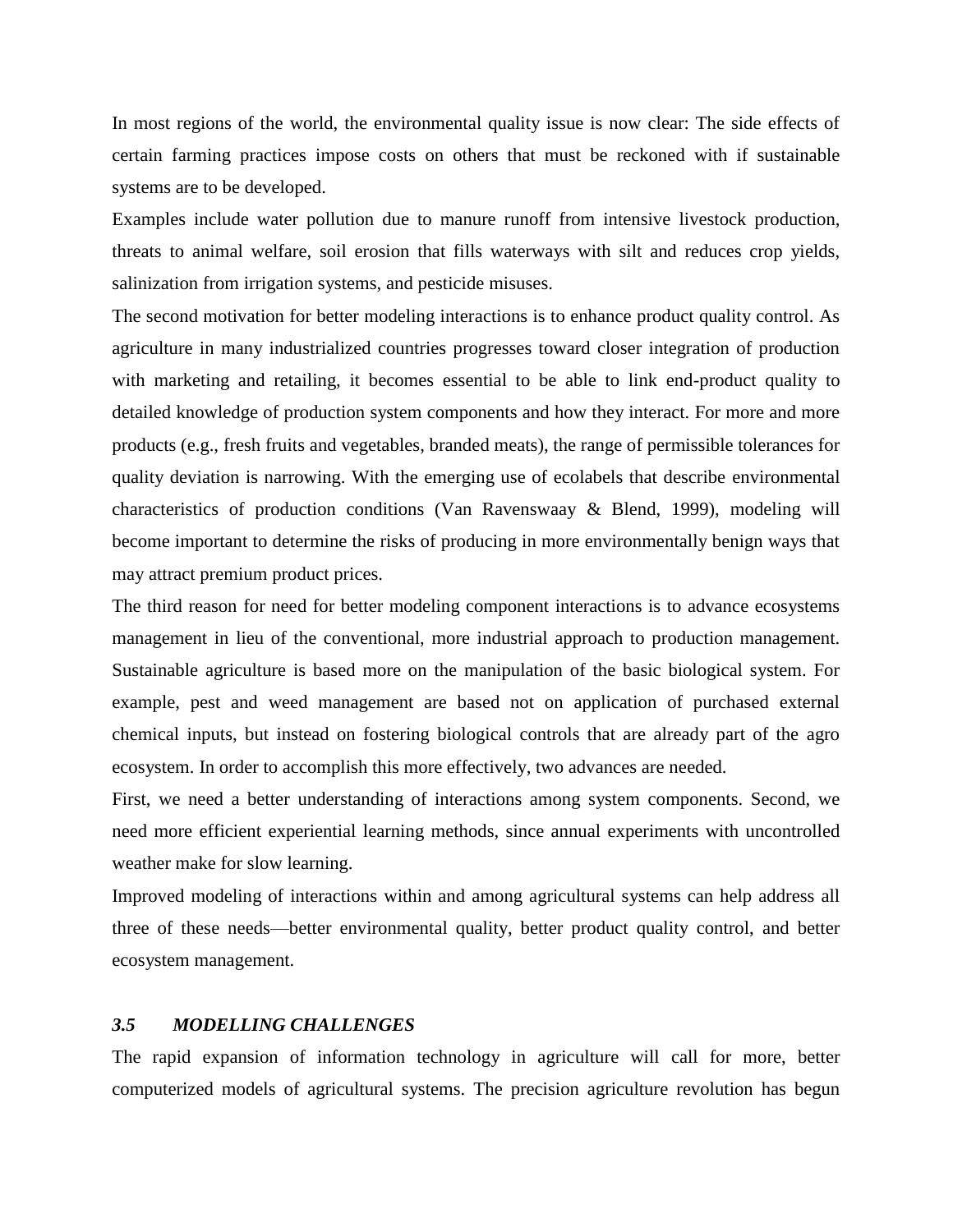In most regions of the world, the environmental quality issue is now clear: The side effects of certain farming practices impose costs on others that must be reckoned with if sustainable systems are to be developed.

Examples include water pollution due to manure runoff from intensive livestock production, threats to animal welfare, soil erosion that fills waterways with silt and reduces crop yields, salinization from irrigation systems, and pesticide misuses.

The second motivation for better modeling interactions is to enhance product quality control. As agriculture in many industrialized countries progresses toward closer integration of production with marketing and retailing, it becomes essential to be able to link end-product quality to detailed knowledge of production system components and how they interact. For more and more products (e.g., fresh fruits and vegetables, branded meats), the range of permissible tolerances for quality deviation is narrowing. With the emerging use of ecolabels that describe environmental characteristics of production conditions (Van Ravenswaay & Blend, 1999), modeling will become important to determine the risks of producing in more environmentally benign ways that may attract premium product prices.

The third reason for need for better modeling component interactions is to advance ecosystems management in lieu of the conventional, more industrial approach to production management. Sustainable agriculture is based more on the manipulation of the basic biological system. For example, pest and weed management are based not on application of purchased external chemical inputs, but instead on fostering biological controls that are already part of the agro ecosystem. In order to accomplish this more effectively, two advances are needed.

First, we need a better understanding of interactions among system components. Second, we need more efficient experiential learning methods, since annual experiments with uncontrolled weather make for slow learning.

Improved modeling of interactions within and among agricultural systems can help address all three of these needs—better environmental quality, better product quality control, and better ecosystem management.

### *3.5 MODELLING CHALLENGES*

The rapid expansion of information technology in agriculture will call for more, better computerized models of agricultural systems. The precision agriculture revolution has begun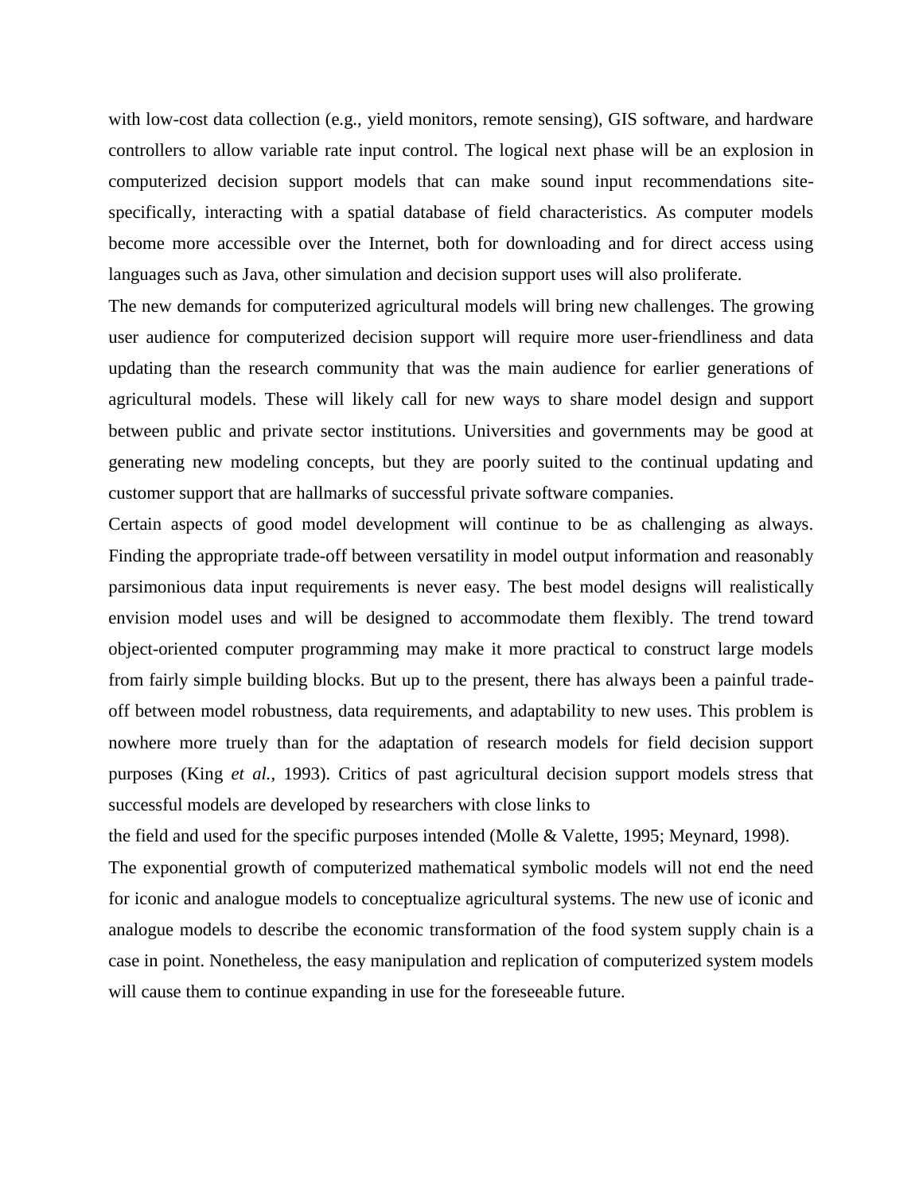with low-cost data collection (e.g., yield monitors, remote sensing), GIS software, and hardware controllers to allow variable rate input control. The logical next phase will be an explosion in computerized decision support models that can make sound input recommendations site-specifically, interacting with a spatial database of field characteristics. As computer models become more accessible over the Internet, both for downloading and for direct access using languages such as Java, other simulation and decision support uses will also proliferate.

The new demands for computerized agricultural models will bring new challenges. The growing user audience for computerized decision support will require more user-friendliness and data updating than the research community that was the main audience for earlier generations of agricultural models. These will likely call for new ways to share model design and support between public and private sector institutions. Universities and governments may be good at generating new modeling concepts, but they are poorly suited to the continual updating and customer support that are hallmarks of successful private software companies.

Certain aspects of good model development will continue to be as challenging as always. Finding the appropriate trade-off between versatility in model output information and reasonably parsimonious data input requirements is never easy. The best model designs will realistically envision model uses and will be designed to accommodate them flexibly. The trend toward object-oriented computer programming may make it more practical to construct large models from fairly simple building blocks. But up to the present, there has always been a painful trade-off between model robustness, data requirements, and adaptability to new uses. This problem is nowhere more truely than for the adaptation of research models for field decision support purposes (King *et al.,* 1993). Critics of past agricultural decision support models stress that successful models are developed by researchers with close links to the field and used for the specific purposes intended (Molle & Valette, 1995; Meynard, 1998).

The exponential growth of computerized mathematical symbolic models will not end the need for iconic and analogue models to conceptualize agricultural systems. The new use of iconic and analogue models to describe the economic transformation of the food system supply chain is a case in point. Nonetheless, the easy manipulation and replication of computerized system models will cause them to continue expanding in use for the foreseeable future.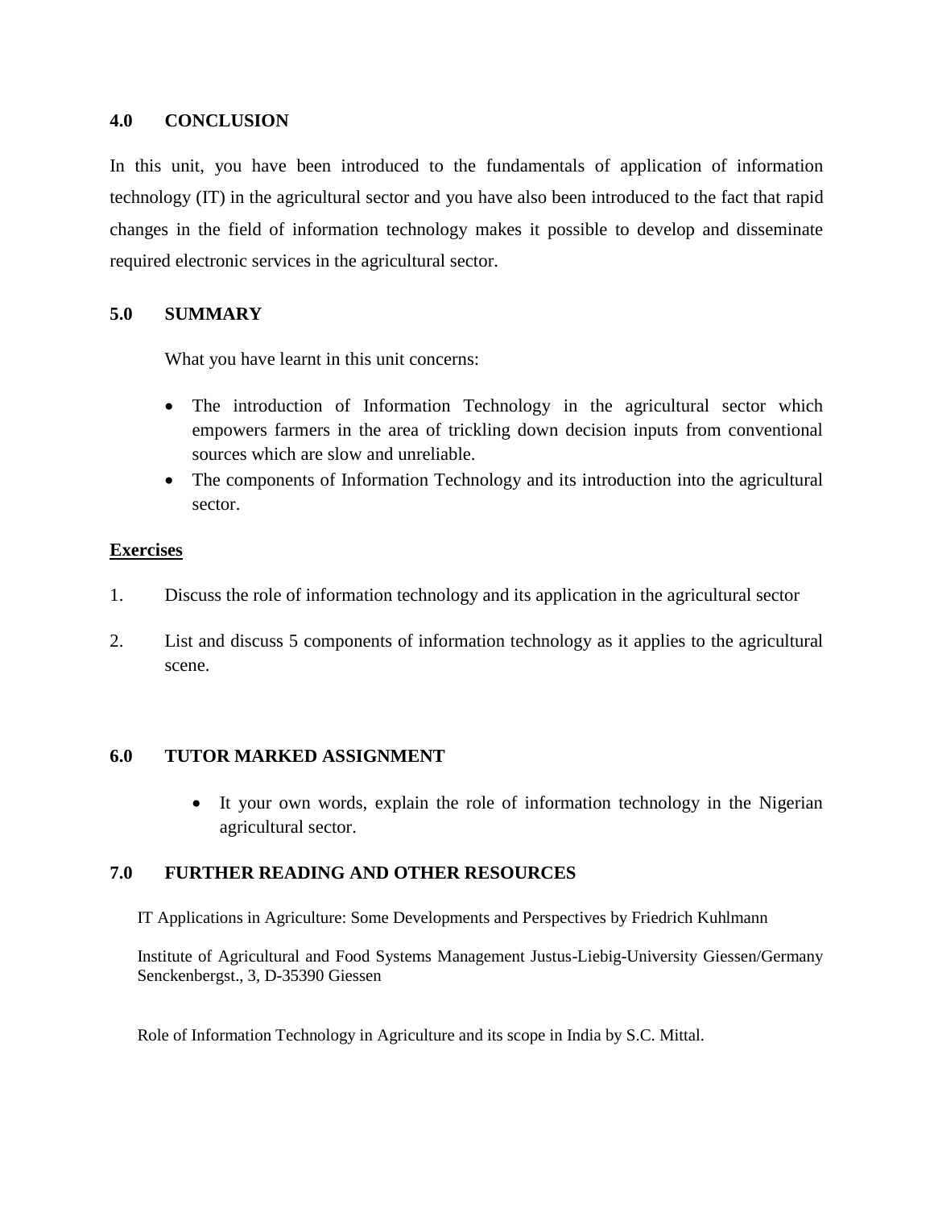## 4.0 CONCLUSION

In this unit, you have been introduced to the fundamentals of application of information technology (IT) in the agricultural sector and you have also been introduced to the fact that rapid changes in the field of information technology makes it possible to develop and disseminate required electronic services in the agricultural sector.

## 5.0 SUMMARY

What you have learnt in this unit concerns:

- The introduction of Information Technology in the agricultural sector which empowers farmers in the area of trickling down decision inputs from conventional sources which are slow and unreliable.
- The components of Information Technology and its introduction into the agricultural sector.

**Exercises**

1. Discuss the role of information technology and its application in the agricultural sector
2. List and discuss 5 components of information technology as it applies to the agricultural scene.

## 6.0 TUTOR MARKED ASSIGNMENT

- It your own words, explain the role of information technology in the Nigerian agricultural sector.

## 7.0 FURTHER READING AND OTHER RESOURCES

IT Applications in Agriculture: Some Developments and Perspectives by Friedrich Kuhlmann

Institute of Agricultural and Food Systems Management Justus-Liebig-University Giessen/Germany Senckenbergst., 3, D-35390 Giessen

Role of Information Technology in Agriculture and its scope in India by S.C. Mittal.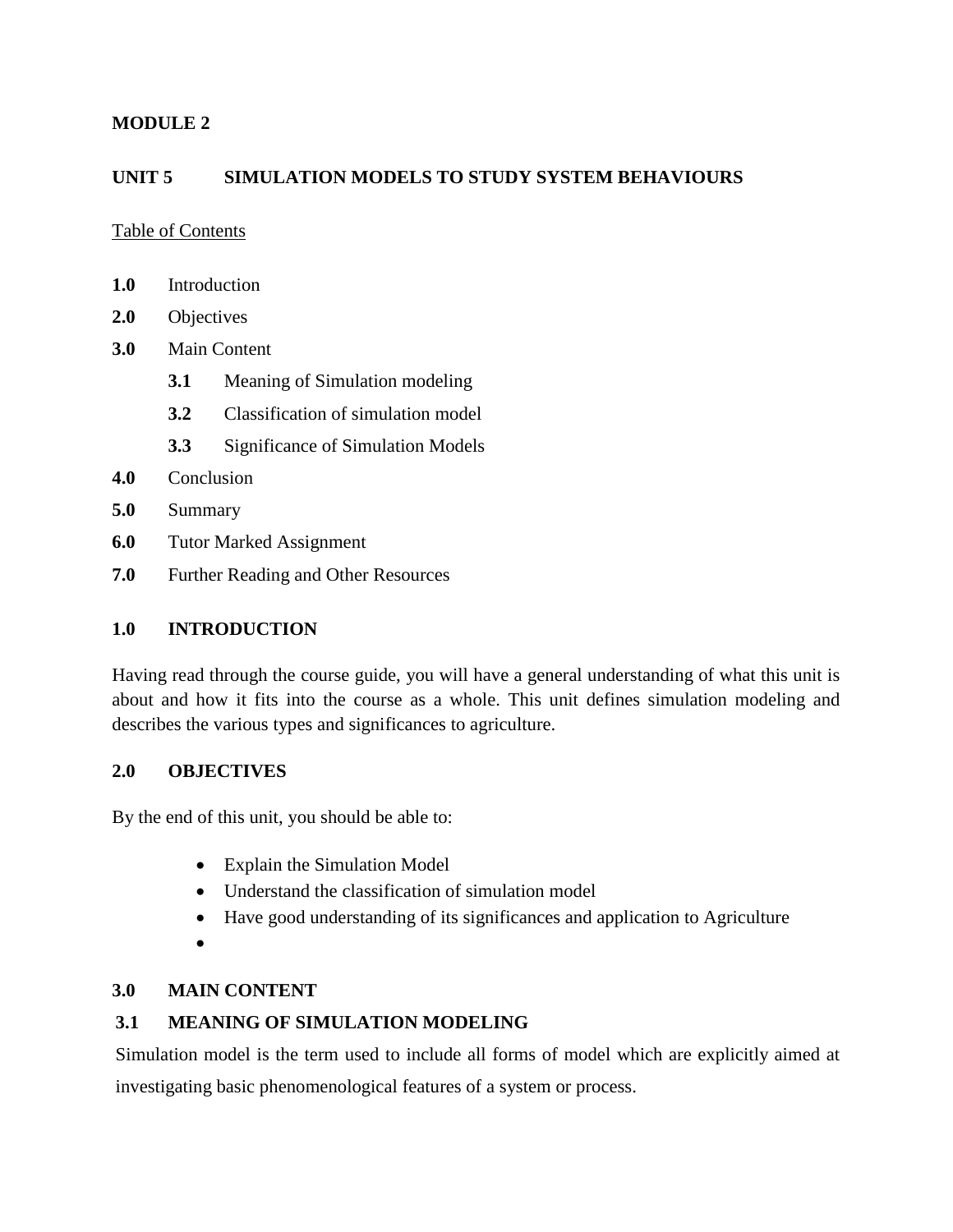**MODULE 2**

## UNIT 5 SIMULATION MODELS TO STUDY SYSTEM BEHAVIOURS

Table of Contents

- **1.0** Introduction
- **2.0** Objectives
- **3.0** Main Content
  - **3.1** Meaning of Simulation modeling
  - **3.2** Classification of simulation model
  - **3.3** Significance of Simulation Models
- **4.0** Conclusion
- **5.0** Summary
- **6.0** Tutor Marked Assignment
- **7.0** Further Reading and Other Resources

### 1.0 INTRODUCTION

Having read through the course guide, you will have a general understanding of what this unit is about and how it fits into the course as a whole. This unit defines simulation modeling and describes the various types and significances to agriculture.

### 2.0 OBJECTIVES

By the end of this unit, you should be able to:

- Explain the Simulation Model
- Understand the classification of simulation model
- Have good understanding of its significances and application to Agriculture
- 

### 3.0 MAIN CONTENT

### 3.1 MEANING OF SIMULATION MODELING

Simulation model is the term used to include all forms of model which are explicitly aimed at investigating basic phenomenological features of a system or process.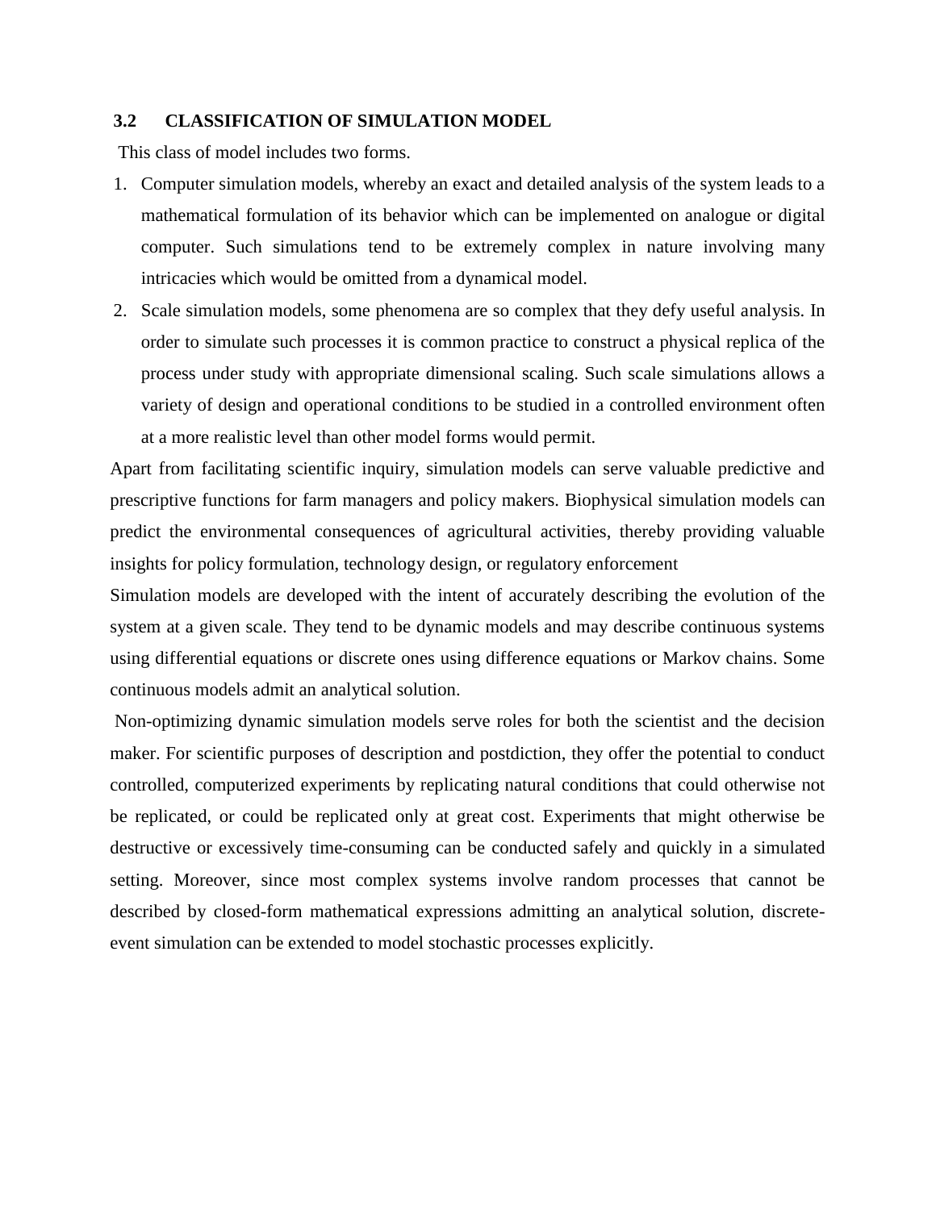### 3.2 CLASSIFICATION OF SIMULATION MODEL

This class of model includes two forms.

1. Computer simulation models, whereby an exact and detailed analysis of the system leads to a mathematical formulation of its behavior which can be implemented on analogue or digital computer. Such simulations tend to be extremely complex in nature involving many intricacies which would be omitted from a dynamical model.
2. Scale simulation models, some phenomena are so complex that they defy useful analysis. In order to simulate such processes it is common practice to construct a physical replica of the process under study with appropriate dimensional scaling. Such scale simulations allows a variety of design and operational conditions to be studied in a controlled environment often at a more realistic level than other model forms would permit.

Apart from facilitating scientific inquiry, simulation models can serve valuable predictive and prescriptive functions for farm managers and policy makers. Biophysical simulation models can predict the environmental consequences of agricultural activities, thereby providing valuable insights for policy formulation, technology design, or regulatory enforcement

Simulation models are developed with the intent of accurately describing the evolution of the system at a given scale. They tend to be dynamic models and may describe continuous systems using differential equations or discrete ones using difference equations or Markov chains. Some continuous models admit an analytical solution.

Non-optimizing dynamic simulation models serve roles for both the scientist and the decision maker. For scientific purposes of description and postdiction, they offer the potential to conduct controlled, computerized experiments by replicating natural conditions that could otherwise not be replicated, or could be replicated only at great cost. Experiments that might otherwise be destructive or excessively time-consuming can be conducted safely and quickly in a simulated setting. Moreover, since most complex systems involve random processes that cannot be described by closed-form mathematical expressions admitting an analytical solution, discrete-event simulation can be extended to model stochastic processes explicitly.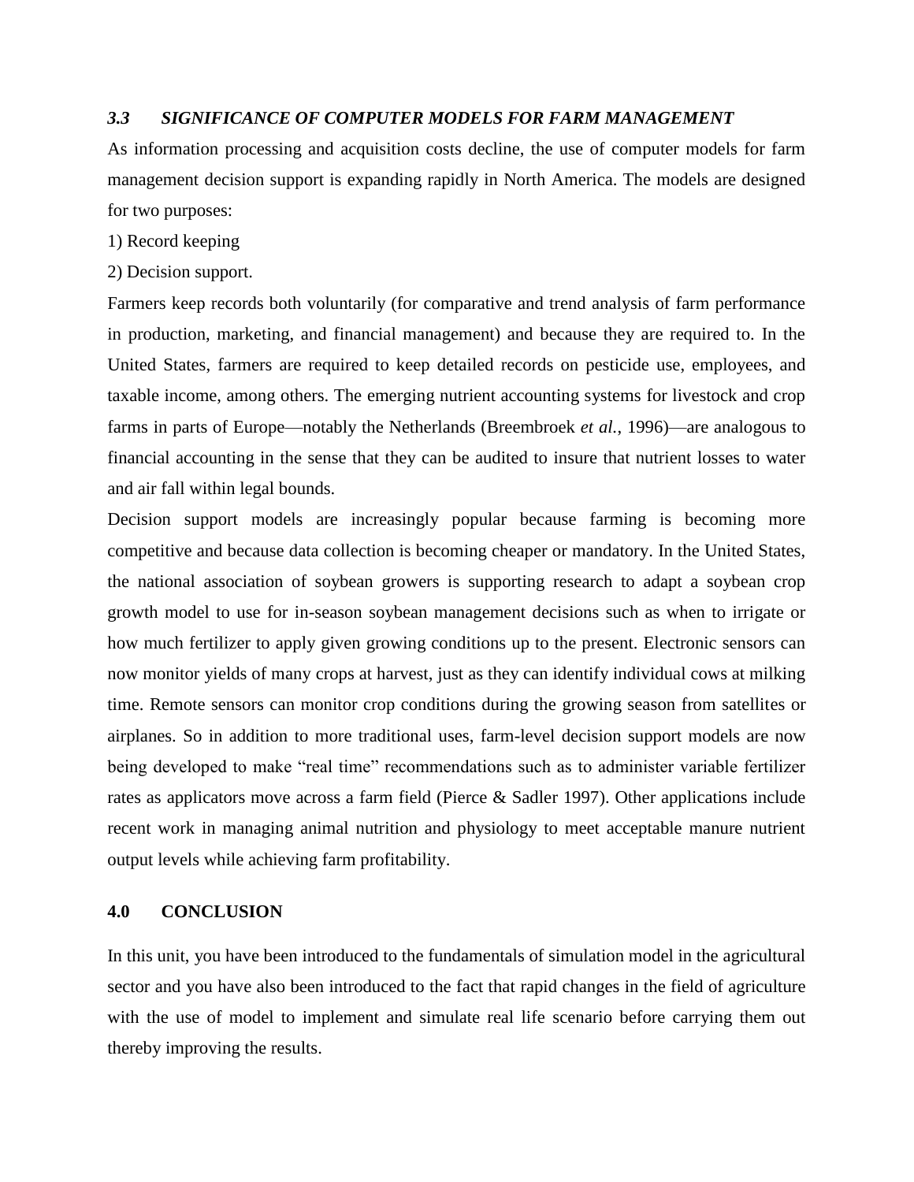### *3.3 SIGNIFICANCE OF COMPUTER MODELS FOR FARM MANAGEMENT*

As information processing and acquisition costs decline, the use of computer models for farm management decision support is expanding rapidly in North America. The models are designed for two purposes:

1) Record keeping

2) Decision support.

Farmers keep records both voluntarily (for comparative and trend analysis of farm performance in production, marketing, and financial management) and because they are required to. In the United States, farmers are required to keep detailed records on pesticide use, employees, and taxable income, among others. The emerging nutrient accounting systems for livestock and crop farms in parts of Europe—notably the Netherlands (Breembroek *et al.*, 1996)—are analogous to financial accounting in the sense that they can be audited to insure that nutrient losses to water and air fall within legal bounds.

Decision support models are increasingly popular because farming is becoming more competitive and because data collection is becoming cheaper or mandatory. In the United States, the national association of soybean growers is supporting research to adapt a soybean crop growth model to use for in-season soybean management decisions such as when to irrigate or how much fertilizer to apply given growing conditions up to the present. Electronic sensors can now monitor yields of many crops at harvest, just as they can identify individual cows at milking time. Remote sensors can monitor crop conditions during the growing season from satellites or airplanes. So in addition to more traditional uses, farm-level decision support models are now being developed to make "real time" recommendations such as to administer variable fertilizer rates as applicators move across a farm field (Pierce & Sadler 1997). Other applications include recent work in managing animal nutrition and physiology to meet acceptable manure nutrient output levels while achieving farm profitability.

## 4.0 CONCLUSION

In this unit, you have been introduced to the fundamentals of simulation model in the agricultural sector and you have also been introduced to the fact that rapid changes in the field of agriculture with the use of model to implement and simulate real life scenario before carrying them out thereby improving the results.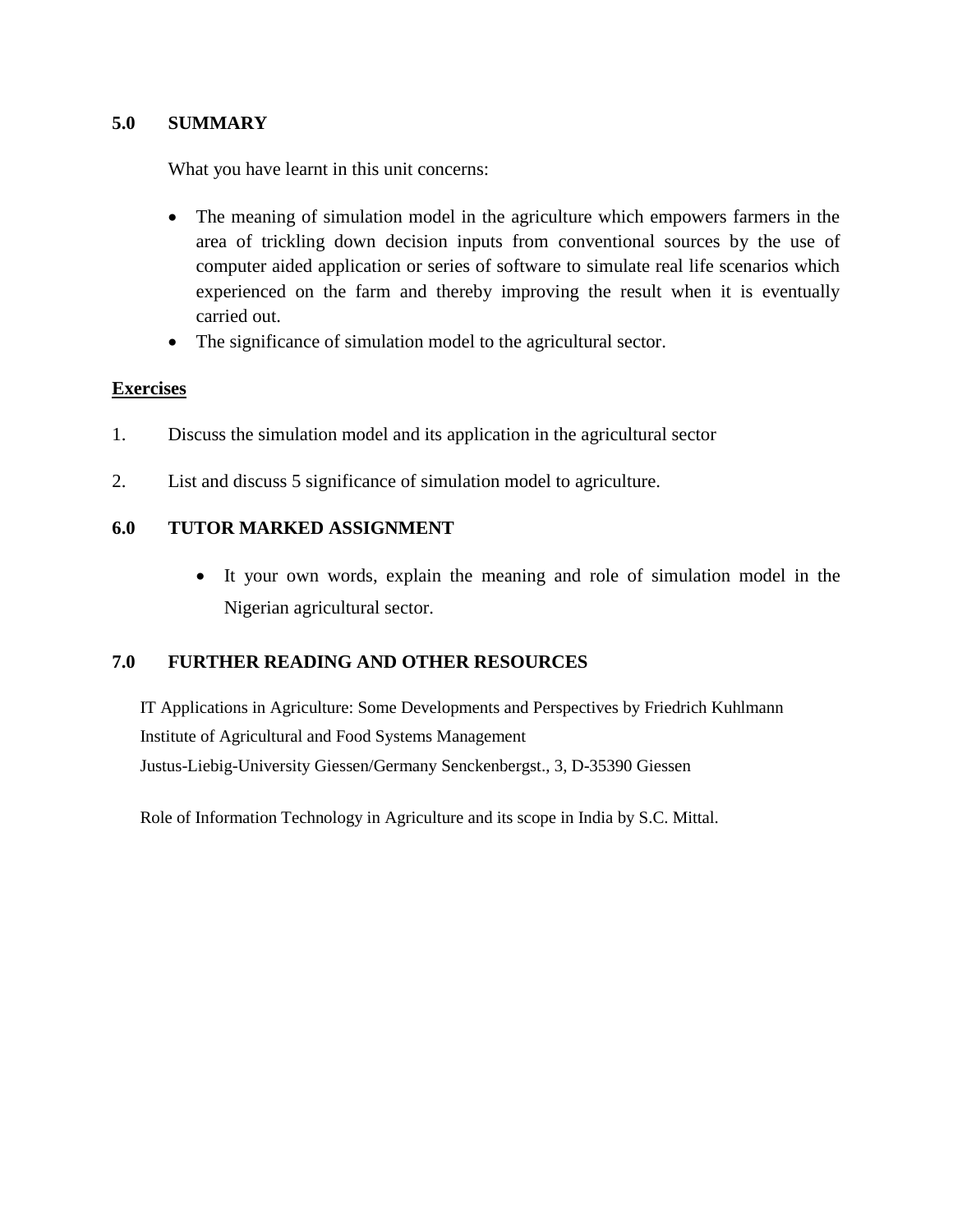## 5.0 SUMMARY

What you have learnt in this unit concerns:

- The meaning of simulation model in the agriculture which empowers farmers in the area of trickling down decision inputs from conventional sources by the use of computer aided application or series of software to simulate real life scenarios which experienced on the farm and thereby improving the result when it is eventually carried out.
- The significance of simulation model to the agricultural sector.

**Exercises**

1. Discuss the simulation model and its application in the agricultural sector
2. List and discuss 5 significance of simulation model to agriculture.

## 6.0 TUTOR MARKED ASSIGNMENT

- It your own words, explain the meaning and role of simulation model in the Nigerian agricultural sector.

## 7.0 FURTHER READING AND OTHER RESOURCES

IT Applications in Agriculture: Some Developments and Perspectives by Friedrich Kuhlmann
Institute of Agricultural and Food Systems Management
Justus-Liebig-University Giessen/Germany Senckenbergst., 3, D-35390 Giessen

Role of Information Technology in Agriculture and its scope in India by S.C. Mittal.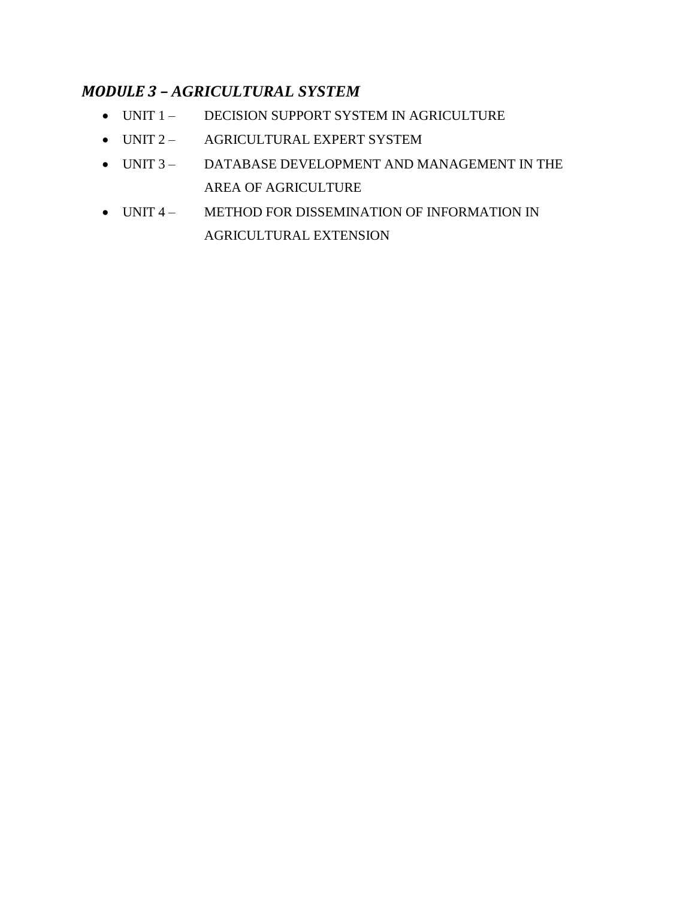## *MODULE 3 – AGRICULTURAL SYSTEM*

- UNIT 1 – DECISION SUPPORT SYSTEM IN AGRICULTURE
- UNIT 2 – AGRICULTURAL EXPERT SYSTEM
- UNIT 3 – DATABASE DEVELOPMENT AND MANAGEMENT IN THE AREA OF AGRICULTURE
- UNIT 4 – METHOD FOR DISSEMINATION OF INFORMATION IN AGRICULTURAL EXTENSION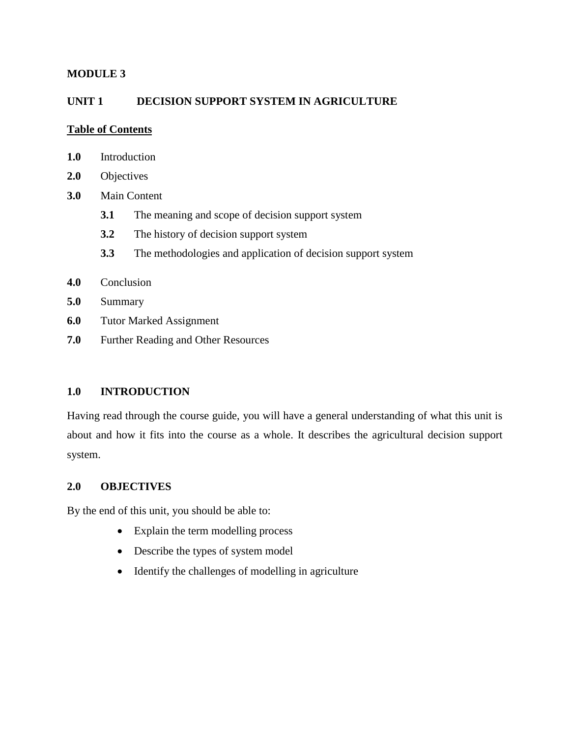# MODULE 3

## UNIT 1 DECISION SUPPORT SYSTEM IN AGRICULTURE

**Table of Contents**

**1.0** Introduction

**2.0** Objectives

**3.0** Main Content

- **3.1** The meaning and scope of decision support system
- **3.2** The history of decision support system
- **3.3** The methodologies and application of decision support system

**4.0** Conclusion

**5.0** Summary

**6.0** Tutor Marked Assignment

**7.0** Further Reading and Other Resources

### 1.0 INTRODUCTION

Having read through the course guide, you will have a general understanding of what this unit is about and how it fits into the course as a whole. It describes the agricultural decision support system.

### 2.0 OBJECTIVES

By the end of this unit, you should be able to:

- Explain the term modelling process
- Describe the types of system model
- Identify the challenges of modelling in agriculture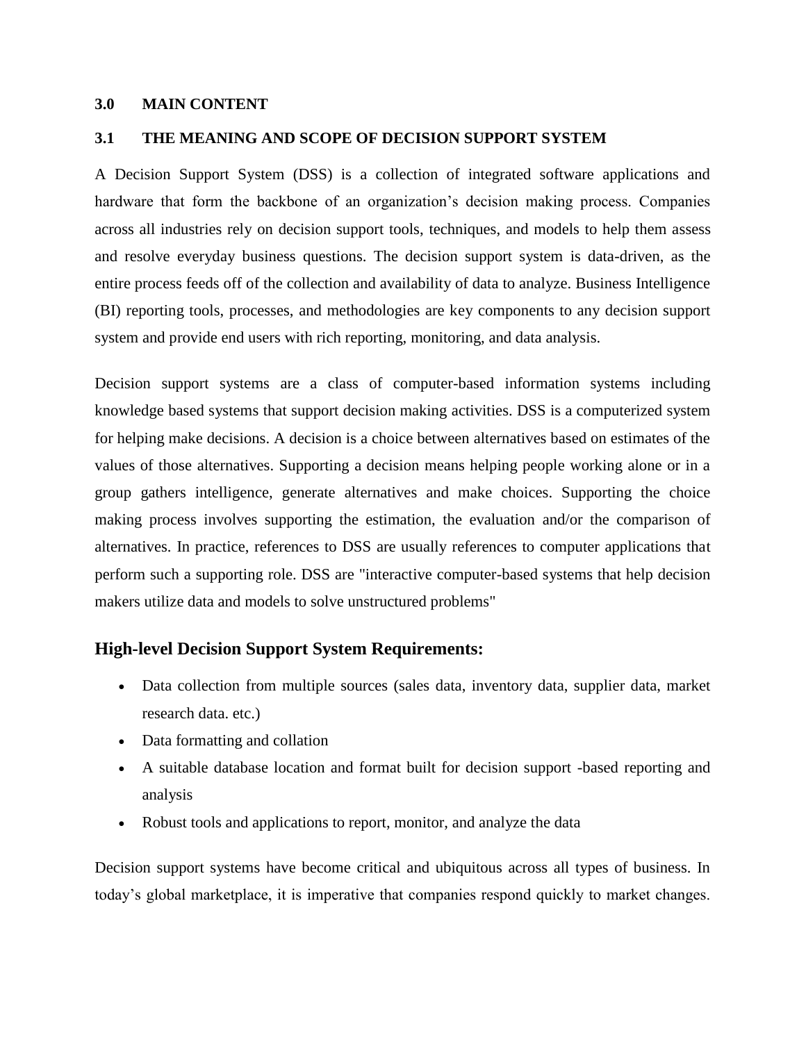## 3.0 MAIN CONTENT

### 3.1 THE MEANING AND SCOPE OF DECISION SUPPORT SYSTEM

A Decision Support System (DSS) is a collection of integrated software applications and hardware that form the backbone of an organization's decision making process. Companies across all industries rely on decision support tools, techniques, and models to help them assess and resolve everyday business questions. The decision support system is data-driven, as the entire process feeds off of the collection and availability of data to analyze. Business Intelligence (BI) reporting tools, processes, and methodologies are key components to any decision support system and provide end users with rich reporting, monitoring, and data analysis.

Decision support systems are a class of computer-based information systems including knowledge based systems that support decision making activities. DSS is a computerized system for helping make decisions. A decision is a choice between alternatives based on estimates of the values of those alternatives. Supporting a decision means helping people working alone or in a group gathers intelligence, generate alternatives and make choices. Supporting the choice making process involves supporting the estimation, the evaluation and/or the comparison of alternatives. In practice, references to DSS are usually references to computer applications that perform such a supporting role. DSS are "interactive computer-based systems that help decision makers utilize data and models to solve unstructured problems"

### High-level Decision Support System Requirements:

- Data collection from multiple sources (sales data, inventory data, supplier data, market research data. etc.)
- Data formatting and collation
- A suitable database location and format built for decision support -based reporting and analysis
- Robust tools and applications to report, monitor, and analyze the data

Decision support systems have become critical and ubiquitous across all types of business. In today's global marketplace, it is imperative that companies respond quickly to market changes.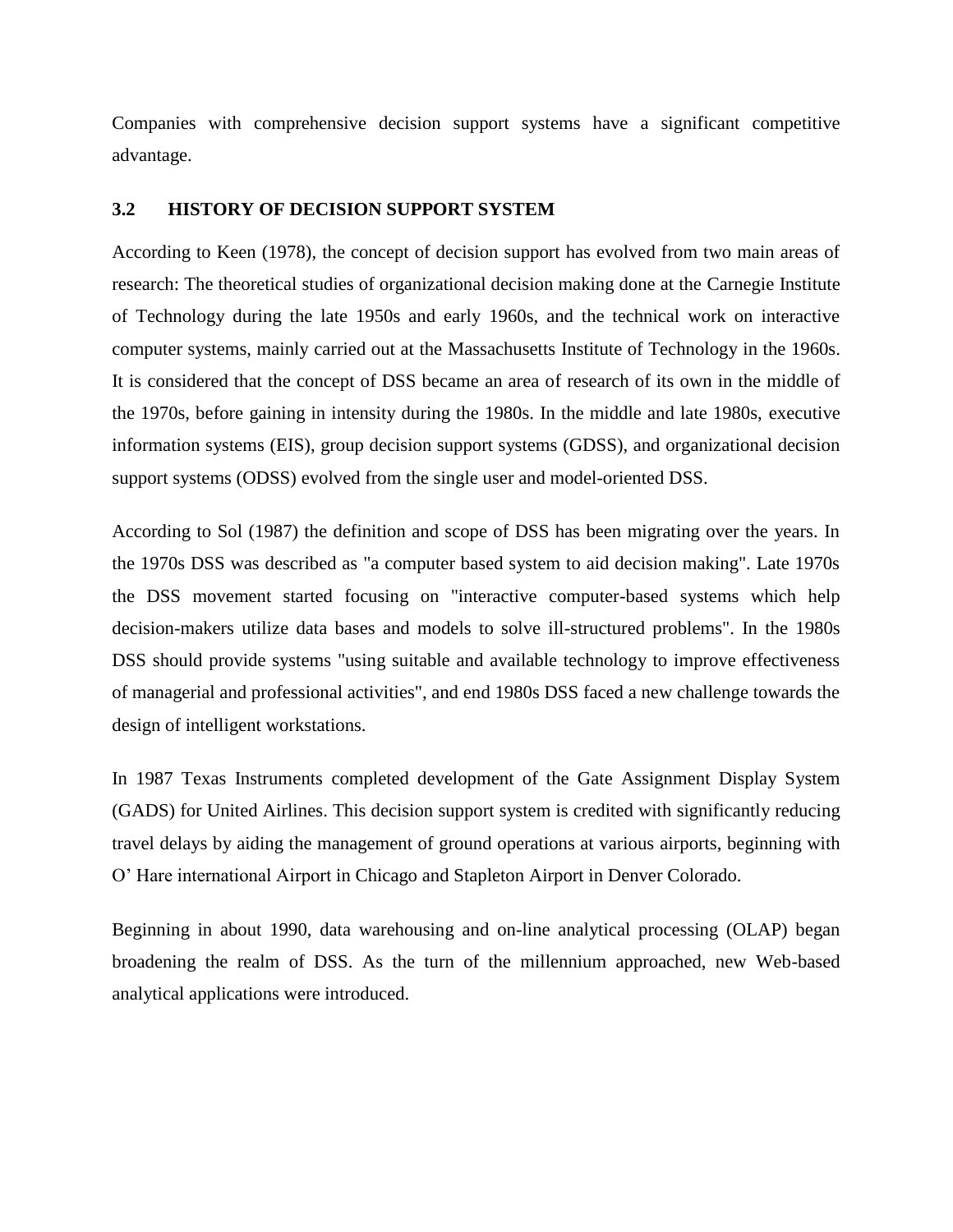Companies with comprehensive decision support systems have a significant competitive advantage.

### 3.2 HISTORY OF DECISION SUPPORT SYSTEM

According to Keen (1978), the concept of decision support has evolved from two main areas of research: The theoretical studies of organizational decision making done at the Carnegie Institute of Technology during the late 1950s and early 1960s, and the technical work on interactive computer systems, mainly carried out at the Massachusetts Institute of Technology in the 1960s. It is considered that the concept of DSS became an area of research of its own in the middle of the 1970s, before gaining in intensity during the 1980s. In the middle and late 1980s, executive information systems (EIS), group decision support systems (GDSS), and organizational decision support systems (ODSS) evolved from the single user and model-oriented DSS.

According to Sol (1987) the definition and scope of DSS has been migrating over the years. In the 1970s DSS was described as "a computer based system to aid decision making". Late 1970s the DSS movement started focusing on "interactive computer-based systems which help decision-makers utilize data bases and models to solve ill-structured problems". In the 1980s DSS should provide systems "using suitable and available technology to improve effectiveness of managerial and professional activities", and end 1980s DSS faced a new challenge towards the design of intelligent workstations.

In 1987 Texas Instruments completed development of the Gate Assignment Display System (GADS) for United Airlines. This decision support system is credited with significantly reducing travel delays by aiding the management of ground operations at various airports, beginning with O' Hare international Airport in Chicago and Stapleton Airport in Denver Colorado.

Beginning in about 1990, data warehousing and on-line analytical processing (OLAP) began broadening the realm of DSS. As the turn of the millennium approached, new Web-based analytical applications were introduced.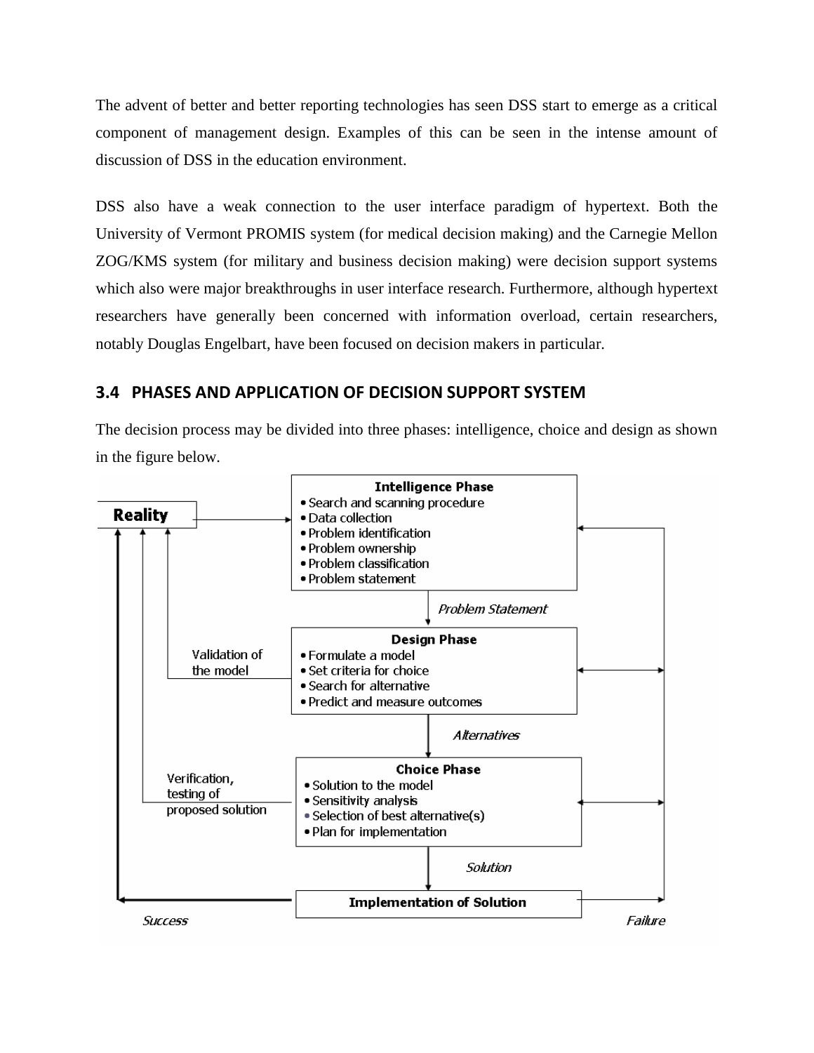The advent of better and better reporting technologies has seen DSS start to emerge as a critical component of management design. Examples of this can be seen in the intense amount of discussion of DSS in the education environment.

DSS also have a weak connection to the user interface paradigm of hypertext. Both the University of Vermont PROMIS system (for medical decision making) and the Carnegie Mellon ZOG/KMS system (for military and business decision making) were decision support systems which also were major breakthroughs in user interface research. Furthermore, although hypertext researchers have generally been concerned with information overload, certain researchers, notably Douglas Engelbart, have been focused on decision makers in particular.

## 3.4 PHASES AND APPLICATION OF DECISION SUPPORT SYSTEM

The decision process may be divided into three phases: intelligence, choice and design as shown in the figure below.

**Reality**

**Intelligence Phase**
- Search and scanning procedure
- Data collection
- Problem identification
- Problem ownership
- Problem classification
- Problem statement

*Problem Statement*

**Design Phase**
- Formulate a model
- Set criteria for choice
- Search for alternative
- Predict and measure outcomes

Validation of the model

*Alternatives*

**Choice Phase**
- Solution to the model
- Sensitivity analysis
- Selection of best alternative(s)
- Plan for implementation

Verification, testing of proposed solution

*Solution*

**Implementation of Solution**

*Success* *Failure*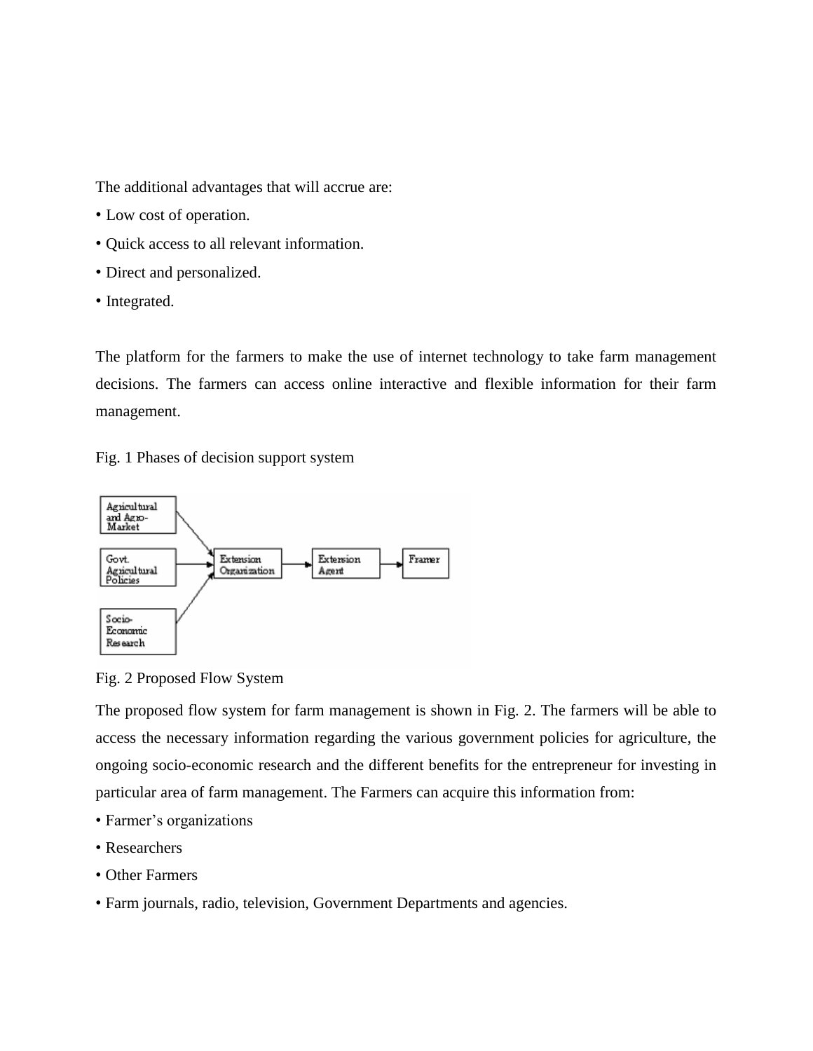The additional advantages that will accrue are:

- Low cost of operation.
- Quick access to all relevant information.
- Direct and personalized.
- Integrated.

The platform for the farmers to make the use of internet technology to take farm management decisions. The farmers can access online interactive and flexible information for their farm management.

Fig. 1 Phases of decision support system

Fig. 2 Proposed Flow System

The proposed flow system for farm management is shown in Fig. 2. The farmers will be able to access the necessary information regarding the various government policies for agriculture, the ongoing socio-economic research and the different benefits for the entrepreneur for investing in particular area of farm management. The Farmers can acquire this information from:

- Farmer's organizations
- Researchers
- Other Farmers
- Farm journals, radio, television, Government Departments and agencies.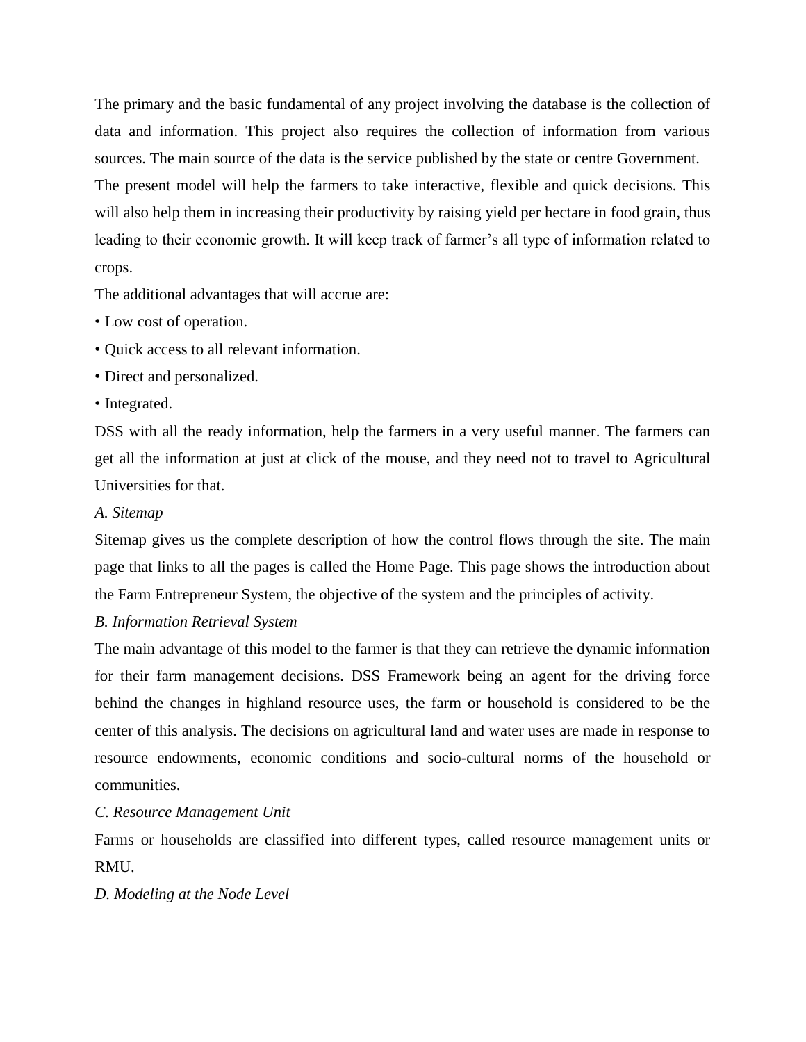The primary and the basic fundamental of any project involving the database is the collection of data and information. This project also requires the collection of information from various sources. The main source of the data is the service published by the state or centre Government.

The present model will help the farmers to take interactive, flexible and quick decisions. This will also help them in increasing their productivity by raising yield per hectare in food grain, thus leading to their economic growth. It will keep track of farmer's all type of information related to crops.

The additional advantages that will accrue are:

- Low cost of operation.
- Quick access to all relevant information.
- Direct and personalized.
- Integrated.

DSS with all the ready information, help the farmers in a very useful manner. The farmers can get all the information at just at click of the mouse, and they need not to travel to Agricultural Universities for that.

*A. Sitemap*

Sitemap gives us the complete description of how the control flows through the site. The main page that links to all the pages is called the Home Page. This page shows the introduction about the Farm Entrepreneur System, the objective of the system and the principles of activity.

*B. Information Retrieval System*

The main advantage of this model to the farmer is that they can retrieve the dynamic information for their farm management decisions. DSS Framework being an agent for the driving force behind the changes in highland resource uses, the farm or household is considered to be the center of this analysis. The decisions on agricultural land and water uses are made in response to resource endowments, economic conditions and socio-cultural norms of the household or communities.

*C. Resource Management Unit*

Farms or households are classified into different types, called resource management units or RMU.

*D. Modeling at the Node Level*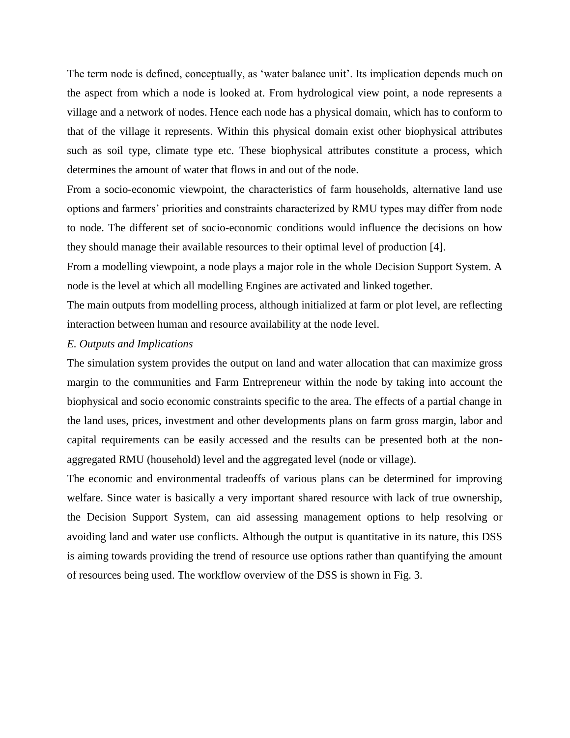The term node is defined, conceptually, as 'water balance unit'. Its implication depends much on the aspect from which a node is looked at. From hydrological view point, a node represents a village and a network of nodes. Hence each node has a physical domain, which has to conform to that of the village it represents. Within this physical domain exist other biophysical attributes such as soil type, climate type etc. These biophysical attributes constitute a process, which determines the amount of water that flows in and out of the node.

From a socio-economic viewpoint, the characteristics of farm households, alternative land use options and farmers' priorities and constraints characterized by RMU types may differ from node to node. The different set of socio-economic conditions would influence the decisions on how they should manage their available resources to their optimal level of production [4].

From a modelling viewpoint, a node plays a major role in the whole Decision Support System. A node is the level at which all modelling Engines are activated and linked together.

The main outputs from modelling process, although initialized at farm or plot level, are reflecting interaction between human and resource availability at the node level.

*E. Outputs and Implications*

The simulation system provides the output on land and water allocation that can maximize gross margin to the communities and Farm Entrepreneur within the node by taking into account the biophysical and socio economic constraints specific to the area. The effects of a partial change in the land uses, prices, investment and other developments plans on farm gross margin, labor and capital requirements can be easily accessed and the results can be presented both at the non-aggregated RMU (household) level and the aggregated level (node or village).

The economic and environmental tradeoffs of various plans can be determined for improving welfare. Since water is basically a very important shared resource with lack of true ownership, the Decision Support System, can aid assessing management options to help resolving or avoiding land and water use conflicts. Although the output is quantitative in its nature, this DSS is aiming towards providing the trend of resource use options rather than quantifying the amount of resources being used. The workflow overview of the DSS is shown in Fig. 3.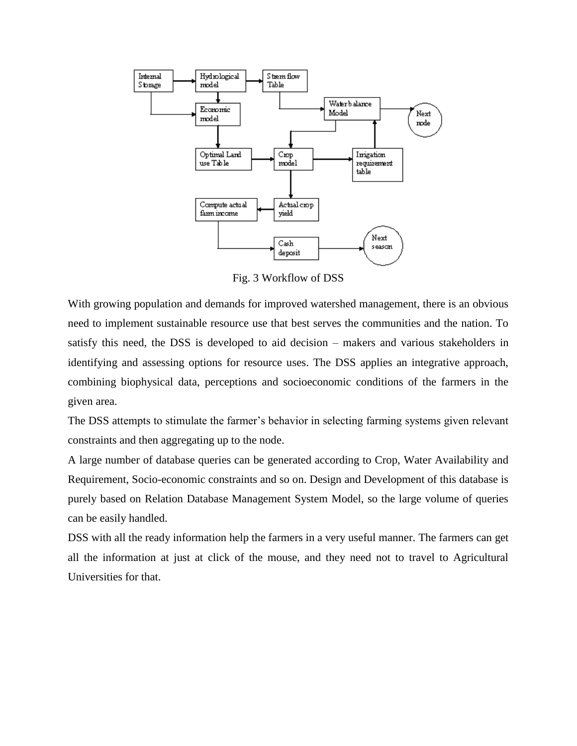Fig. 3 Workflow of DSS

With growing population and demands for improved watershed management, there is an obvious need to implement sustainable resource use that best serves the communities and the nation. To satisfy this need, the DSS is developed to aid decision – makers and various stakeholders in identifying and assessing options for resource uses. The DSS applies an integrative approach, combining biophysical data, perceptions and socioeconomic conditions of the farmers in the given area.

The DSS attempts to stimulate the farmer's behavior in selecting farming systems given relevant constraints and then aggregating up to the node.

A large number of database queries can be generated according to Crop, Water Availability and Requirement, Socio-economic constraints and so on. Design and Development of this database is purely based on Relation Database Management System Model, so the large volume of queries can be easily handled.

DSS with all the ready information help the farmers in a very useful manner. The farmers can get all the information at just at click of the mouse, and they need not to travel to Agricultural Universities for that.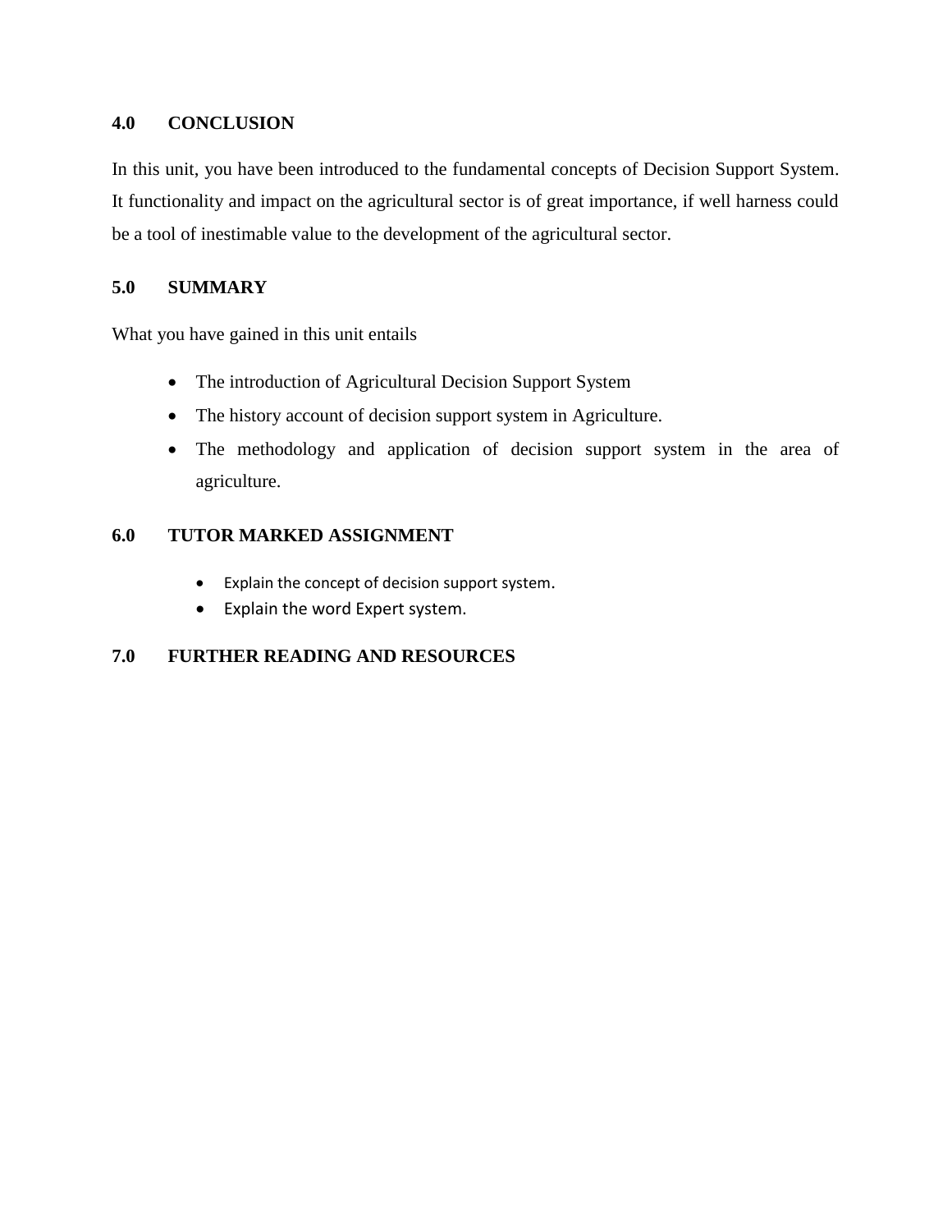## 4.0 CONCLUSION

In this unit, you have been introduced to the fundamental concepts of Decision Support System. It functionality and impact on the agricultural sector is of great importance, if well harness could be a tool of inestimable value to the development of the agricultural sector.

## 5.0 SUMMARY

What you have gained in this unit entails

- The introduction of Agricultural Decision Support System
- The history account of decision support system in Agriculture.
- The methodology and application of decision support system in the area of agriculture.

## 6.0 TUTOR MARKED ASSIGNMENT

- Explain the concept of decision support system.
- Explain the word Expert system.

## 7.0 FURTHER READING AND RESOURCES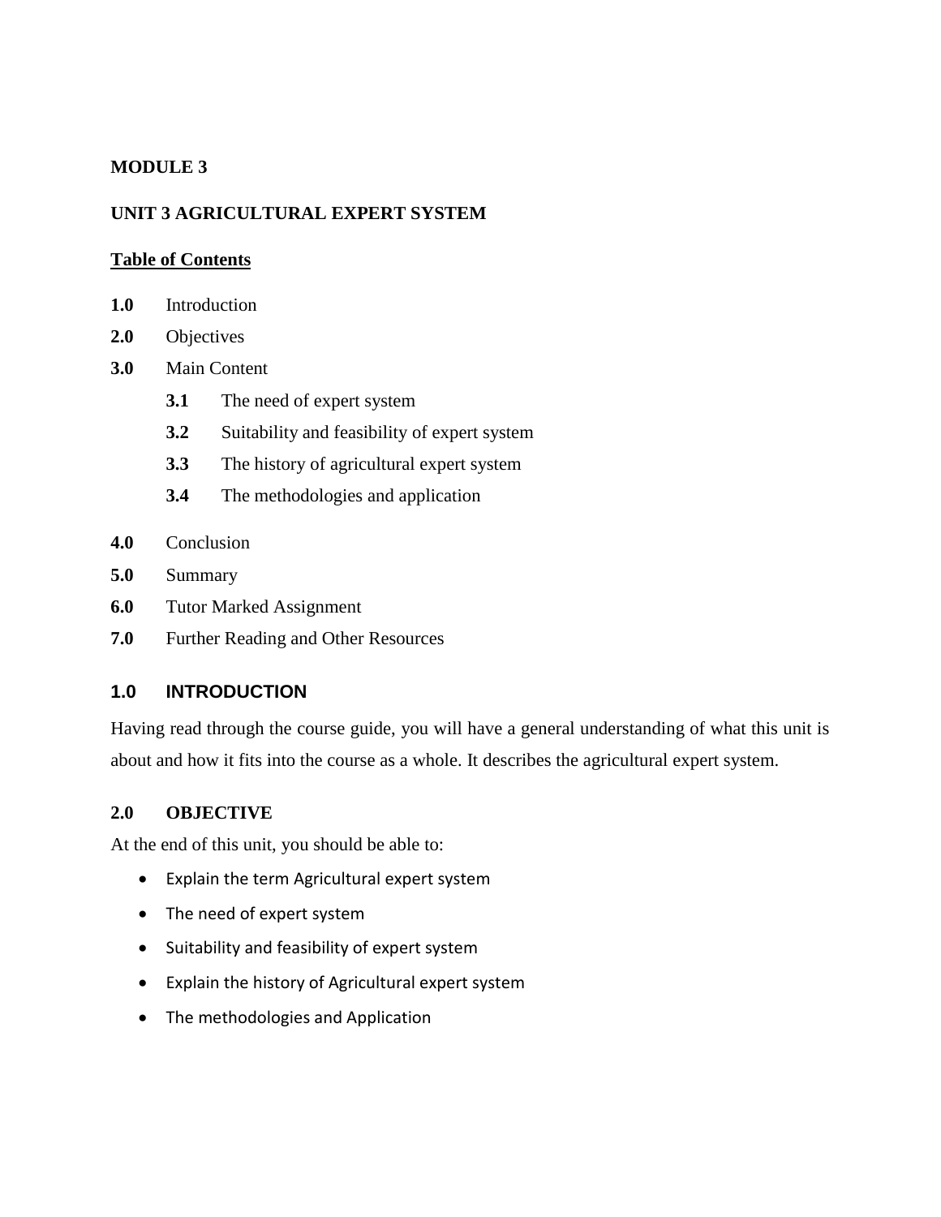**MODULE 3**

**UNIT 3 AGRICULTURAL EXPERT SYSTEM**

**Table of Contents**

**1.0** Introduction

**2.0** Objectives

**3.0** Main Content

- **3.1** The need of expert system
- **3.2** Suitability and feasibility of expert system
- **3.3** The history of agricultural expert system
- **3.4** The methodologies and application

**4.0** Conclusion

**5.0** Summary

**6.0** Tutor Marked Assignment

**7.0** Further Reading and Other Resources

## 1.0 INTRODUCTION

Having read through the course guide, you will have a general understanding of what this unit is about and how it fits into the course as a whole. It describes the agricultural expert system.

## 2.0 OBJECTIVE

At the end of this unit, you should be able to:

- Explain the term Agricultural expert system
- The need of expert system
- Suitability and feasibility of expert system
- Explain the history of Agricultural expert system
- The methodologies and Application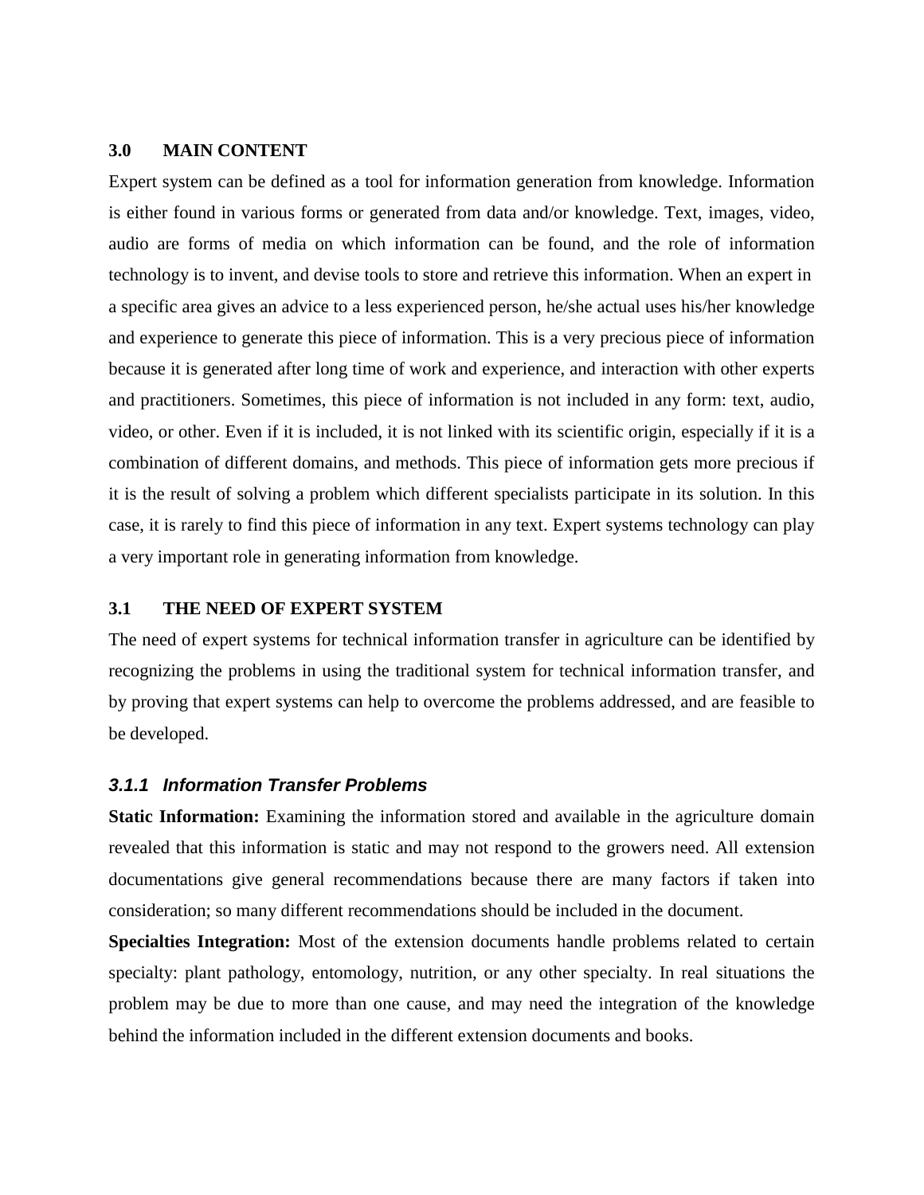## 3.0 MAIN CONTENT

Expert system can be defined as a tool for information generation from knowledge. Information is either found in various forms or generated from data and/or knowledge. Text, images, video, audio are forms of media on which information can be found, and the role of information technology is to invent, and devise tools to store and retrieve this information. When an expert in a specific area gives an advice to a less experienced person, he/she actual uses his/her knowledge and experience to generate this piece of information. This is a very precious piece of information because it is generated after long time of work and experience, and interaction with other experts and practitioners. Sometimes, this piece of information is not included in any form: text, audio, video, or other. Even if it is included, it is not linked with its scientific origin, especially if it is a combination of different domains, and methods. This piece of information gets more precious if it is the result of solving a problem which different specialists participate in its solution. In this case, it is rarely to find this piece of information in any text. Expert systems technology can play a very important role in generating information from knowledge.

## 3.1 THE NEED OF EXPERT SYSTEM

The need of expert systems for technical information transfer in agriculture can be identified by recognizing the problems in using the traditional system for technical information transfer, and by proving that expert systems can help to overcome the problems addressed, and are feasible to be developed.

### *3.1.1 Information Transfer Problems*

**Static Information:** Examining the information stored and available in the agriculture domain revealed that this information is static and may not respond to the growers need. All extension documentations give general recommendations because there are many factors if taken into consideration; so many different recommendations should be included in the document.

**Specialties Integration:** Most of the extension documents handle problems related to certain specialty: plant pathology, entomology, nutrition, or any other specialty. In real situations the problem may be due to more than one cause, and may need the integration of the knowledge behind the information included in the different extension documents and books.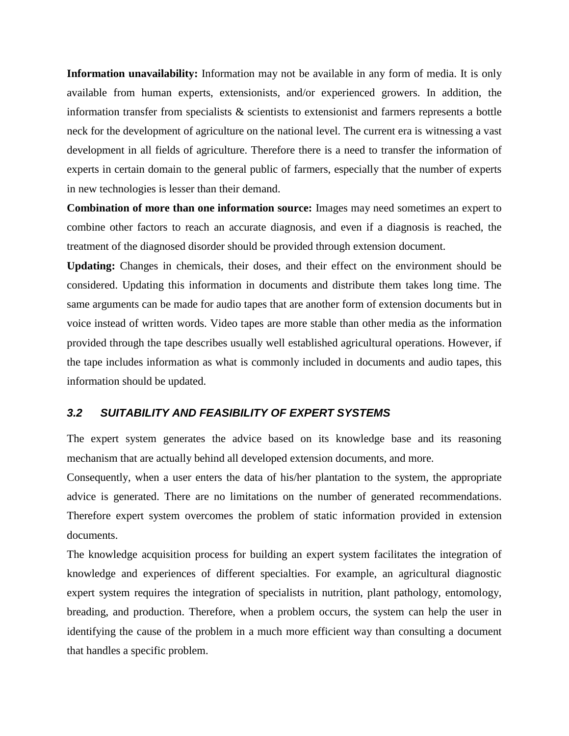**Information unavailability:** Information may not be available in any form of media. It is only available from human experts, extensionists, and/or experienced growers. In addition, the information transfer from specialists & scientists to extensionist and farmers represents a bottle neck for the development of agriculture on the national level. The current era is witnessing a vast development in all fields of agriculture. Therefore there is a need to transfer the information of experts in certain domain to the general public of farmers, especially that the number of experts in new technologies is lesser than their demand.

**Combination of more than one information source:** Images may need sometimes an expert to combine other factors to reach an accurate diagnosis, and even if a diagnosis is reached, the treatment of the diagnosed disorder should be provided through extension document.

**Updating:** Changes in chemicals, their doses, and their effect on the environment should be considered. Updating this information in documents and distribute them takes long time. The same arguments can be made for audio tapes that are another form of extension documents but in voice instead of written words. Video tapes are more stable than other media as the information provided through the tape describes usually well established agricultural operations. However, if the tape includes information as what is commonly included in documents and audio tapes, this information should be updated.

### *3.2 SUITABILITY AND FEASIBILITY OF EXPERT SYSTEMS*

The expert system generates the advice based on its knowledge base and its reasoning mechanism that are actually behind all developed extension documents, and more.

Consequently, when a user enters the data of his/her plantation to the system, the appropriate advice is generated. There are no limitations on the number of generated recommendations. Therefore expert system overcomes the problem of static information provided in extension documents.

The knowledge acquisition process for building an expert system facilitates the integration of knowledge and experiences of different specialties. For example, an agricultural diagnostic expert system requires the integration of specialists in nutrition, plant pathology, entomology, breading, and production. Therefore, when a problem occurs, the system can help the user in identifying the cause of the problem in a much more efficient way than consulting a document that handles a specific problem.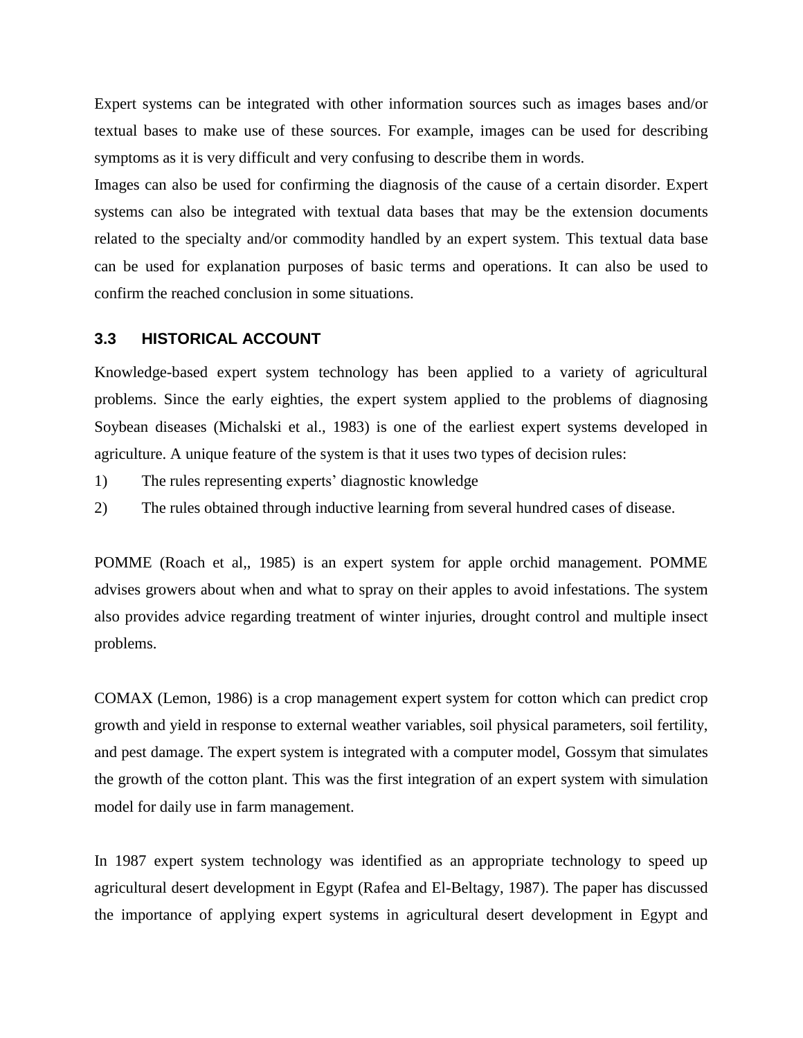Expert systems can be integrated with other information sources such as images bases and/or textual bases to make use of these sources. For example, images can be used for describing symptoms as it is very difficult and very confusing to describe them in words.

Images can also be used for confirming the diagnosis of the cause of a certain disorder. Expert systems can also be integrated with textual data bases that may be the extension documents related to the specialty and/or commodity handled by an expert system. This textual data base can be used for explanation purposes of basic terms and operations. It can also be used to confirm the reached conclusion in some situations.

### 3.3 HISTORICAL ACCOUNT

Knowledge-based expert system technology has been applied to a variety of agricultural problems. Since the early eighties, the expert system applied to the problems of diagnosing Soybean diseases (Michalski et al., 1983) is one of the earliest expert systems developed in agriculture. A unique feature of the system is that it uses two types of decision rules:

1) The rules representing experts' diagnostic knowledge
2) The rules obtained through inductive learning from several hundred cases of disease.

POMME (Roach et al,, 1985) is an expert system for apple orchid management. POMME advises growers about when and what to spray on their apples to avoid infestations. The system also provides advice regarding treatment of winter injuries, drought control and multiple insect problems.

COMAX (Lemon, 1986) is a crop management expert system for cotton which can predict crop growth and yield in response to external weather variables, soil physical parameters, soil fertility, and pest damage. The expert system is integrated with a computer model, Gossym that simulates the growth of the cotton plant. This was the first integration of an expert system with simulation model for daily use in farm management.

In 1987 expert system technology was identified as an appropriate technology to speed up agricultural desert development in Egypt (Rafea and El-Beltagy, 1987). The paper has discussed the importance of applying expert systems in agricultural desert development in Egypt and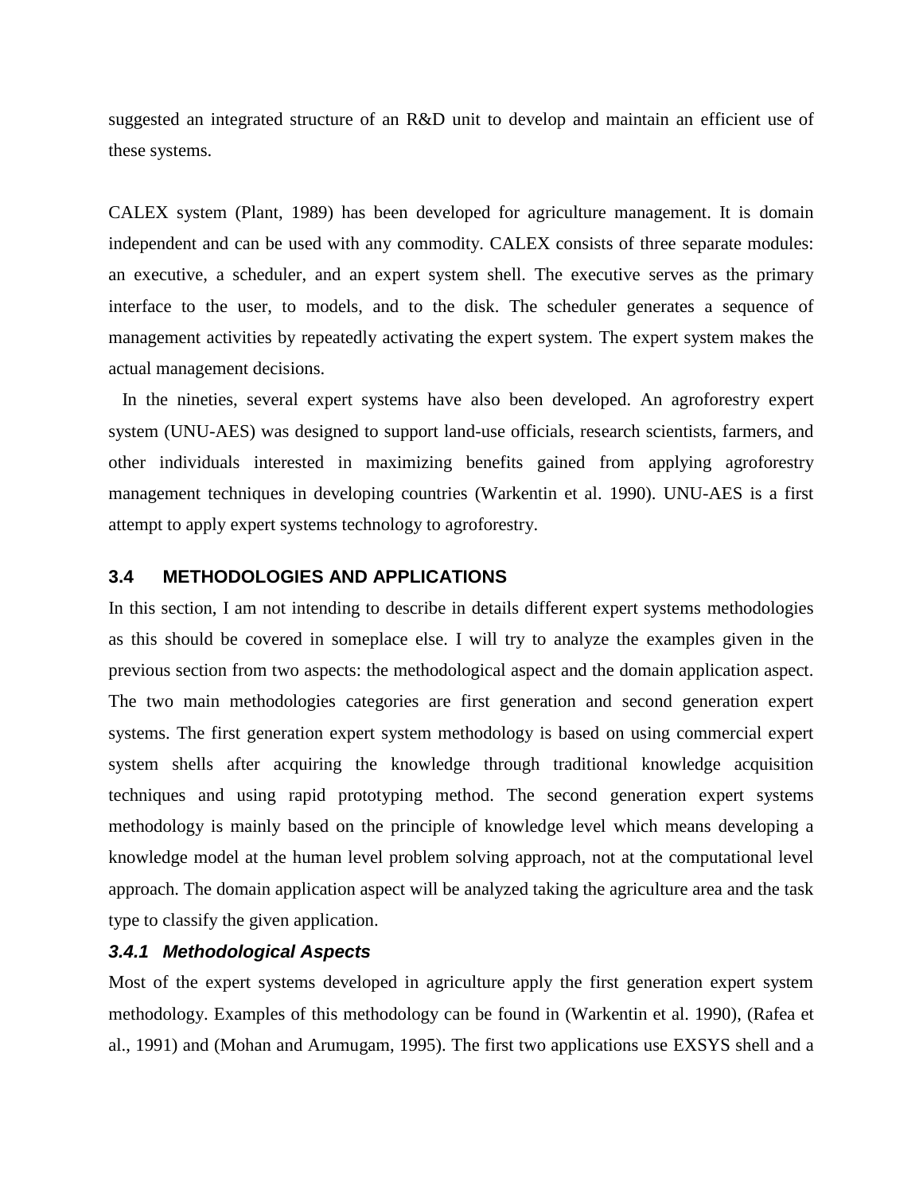suggested an integrated structure of an R&D unit to develop and maintain an efficient use of these systems.

CALEX system (Plant, 1989) has been developed for agriculture management. It is domain independent and can be used with any commodity. CALEX consists of three separate modules: an executive, a scheduler, and an expert system shell. The executive serves as the primary interface to the user, to models, and to the disk. The scheduler generates a sequence of management activities by repeatedly activating the expert system. The expert system makes the actual management decisions.

In the nineties, several expert systems have also been developed. An agroforestry expert system (UNU-AES) was designed to support land-use officials, research scientists, farmers, and other individuals interested in maximizing benefits gained from applying agroforestry management techniques in developing countries (Warkentin et al. 1990). UNU-AES is a first attempt to apply expert systems technology to agroforestry.

## 3.4 METHODOLOGIES AND APPLICATIONS

In this section, I am not intending to describe in details different expert systems methodologies as this should be covered in someplace else. I will try to analyze the examples given in the previous section from two aspects: the methodological aspect and the domain application aspect. The two main methodologies categories are first generation and second generation expert systems. The first generation expert system methodology is based on using commercial expert system shells after acquiring the knowledge through traditional knowledge acquisition techniques and using rapid prototyping method. The second generation expert systems methodology is mainly based on the principle of knowledge level which means developing a knowledge model at the human level problem solving approach, not at the computational level approach. The domain application aspect will be analyzed taking the agriculture area and the task type to classify the given application.

### *3.4.1 Methodological Aspects*

Most of the expert systems developed in agriculture apply the first generation expert system methodology. Examples of this methodology can be found in (Warkentin et al. 1990), (Rafea et al., 1991) and (Mohan and Arumugam, 1995). The first two applications use EXSYS shell and a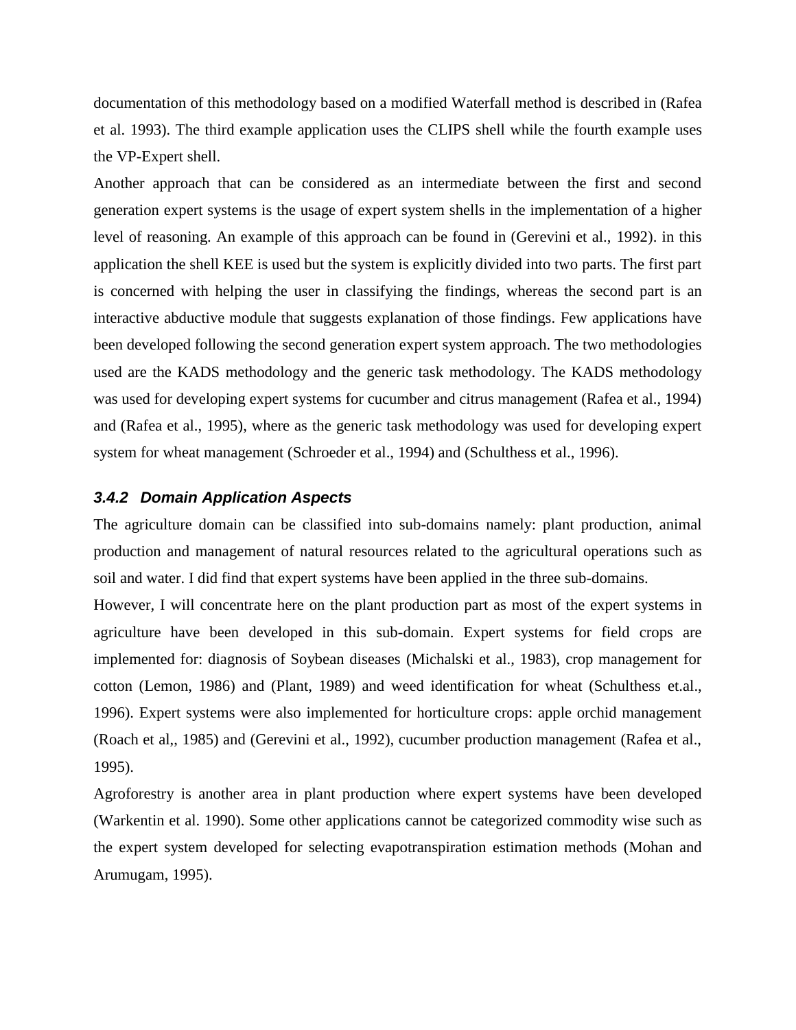documentation of this methodology based on a modified Waterfall method is described in (Rafea et al. 1993). The third example application uses the CLIPS shell while the fourth example uses the VP-Expert shell.

Another approach that can be considered as an intermediate between the first and second generation expert systems is the usage of expert system shells in the implementation of a higher level of reasoning. An example of this approach can be found in (Gerevini et al., 1992). in this application the shell KEE is used but the system is explicitly divided into two parts. The first part is concerned with helping the user in classifying the findings, whereas the second part is an interactive abductive module that suggests explanation of those findings. Few applications have been developed following the second generation expert system approach. The two methodologies used are the KADS methodology and the generic task methodology. The KADS methodology was used for developing expert systems for cucumber and citrus management (Rafea et al., 1994) and (Rafea et al., 1995), where as the generic task methodology was used for developing expert system for wheat management (Schroeder et al., 1994) and (Schulthess et al., 1996).

### *3.4.2 Domain Application Aspects*

The agriculture domain can be classified into sub-domains namely: plant production, animal production and management of natural resources related to the agricultural operations such as soil and water. I did find that expert systems have been applied in the three sub-domains.

However, I will concentrate here on the plant production part as most of the expert systems in agriculture have been developed in this sub-domain. Expert systems for field crops are implemented for: diagnosis of Soybean diseases (Michalski et al., 1983), crop management for cotton (Lemon, 1986) and (Plant, 1989) and weed identification for wheat (Schulthess et.al., 1996). Expert systems were also implemented for horticulture crops: apple orchid management (Roach et al,, 1985) and (Gerevini et al., 1992), cucumber production management (Rafea et al., 1995).

Agroforestry is another area in plant production where expert systems have been developed (Warkentin et al. 1990). Some other applications cannot be categorized commodity wise such as the expert system developed for selecting evapotranspiration estimation methods (Mohan and Arumugam, 1995).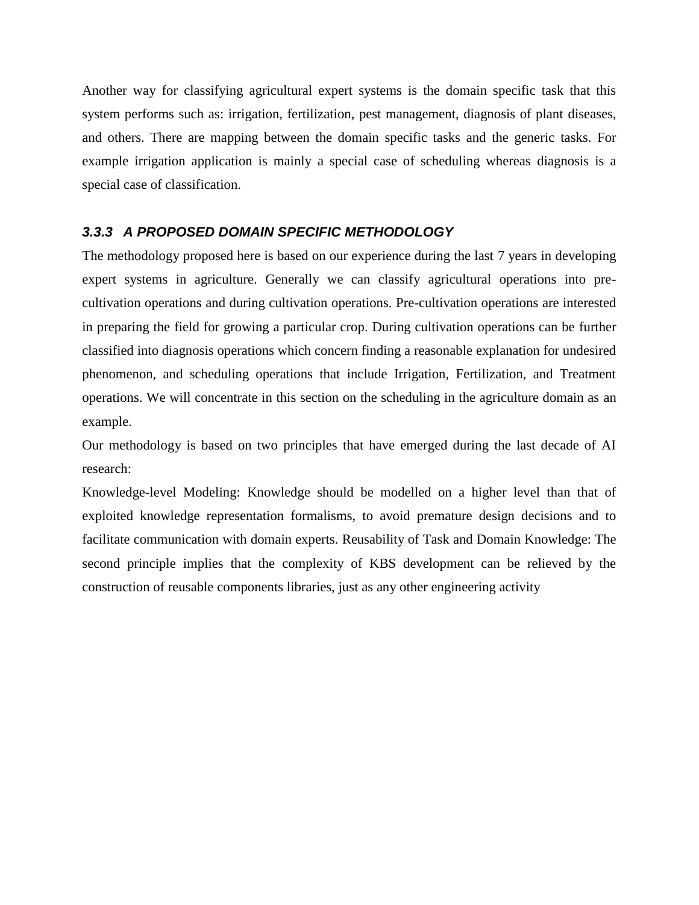Another way for classifying agricultural expert systems is the domain specific task that this system performs such as: irrigation, fertilization, pest management, diagnosis of plant diseases, and others. There are mapping between the domain specific tasks and the generic tasks. For example irrigation application is mainly a special case of scheduling whereas diagnosis is a special case of classification.

### *3.3.3 A PROPOSED DOMAIN SPECIFIC METHODOLOGY*

The methodology proposed here is based on our experience during the last 7 years in developing expert systems in agriculture. Generally we can classify agricultural operations into pre-cultivation operations and during cultivation operations. Pre-cultivation operations are interested in preparing the field for growing a particular crop. During cultivation operations can be further classified into diagnosis operations which concern finding a reasonable explanation for undesired phenomenon, and scheduling operations that include Irrigation, Fertilization, and Treatment operations. We will concentrate in this section on the scheduling in the agriculture domain as an example.

Our methodology is based on two principles that have emerged during the last decade of AI research:

Knowledge-level Modeling: Knowledge should be modelled on a higher level than that of exploited knowledge representation formalisms, to avoid premature design decisions and to facilitate communication with domain experts. Reusability of Task and Domain Knowledge: The second principle implies that the complexity of KBS development can be relieved by the construction of reusable components libraries, just as any other engineering activity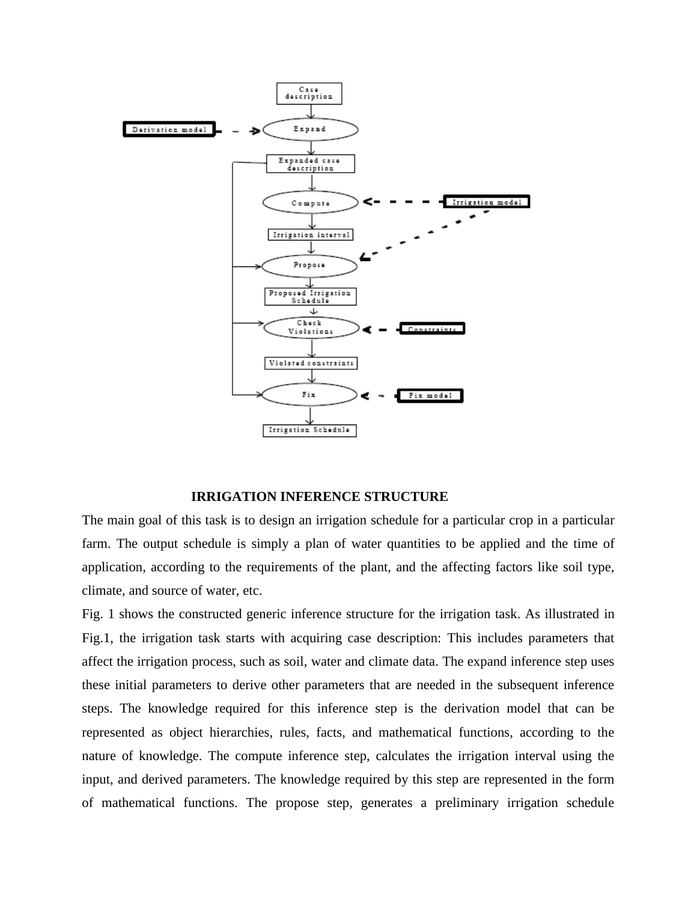## IRRIGATION INFERENCE STRUCTURE

The main goal of this task is to design an irrigation schedule for a particular crop in a particular farm. The output schedule is simply a plan of water quantities to be applied and the time of application, according to the requirements of the plant, and the affecting factors like soil type, climate, and source of water, etc.

Fig. 1 shows the constructed generic inference structure for the irrigation task. As illustrated in Fig.1, the irrigation task starts with acquiring case description: This includes parameters that affect the irrigation process, such as soil, water and climate data. The expand inference step uses these initial parameters to derive other parameters that are needed in the subsequent inference steps. The knowledge required for this inference step is the derivation model that can be represented as object hierarchies, rules, facts, and mathematical functions, according to the nature of knowledge. The compute inference step, calculates the irrigation interval using the input, and derived parameters. The knowledge required by this step are represented in the form of mathematical functions. The propose step, generates a preliminary irrigation schedule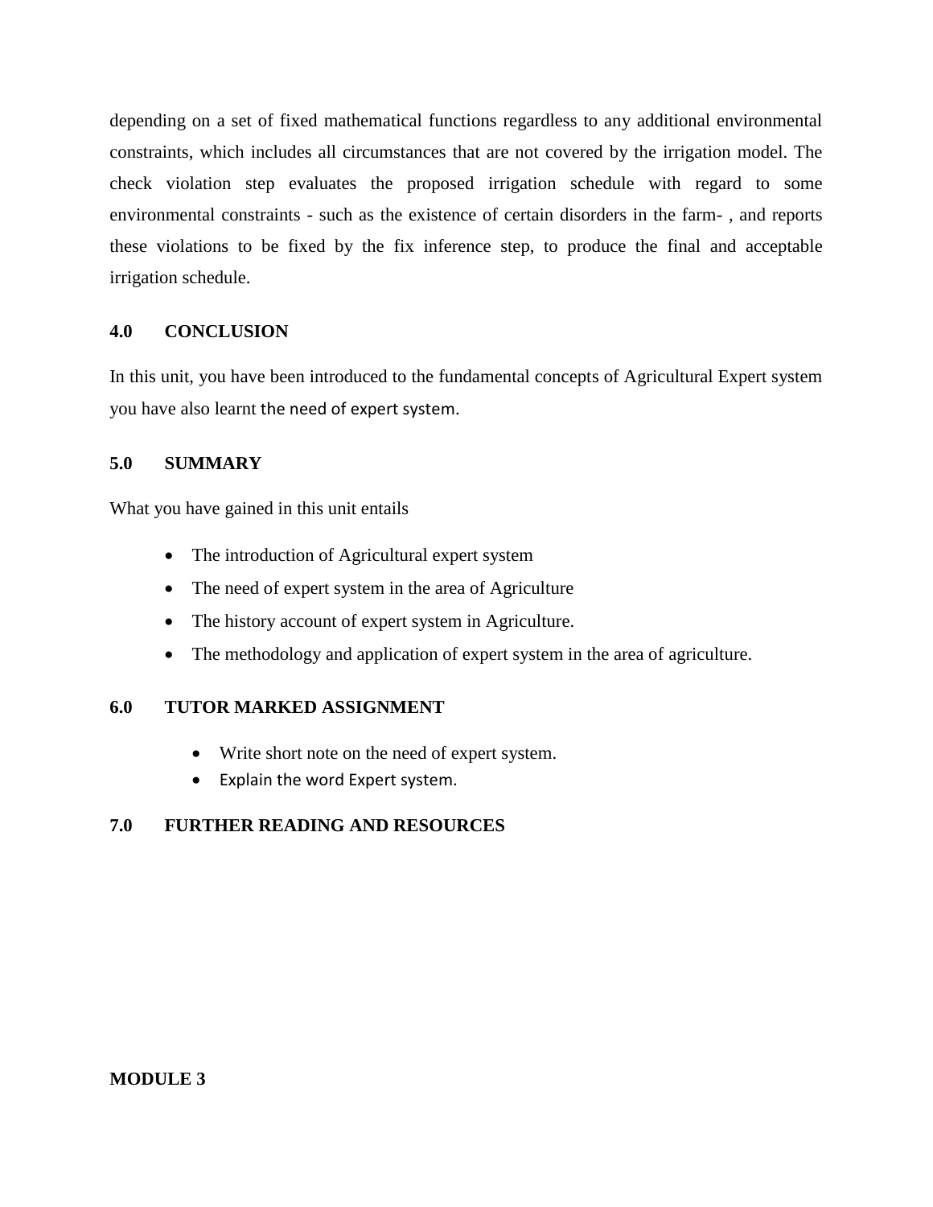depending on a set of fixed mathematical functions regardless to any additional environmental constraints, which includes all circumstances that are not covered by the irrigation model. The check violation step evaluates the proposed irrigation schedule with regard to some environmental constraints - such as the existence of certain disorders in the farm- , and reports these violations to be fixed by the fix inference step, to produce the final and acceptable irrigation schedule.

## 4.0 CONCLUSION

In this unit, you have been introduced to the fundamental concepts of Agricultural Expert system you have also learnt the need of expert system.

## 5.0 SUMMARY

What you have gained in this unit entails

- The introduction of Agricultural expert system
- The need of expert system in the area of Agriculture
- The history account of expert system in Agriculture.
- The methodology and application of expert system in the area of agriculture.

## 6.0 TUTOR MARKED ASSIGNMENT

- Write short note on the need of expert system.
- Explain the word Expert system.

## 7.0 FURTHER READING AND RESOURCES

# MODULE 3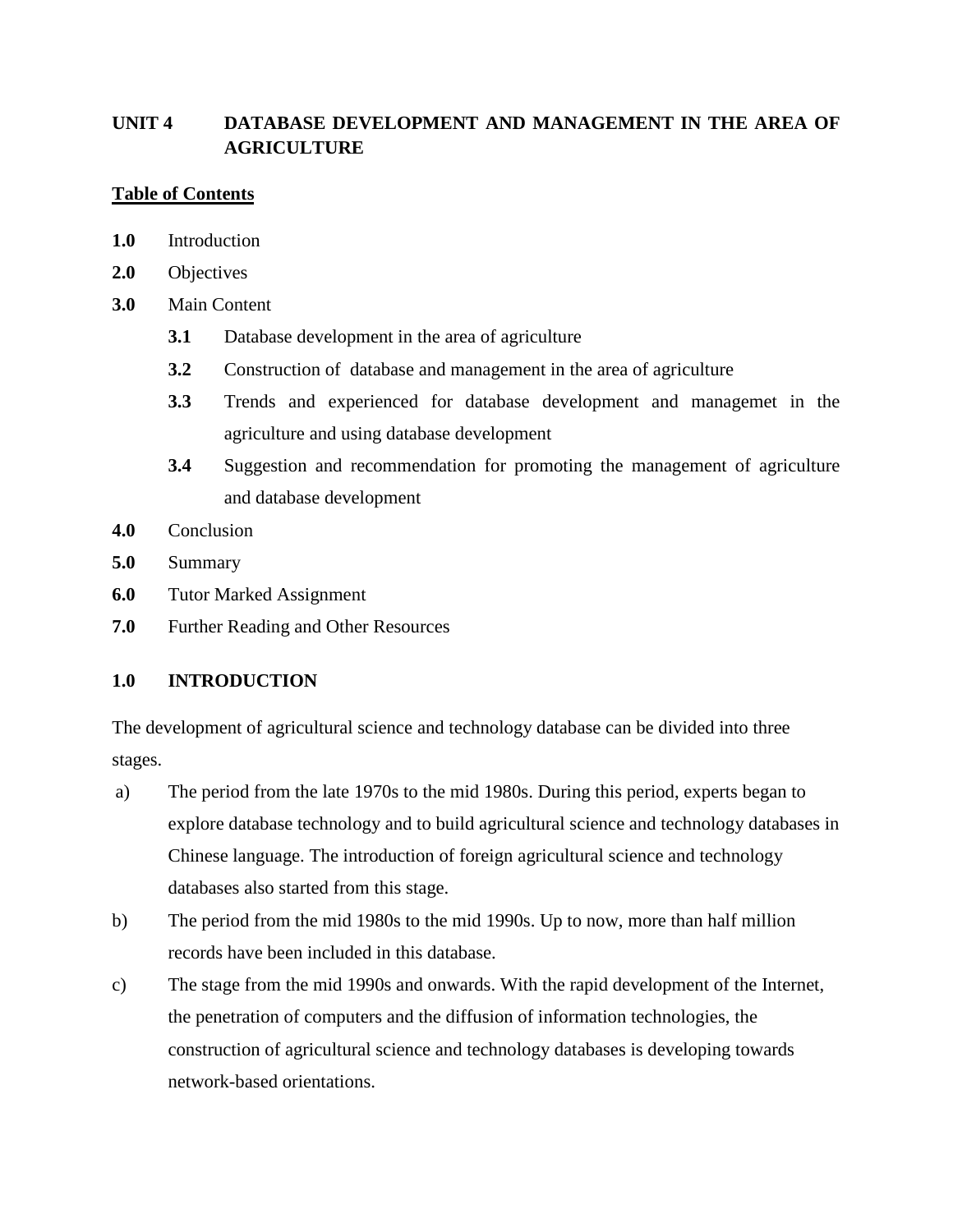# UNIT 4 DATABASE DEVELOPMENT AND MANAGEMENT IN THE AREA OF AGRICULTURE

**Table of Contents**

**1.0** Introduction

**2.0** Objectives

**3.0** Main Content

- **3.1** Database development in the area of agriculture
- **3.2** Construction of database and management in the area of agriculture
- **3.3** Trends and experienced for database development and managemet in the agriculture and using database development
- **3.4** Suggestion and recommendation for promoting the management of agriculture and database development

**4.0** Conclusion

**5.0** Summary

**6.0** Tutor Marked Assignment

**7.0** Further Reading and Other Resources

## 1.0 INTRODUCTION

The development of agricultural science and technology database can be divided into three stages.

a) The period from the late 1970s to the mid 1980s. During this period, experts began to explore database technology and to build agricultural science and technology databases in Chinese language. The introduction of foreign agricultural science and technology databases also started from this stage.

b) The period from the mid 1980s to the mid 1990s. Up to now, more than half million records have been included in this database.

c) The stage from the mid 1990s and onwards. With the rapid development of the Internet, the penetration of computers and the diffusion of information technologies, the construction of agricultural science and technology databases is developing towards network-based orientations.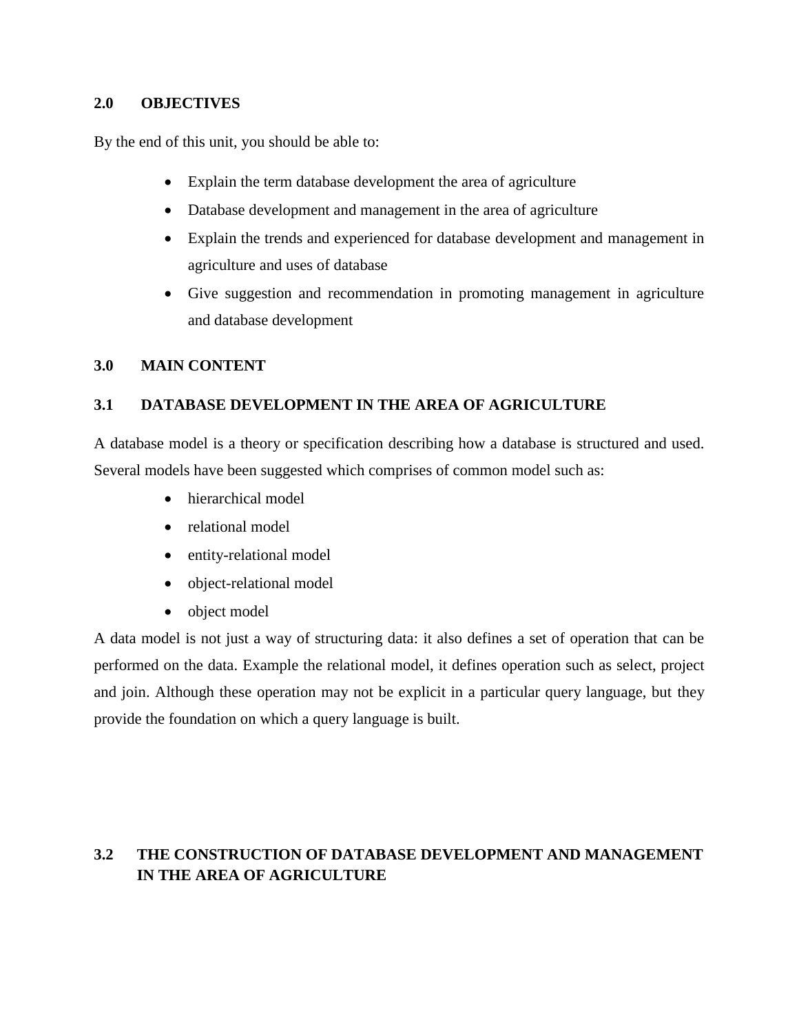## 2.0 OBJECTIVES

By the end of this unit, you should be able to:

- Explain the term database development the area of agriculture
- Database development and management in the area of agriculture
- Explain the trends and experienced for database development and management in agriculture and uses of database
- Give suggestion and recommendation in promoting management in agriculture and database development

## 3.0 MAIN CONTENT

### 3.1 DATABASE DEVELOPMENT IN THE AREA OF AGRICULTURE

A database model is a theory or specification describing how a database is structured and used. Several models have been suggested which comprises of common model such as:

- hierarchical model
- relational model
- entity-relational model
- object-relational model
- object model

A data model is not just a way of structuring data: it also defines a set of operation that can be performed on the data. Example the relational model, it defines operation such as select, project and join. Although these operation may not be explicit in a particular query language, but they provide the foundation on which a query language is built.

### 3.2 THE CONSTRUCTION OF DATABASE DEVELOPMENT AND MANAGEMENT IN THE AREA OF AGRICULTURE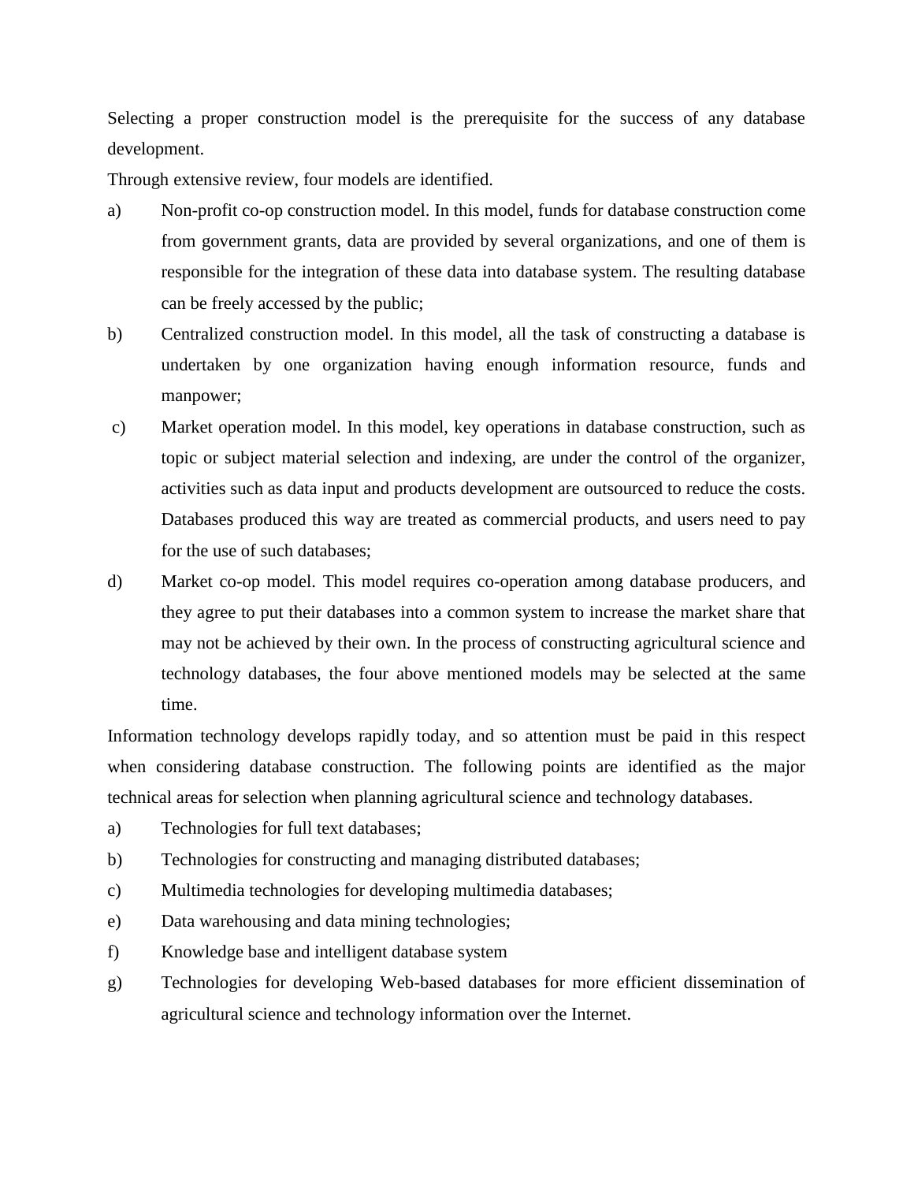Selecting a proper construction model is the prerequisite for the success of any database development.

Through extensive review, four models are identified.

a) Non-profit co-op construction model. In this model, funds for database construction come from government grants, data are provided by several organizations, and one of them is responsible for the integration of these data into database system. The resulting database can be freely accessed by the public;

b) Centralized construction model. In this model, all the task of constructing a database is undertaken by one organization having enough information resource, funds and manpower;

c) Market operation model. In this model, key operations in database construction, such as topic or subject material selection and indexing, are under the control of the organizer, activities such as data input and products development are outsourced to reduce the costs. Databases produced this way are treated as commercial products, and users need to pay for the use of such databases;

d) Market co-op model. This model requires co-operation among database producers, and they agree to put their databases into a common system to increase the market share that may not be achieved by their own. In the process of constructing agricultural science and technology databases, the four above mentioned models may be selected at the same time.

Information technology develops rapidly today, and so attention must be paid in this respect when considering database construction. The following points are identified as the major technical areas for selection when planning agricultural science and technology databases.

a) Technologies for full text databases;

b) Technologies for constructing and managing distributed databases;

c) Multimedia technologies for developing multimedia databases;

e) Data warehousing and data mining technologies;

f) Knowledge base and intelligent database system

g) Technologies for developing Web-based databases for more efficient dissemination of agricultural science and technology information over the Internet.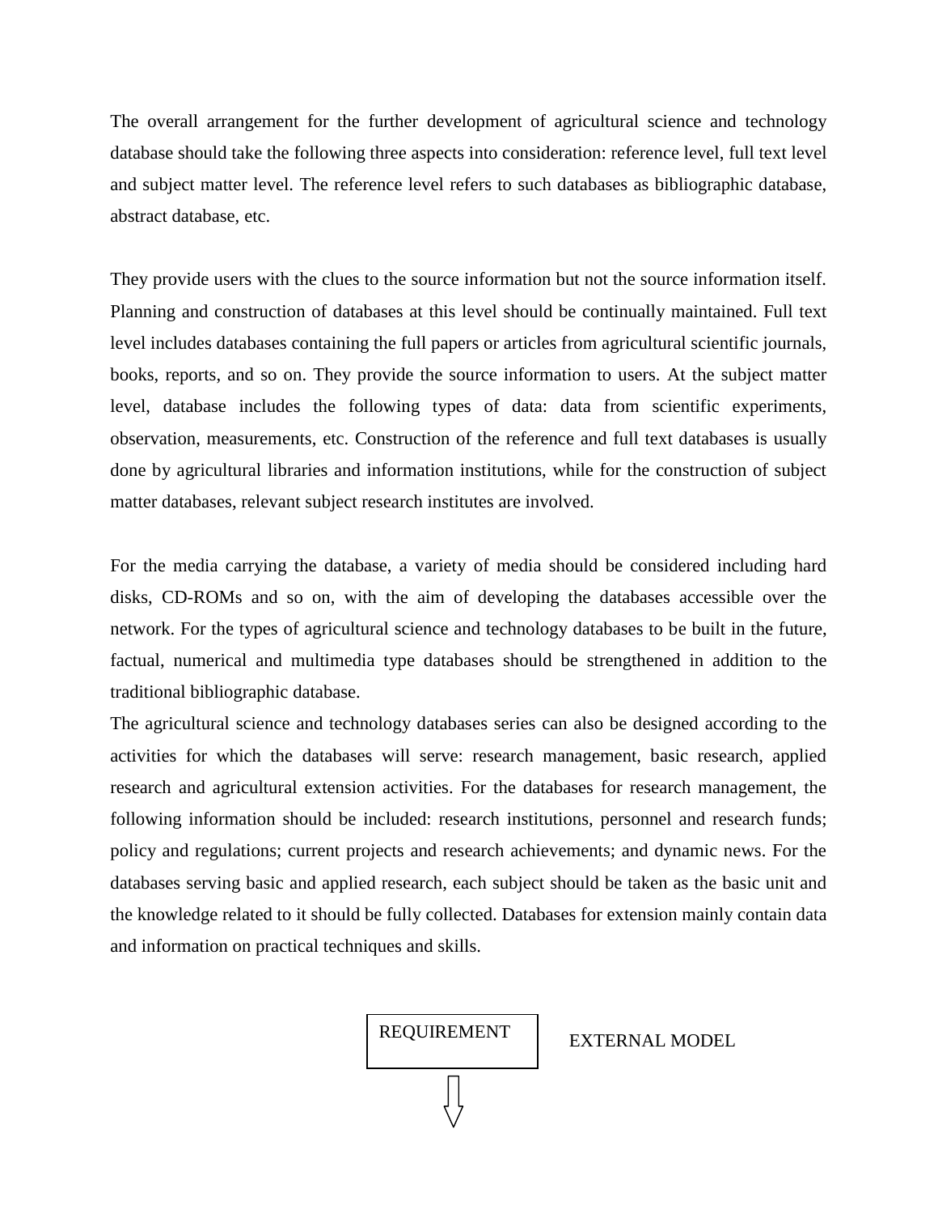The overall arrangement for the further development of agricultural science and technology database should take the following three aspects into consideration: reference level, full text level and subject matter level. The reference level refers to such databases as bibliographic database, abstract database, etc.

They provide users with the clues to the source information but not the source information itself. Planning and construction of databases at this level should be continually maintained. Full text level includes databases containing the full papers or articles from agricultural scientific journals, books, reports, and so on. They provide the source information to users. At the subject matter level, database includes the following types of data: data from scientific experiments, observation, measurements, etc. Construction of the reference and full text databases is usually done by agricultural libraries and information institutions, while for the construction of subject matter databases, relevant subject research institutes are involved.

For the media carrying the database, a variety of media should be considered including hard disks, CD-ROMs and so on, with the aim of developing the databases accessible over the network. For the types of agricultural science and technology databases to be built in the future, factual, numerical and multimedia type databases should be strengthened in addition to the traditional bibliographic database.

The agricultural science and technology databases series can also be designed according to the activities for which the databases will serve: research management, basic research, applied research and agricultural extension activities. For the databases for research management, the following information should be included: research institutions, personnel and research funds; policy and regulations; current projects and research achievements; and dynamic news. For the databases serving basic and applied research, each subject should be taken as the basic unit and the knowledge related to it should be fully collected. Databases for extension mainly contain data and information on practical techniques and skills.

REQUIREMENT    EXTERNAL MODEL

↓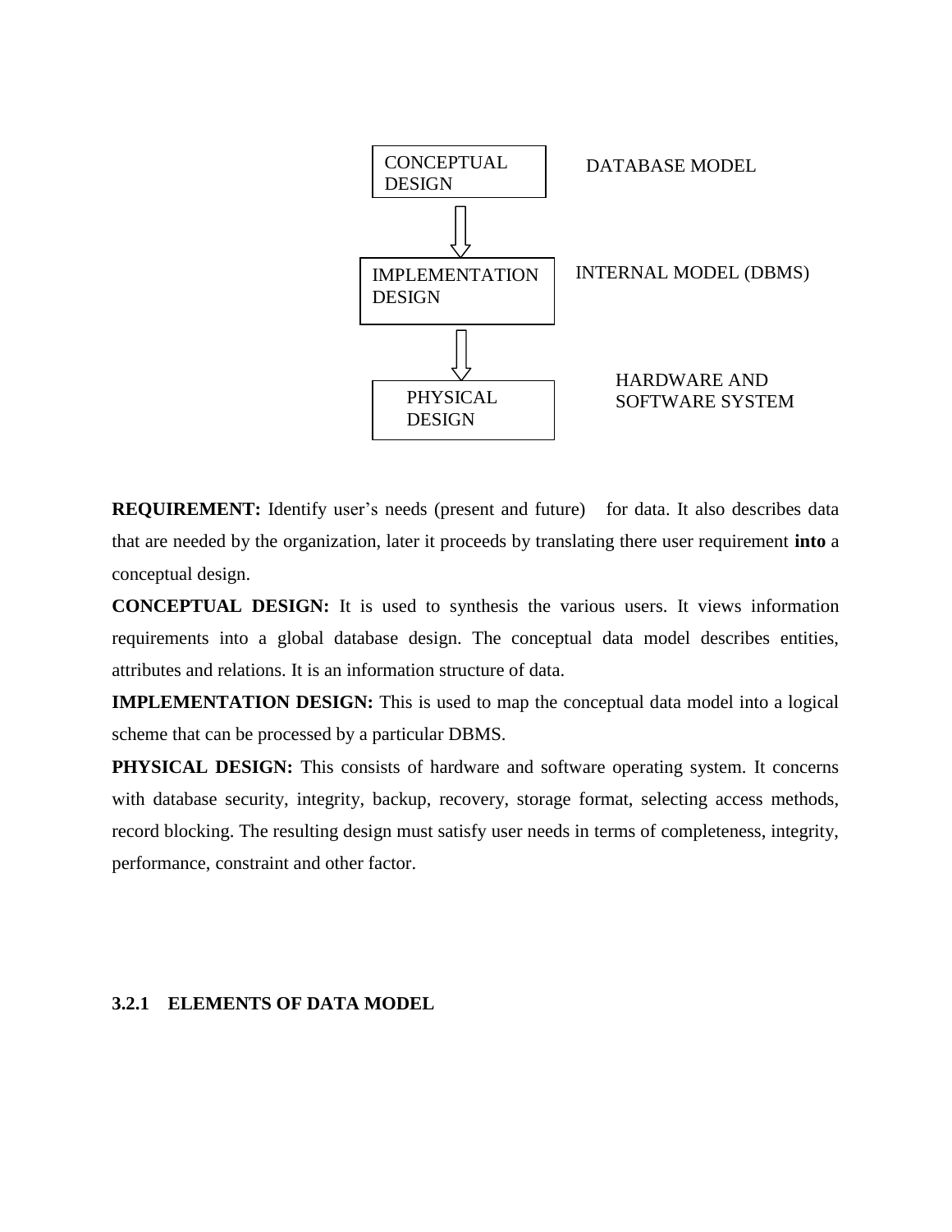| | |
|---|---|
| CONCEPTUAL DESIGN | DATABASE MODEL |
| ⇩ | |
| IMPLEMENTATION DESIGN | INTERNAL MODEL (DBMS) |
| ⇩ | |
| PHYSICAL DESIGN | HARDWARE AND SOFTWARE SYSTEM |

**REQUIREMENT:** Identify user's needs (present and future) for data. It also describes data that are needed by the organization, later it proceeds by translating there user requirement **into** a conceptual design.

**CONCEPTUAL DESIGN:** It is used to synthesis the various users. It views information requirements into a global database design. The conceptual data model describes entities, attributes and relations. It is an information structure of data.

**IMPLEMENTATION DESIGN:** This is used to map the conceptual data model into a logical scheme that can be processed by a particular DBMS.

**PHYSICAL DESIGN:** This consists of hardware and software operating system. It concerns with database security, integrity, backup, recovery, storage format, selecting access methods, record blocking. The resulting design must satisfy user needs in terms of completeness, integrity, performance, constraint and other factor.

### 3.2.1 ELEMENTS OF DATA MODEL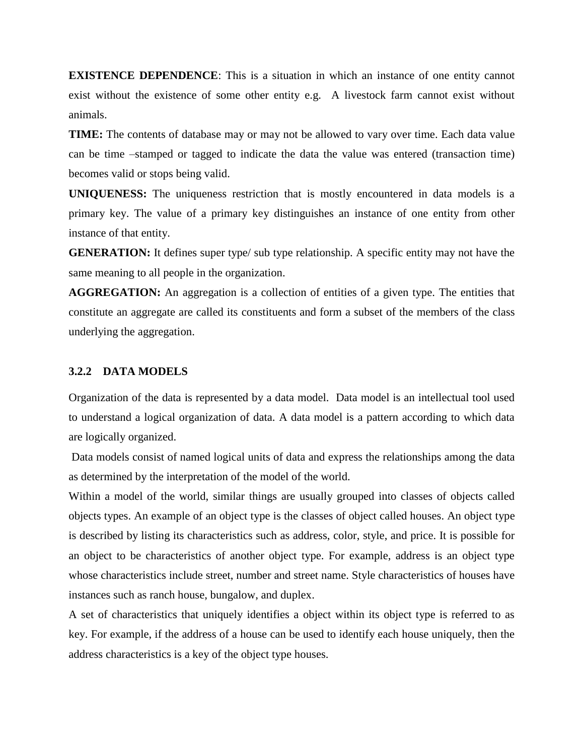**EXISTENCE DEPENDENCE**: This is a situation in which an instance of one entity cannot exist without the existence of some other entity e.g. A livestock farm cannot exist without animals.

**TIME:** The contents of database may or may not be allowed to vary over time. Each data value can be time –stamped or tagged to indicate the data the value was entered (transaction time) becomes valid or stops being valid.

**UNIQUENESS:** The uniqueness restriction that is mostly encountered in data models is a primary key. The value of a primary key distinguishes an instance of one entity from other instance of that entity.

**GENERATION:** It defines super type/ sub type relationship. A specific entity may not have the same meaning to all people in the organization.

**AGGREGATION:** An aggregation is a collection of entities of a given type. The entities that constitute an aggregate are called its constituents and form a subset of the members of the class underlying the aggregation.

### 3.2.2 DATA MODELS

Organization of the data is represented by a data model. Data model is an intellectual tool used to understand a logical organization of data. A data model is a pattern according to which data are logically organized.

Data models consist of named logical units of data and express the relationships among the data as determined by the interpretation of the model of the world.

Within a model of the world, similar things are usually grouped into classes of objects called objects types. An example of an object type is the classes of object called houses. An object type is described by listing its characteristics such as address, color, style, and price. It is possible for an object to be characteristics of another object type. For example, address is an object type whose characteristics include street, number and street name. Style characteristics of houses have instances such as ranch house, bungalow, and duplex.

A set of characteristics that uniquely identifies a object within its object type is referred to as key. For example, if the address of a house can be used to identify each house uniquely, then the address characteristics is a key of the object type houses.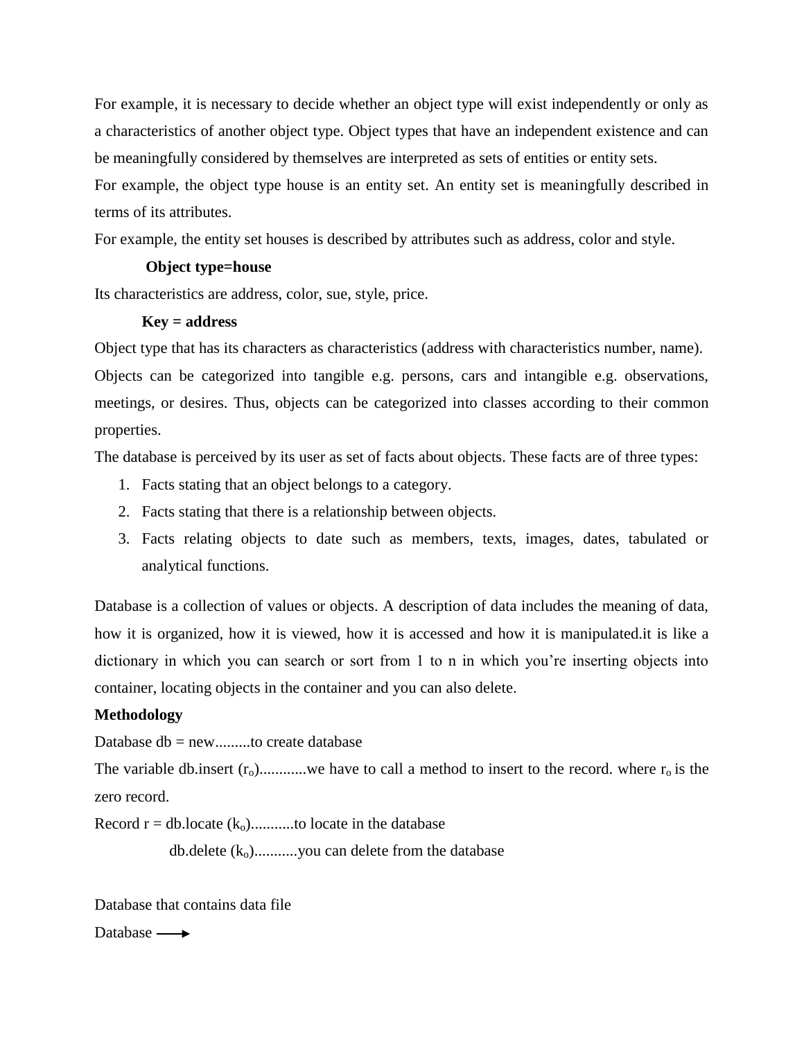For example, it is necessary to decide whether an object type will exist independently or only as a characteristics of another object type. Object types that have an independent existence and can be meaningfully considered by themselves are interpreted as sets of entities or entity sets.

For example, the object type house is an entity set. An entity set is meaningfully described in terms of its attributes.

For example, the entity set houses is described by attributes such as address, color and style.

**Object type=house**

Its characteristics are address, color, sue, style, price.

**Key = address**

Object type that has its characters as characteristics (address with characteristics number, name).

Objects can be categorized into tangible e.g. persons, cars and intangible e.g. observations, meetings, or desires. Thus, objects can be categorized into classes according to their common properties.

The database is perceived by its user as set of facts about objects. These facts are of three types:

1. Facts stating that an object belongs to a category.
2. Facts stating that there is a relationship between objects.
3. Facts relating objects to date such as members, texts, images, dates, tabulated or analytical functions.

Database is a collection of values or objects. A description of data includes the meaning of data, how it is organized, how it is viewed, how it is accessed and how it is manipulated.it is like a dictionary in which you can search or sort from 1 to n in which you're inserting objects into container, locating objects in the container and you can also delete.

**Methodology**

Database db = new.........to create database

The variable db.insert ($r_o$)...........we have to call a method to insert to the record. where $r_o$ is the zero record.

Record r = db.locate ($k_o$)...........to locate in the database

db.delete ($k_o$)...........you can delete from the database

Database that contains data file

Database ⟶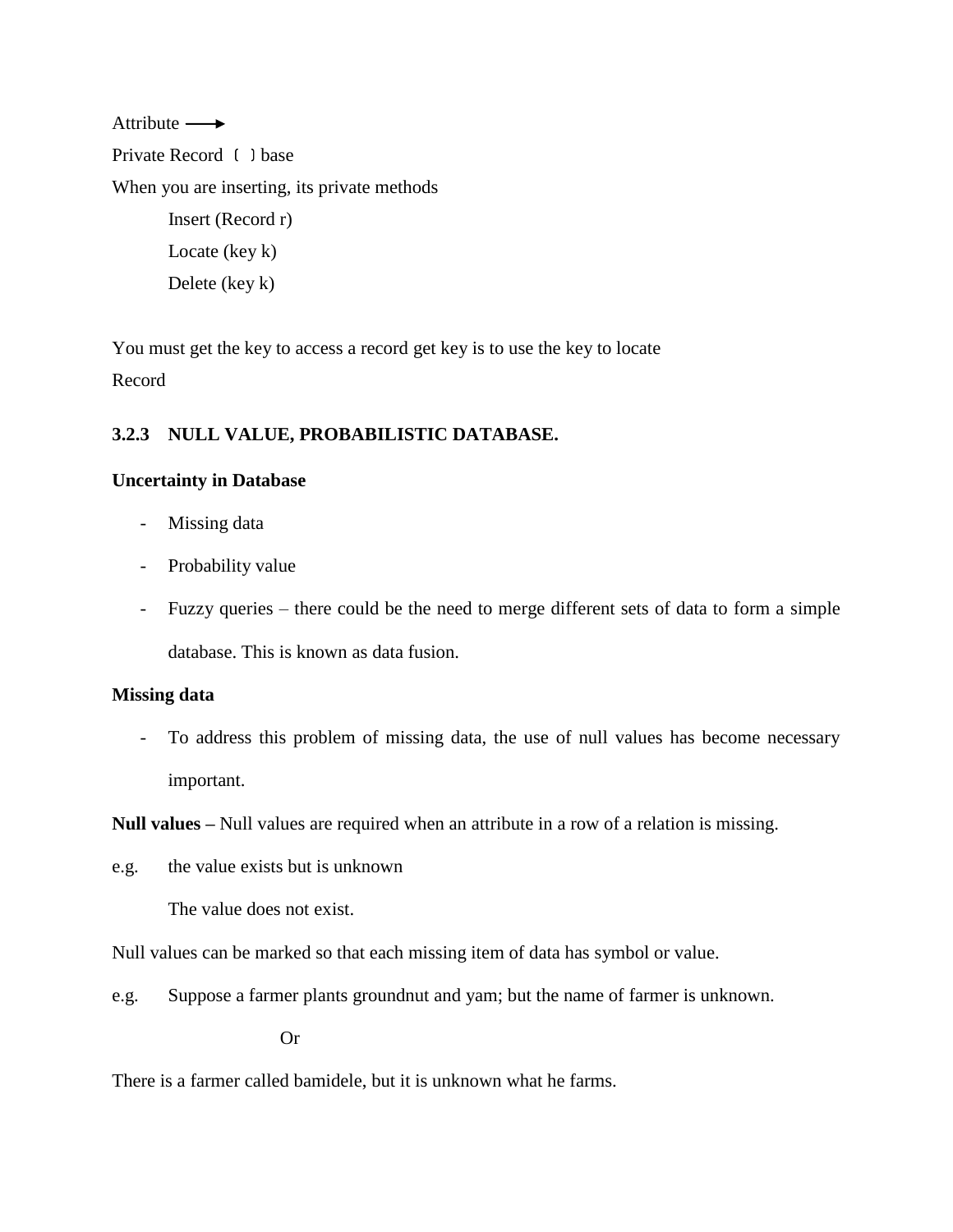Attribute ⟶

Private Record〔 〕base

When you are inserting, its private methods

Insert (Record r)

Locate (key k)

Delete (key k)

You must get the key to access a record get key is to use the key to locate Record

### 3.2.3 NULL VALUE, PROBABILISTIC DATABASE.

**Uncertainty in Database**

- Missing data
- Probability value
- Fuzzy queries – there could be the need to merge different sets of data to form a simple database. This is known as data fusion.

**Missing data**

- To address this problem of missing data, the use of null values has become necessary important.

**Null values –** Null values are required when an attribute in a row of a relation is missing.

e.g. the value exists but is unknown

The value does not exist.

Null values can be marked so that each missing item of data has symbol or value.

e.g. Suppose a farmer plants groundnut and yam; but the name of farmer is unknown.

Or

There is a farmer called bamidele, but it is unknown what he farms.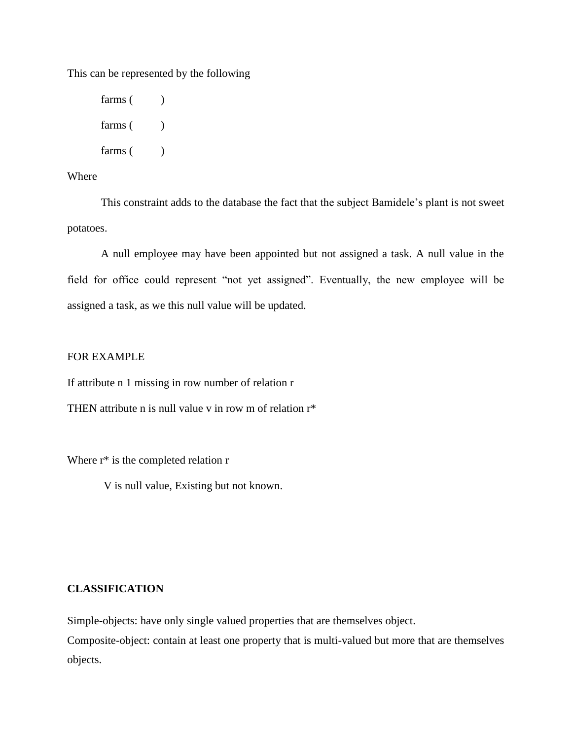This can be represented by the following

farms (          )

farms (          )

farms (          )

Where

This constraint adds to the database the fact that the subject Bamidele's plant is not sweet potatoes.

A null employee may have been appointed but not assigned a task. A null value in the field for office could represent "not yet assigned". Eventually, the new employee will be assigned a task, as we this null value will be updated.

FOR EXAMPLE

If attribute n 1 missing in row number of relation r

THEN attribute n is null value v in row m of relation r*

Where r* is the completed relation r

V is null value, Existing but not known.

**CLASSIFICATION**

Simple-objects: have only single valued properties that are themselves object.

Composite-object: contain at least one property that is multi-valued but more that are themselves objects.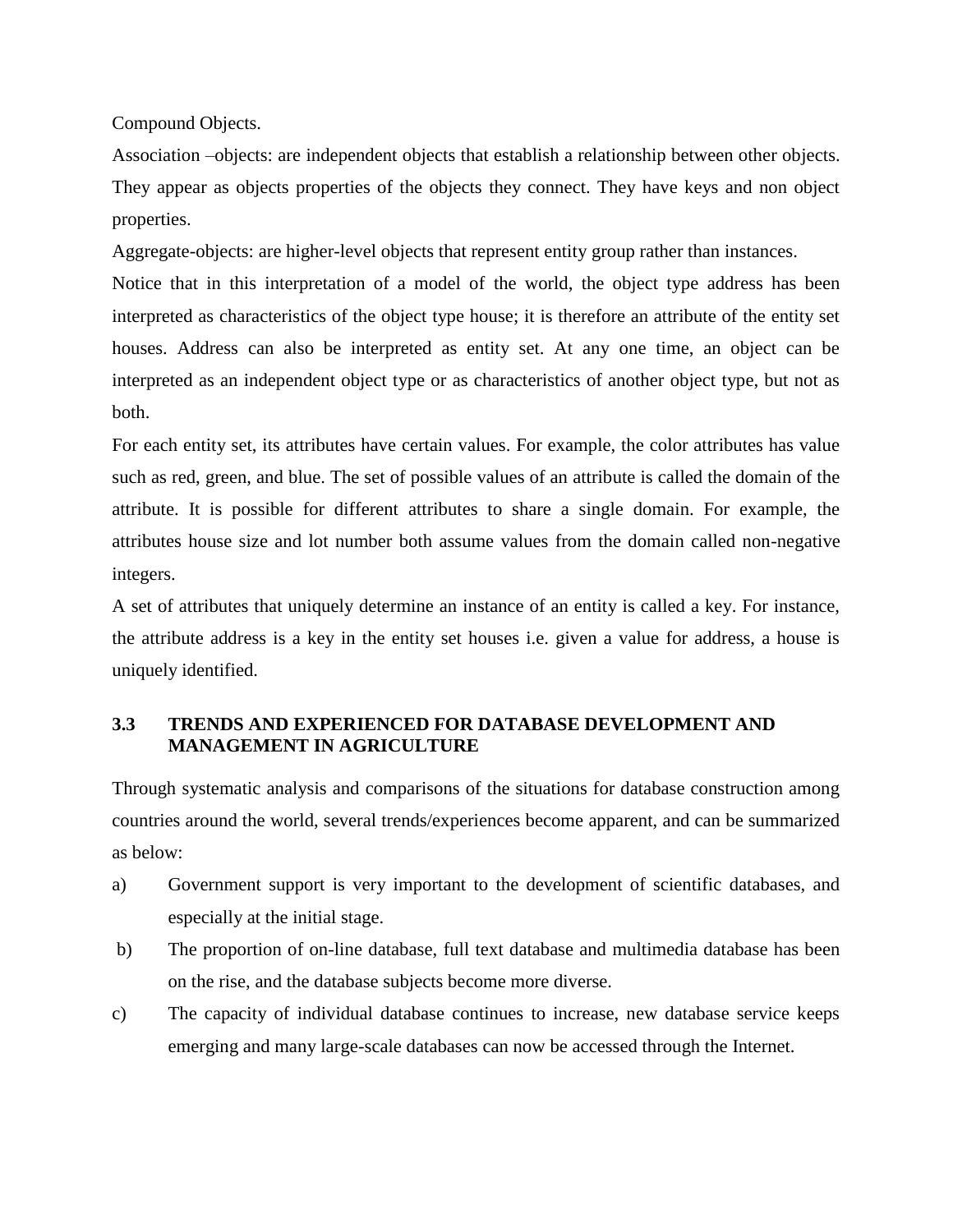Compound Objects.

Association –objects: are independent objects that establish a relationship between other objects. They appear as objects properties of the objects they connect. They have keys and non object properties.

Aggregate-objects: are higher-level objects that represent entity group rather than instances.

Notice that in this interpretation of a model of the world, the object type address has been interpreted as characteristics of the object type house; it is therefore an attribute of the entity set houses. Address can also be interpreted as entity set. At any one time, an object can be interpreted as an independent object type or as characteristics of another object type, but not as both.

For each entity set, its attributes have certain values. For example, the color attributes has value such as red, green, and blue. The set of possible values of an attribute is called the domain of the attribute. It is possible for different attributes to share a single domain. For example, the attributes house size and lot number both assume values from the domain called non-negative integers.

A set of attributes that uniquely determine an instance of an entity is called a key. For instance, the attribute address is a key in the entity set houses i.e. given a value for address, a house is uniquely identified.

### 3.3 TRENDS AND EXPERIENCED FOR DATABASE DEVELOPMENT AND MANAGEMENT IN AGRICULTURE

Through systematic analysis and comparisons of the situations for database construction among countries around the world, several trends/experiences become apparent, and can be summarized as below:

a) Government support is very important to the development of scientific databases, and especially at the initial stage.

b) The proportion of on-line database, full text database and multimedia database has been on the rise, and the database subjects become more diverse.

c) The capacity of individual database continues to increase, new database service keeps emerging and many large-scale databases can now be accessed through the Internet.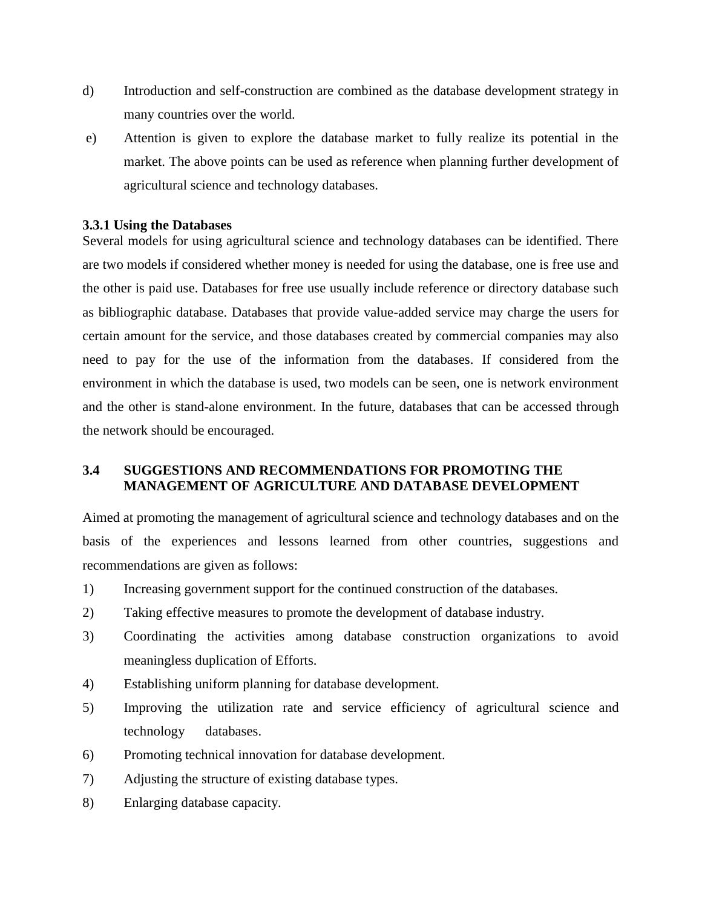d) Introduction and self-construction are combined as the database development strategy in many countries over the world.

e) Attention is given to explore the database market to fully realize its potential in the market. The above points can be used as reference when planning further development of agricultural science and technology databases.

### 3.3.1 Using the Databases

Several models for using agricultural science and technology databases can be identified. There are two models if considered whether money is needed for using the database, one is free use and the other is paid use. Databases for free use usually include reference or directory database such as bibliographic database. Databases that provide value-added service may charge the users for certain amount for the service, and those databases created by commercial companies may also need to pay for the use of the information from the databases. If considered from the environment in which the database is used, two models can be seen, one is network environment and the other is stand-alone environment. In the future, databases that can be accessed through the network should be encouraged.

## 3.4 SUGGESTIONS AND RECOMMENDATIONS FOR PROMOTING THE MANAGEMENT OF AGRICULTURE AND DATABASE DEVELOPMENT

Aimed at promoting the management of agricultural science and technology databases and on the basis of the experiences and lessons learned from other countries, suggestions and recommendations are given as follows:

1) Increasing government support for the continued construction of the databases.
2) Taking effective measures to promote the development of database industry.
3) Coordinating the activities among database construction organizations to avoid meaningless duplication of Efforts.
4) Establishing uniform planning for database development.
5) Improving the utilization rate and service efficiency of agricultural science and technology databases.
6) Promoting technical innovation for database development.
7) Adjusting the structure of existing database types.
8) Enlarging database capacity.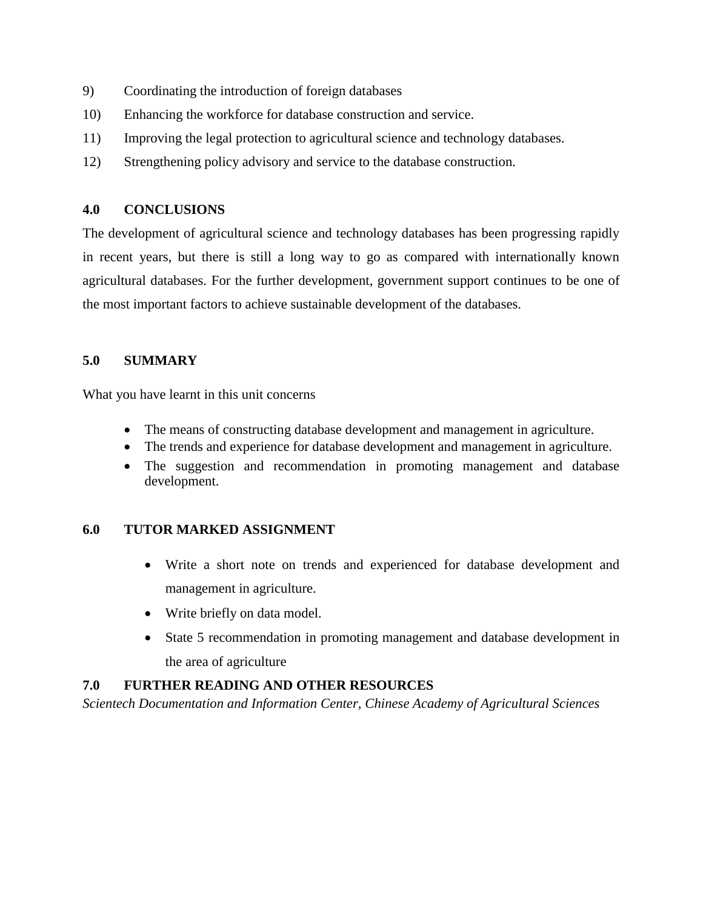9) Coordinating the introduction of foreign databases
10) Enhancing the workforce for database construction and service.
11) Improving the legal protection to agricultural science and technology databases.
12) Strengthening policy advisory and service to the database construction.

## 4.0 CONCLUSIONS

The development of agricultural science and technology databases has been progressing rapidly in recent years, but there is still a long way to go as compared with internationally known agricultural databases. For the further development, government support continues to be one of the most important factors to achieve sustainable development of the databases.

## 5.0 SUMMARY

What you have learnt in this unit concerns

- The means of constructing database development and management in agriculture.
- The trends and experience for database development and management in agriculture.
- The suggestion and recommendation in promoting management and database development.

## 6.0 TUTOR MARKED ASSIGNMENT

- Write a short note on trends and experienced for database development and management in agriculture.
- Write briefly on data model.
- State 5 recommendation in promoting management and database development in the area of agriculture

## 7.0 FURTHER READING AND OTHER RESOURCES

*Scientech Documentation and Information Center, Chinese Academy of Agricultural Sciences*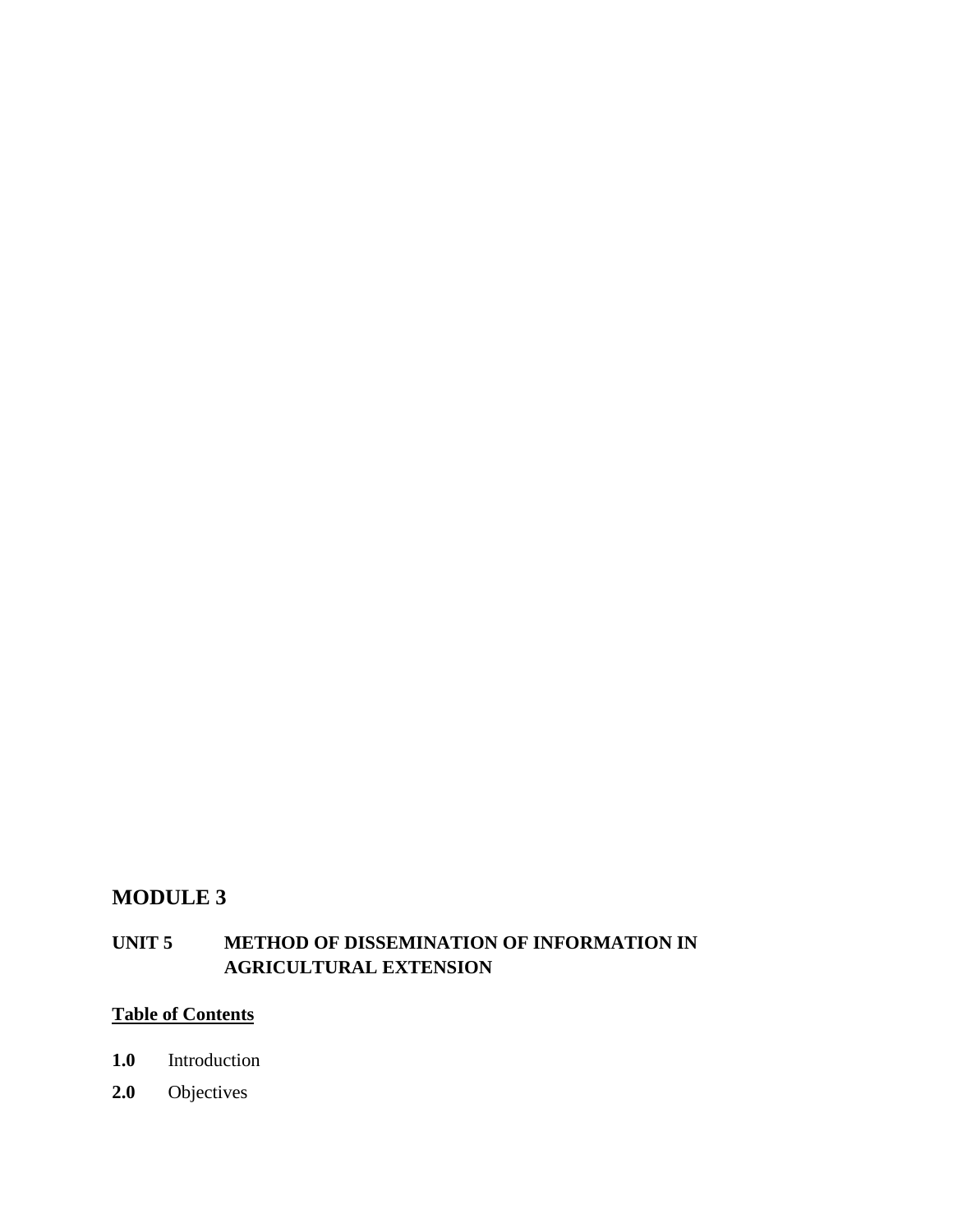# MODULE 3

## UNIT 5 METHOD OF DISSEMINATION OF INFORMATION IN AGRICULTURAL EXTENSION

**Table of Contents**

**1.0** Introduction

**2.0** Objectives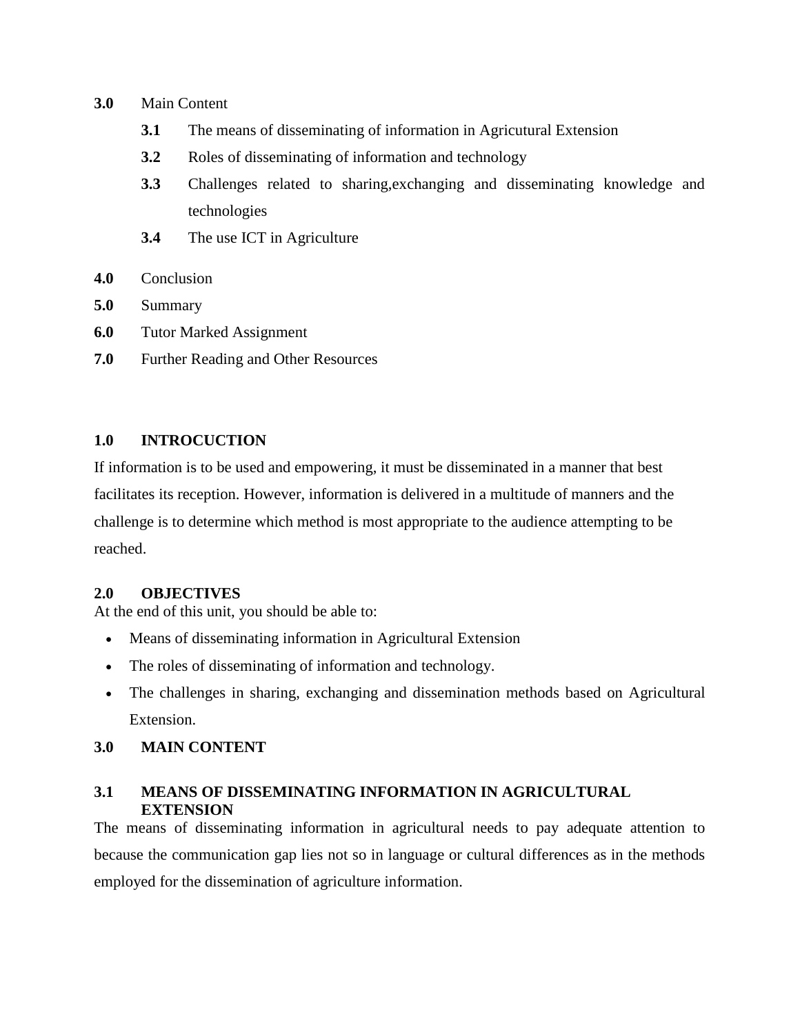**3.0** Main Content

- **3.1** The means of disseminating of information in Agricutural Extension
- **3.2** Roles of disseminating of information and technology
- **3.3** Challenges related to sharing,exchanging and disseminating knowledge and technologies
- **3.4** The use ICT in Agriculture

**4.0** Conclusion

**5.0** Summary

**6.0** Tutor Marked Assignment

**7.0** Further Reading and Other Resources

## 1.0 INTROCUCTION

If information is to be used and empowering, it must be disseminated in a manner that best facilitates its reception. However, information is delivered in a multitude of manners and the challenge is to determine which method is most appropriate to the audience attempting to be reached.

## 2.0 OBJECTIVES

At the end of this unit, you should be able to:

- Means of disseminating information in Agricultural Extension
- The roles of disseminating of information and technology.
- The challenges in sharing, exchanging and dissemination methods based on Agricultural Extension.

## 3.0 MAIN CONTENT

### 3.1 MEANS OF DISSEMINATING INFORMATION IN AGRICULTURAL EXTENSION

The means of disseminating information in agricultural needs to pay adequate attention to because the communication gap lies not so in language or cultural differences as in the methods employed for the dissemination of agriculture information.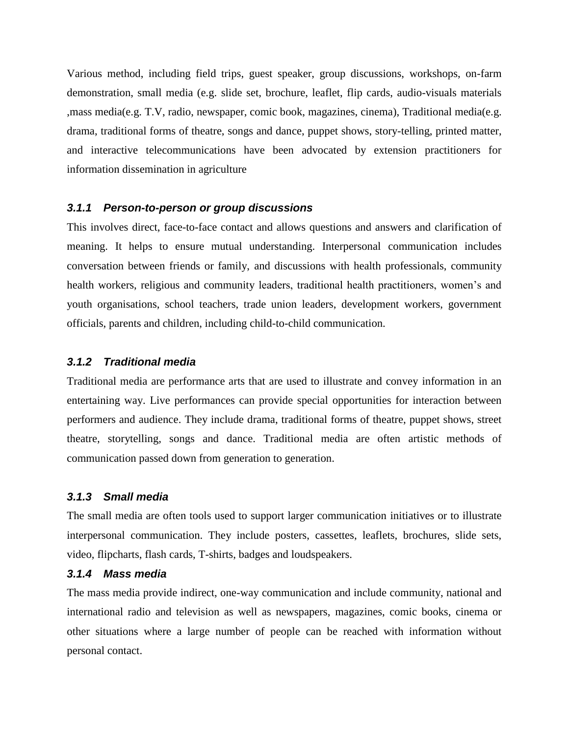Various method, including field trips, guest speaker, group discussions, workshops, on-farm demonstration, small media (e.g. slide set, brochure, leaflet, flip cards, audio-visuals materials ,mass media(e.g. T.V, radio, newspaper, comic book, magazines, cinema), Traditional media(e.g. drama, traditional forms of theatre, songs and dance, puppet shows, story-telling, printed matter, and interactive telecommunications have been advocated by extension practitioners for information dissemination in agriculture

#### *3.1.1 Person-to-person or group discussions*

This involves direct, face-to-face contact and allows questions and answers and clarification of meaning. It helps to ensure mutual understanding. Interpersonal communication includes conversation between friends or family, and discussions with health professionals, community health workers, religious and community leaders, traditional health practitioners, women's and youth organisations, school teachers, trade union leaders, development workers, government officials, parents and children, including child-to-child communication.

#### *3.1.2 Traditional media*

Traditional media are performance arts that are used to illustrate and convey information in an entertaining way. Live performances can provide special opportunities for interaction between performers and audience. They include drama, traditional forms of theatre, puppet shows, street theatre, storytelling, songs and dance. Traditional media are often artistic methods of communication passed down from generation to generation.

#### *3.1.3 Small media*

The small media are often tools used to support larger communication initiatives or to illustrate interpersonal communication. They include posters, cassettes, leaflets, brochures, slide sets, video, flipcharts, flash cards, T-shirts, badges and loudspeakers.

#### *3.1.4 Mass media*

The mass media provide indirect, one-way communication and include community, national and international radio and television as well as newspapers, magazines, comic books, cinema or other situations where a large number of people can be reached with information without personal contact.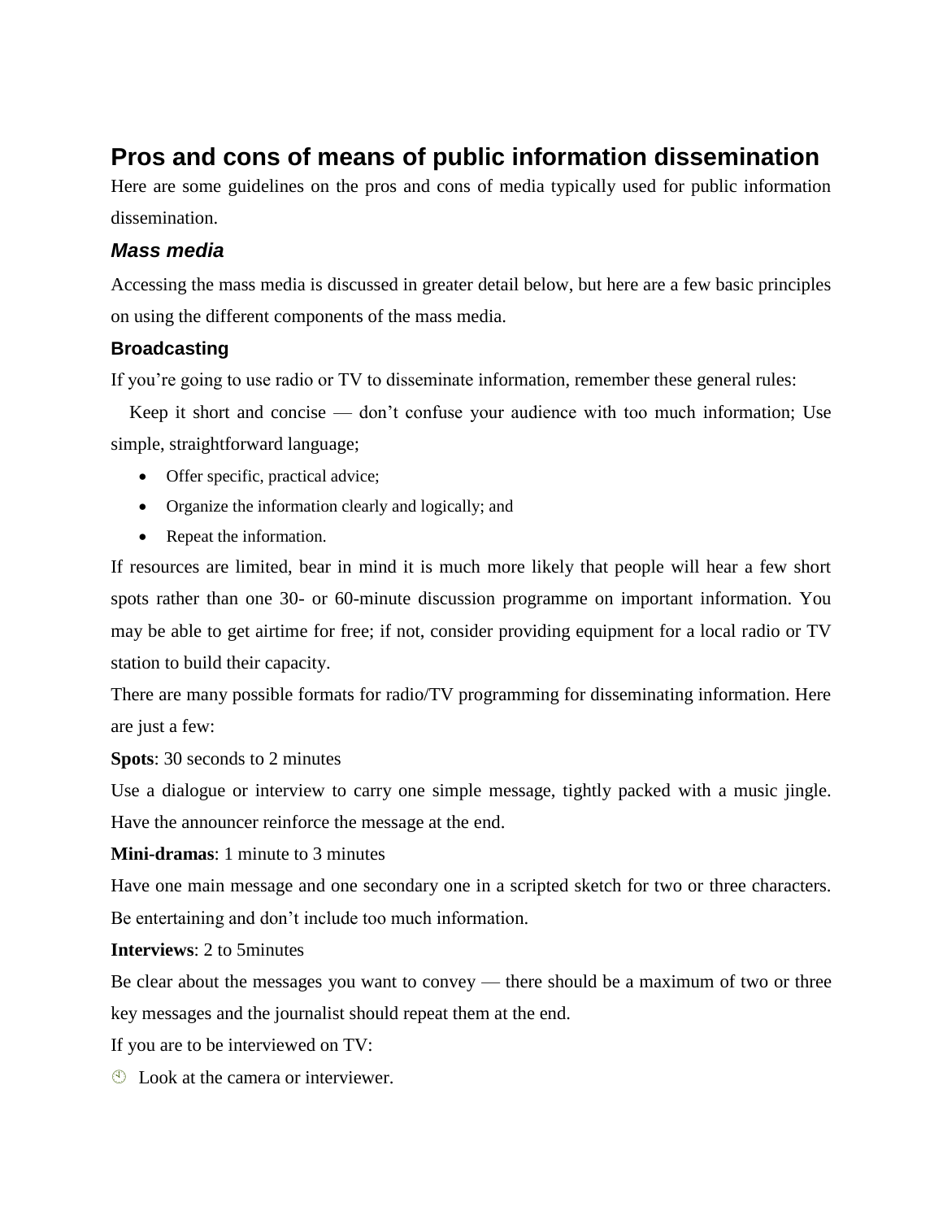## Pros and cons of means of public information dissemination

Here are some guidelines on the pros and cons of media typically used for public information dissemination.

### *Mass media*

Accessing the mass media is discussed in greater detail below, but here are a few basic principles on using the different components of the mass media.

#### Broadcasting

If you're going to use radio or TV to disseminate information, remember these general rules:

Keep it short and concise — don't confuse your audience with too much information; Use simple, straightforward language;

- Offer specific, practical advice;
- Organize the information clearly and logically; and
- Repeat the information.

If resources are limited, bear in mind it is much more likely that people will hear a few short spots rather than one 30- or 60-minute discussion programme on important information. You may be able to get airtime for free; if not, consider providing equipment for a local radio or TV station to build their capacity.

There are many possible formats for radio/TV programming for disseminating information. Here are just a few:

**Spots**: 30 seconds to 2 minutes

Use a dialogue or interview to carry one simple message, tightly packed with a music jingle. Have the announcer reinforce the message at the end.

**Mini-dramas**: 1 minute to 3 minutes

Have one main message and one secondary one in a scripted sketch for two or three characters. Be entertaining and don't include too much information.

**Interviews**: 2 to 5minutes

Be clear about the messages you want to convey — there should be a maximum of two or three key messages and the journalist should repeat them at the end.

If you are to be interviewed on TV:

- Look at the camera or interviewer.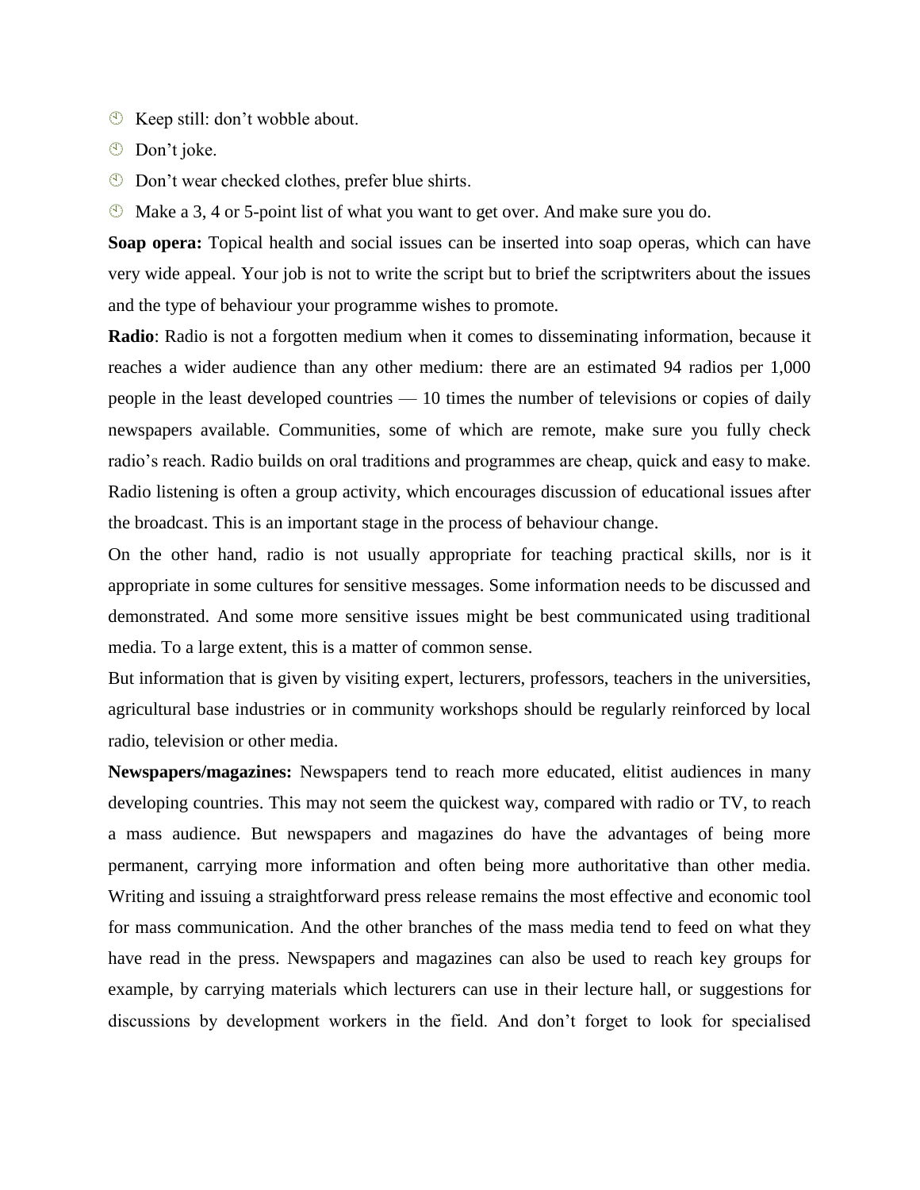- Keep still: don't wobble about.
- Don't joke.
- Don't wear checked clothes, prefer blue shirts.
- Make a 3, 4 or 5-point list of what you want to get over. And make sure you do.

**Soap opera:** Topical health and social issues can be inserted into soap operas, which can have very wide appeal. Your job is not to write the script but to brief the scriptwriters about the issues and the type of behaviour your programme wishes to promote.

**Radio**: Radio is not a forgotten medium when it comes to disseminating information, because it reaches a wider audience than any other medium: there are an estimated 94 radios per 1,000 people in the least developed countries — 10 times the number of televisions or copies of daily newspapers available. Communities, some of which are remote, make sure you fully check radio's reach. Radio builds on oral traditions and programmes are cheap, quick and easy to make. Radio listening is often a group activity, which encourages discussion of educational issues after the broadcast. This is an important stage in the process of behaviour change.

On the other hand, radio is not usually appropriate for teaching practical skills, nor is it appropriate in some cultures for sensitive messages. Some information needs to be discussed and demonstrated. And some more sensitive issues might be best communicated using traditional media. To a large extent, this is a matter of common sense.

But information that is given by visiting expert, lecturers, professors, teachers in the universities, agricultural base industries or in community workshops should be regularly reinforced by local radio, television or other media.

**Newspapers/magazines:** Newspapers tend to reach more educated, elitist audiences in many developing countries. This may not seem the quickest way, compared with radio or TV, to reach a mass audience. But newspapers and magazines do have the advantages of being more permanent, carrying more information and often being more authoritative than other media. Writing and issuing a straightforward press release remains the most effective and economic tool for mass communication. And the other branches of the mass media tend to feed on what they have read in the press. Newspapers and magazines can also be used to reach key groups for example, by carrying materials which lecturers can use in their lecture hall, or suggestions for discussions by development workers in the field. And don't forget to look for specialised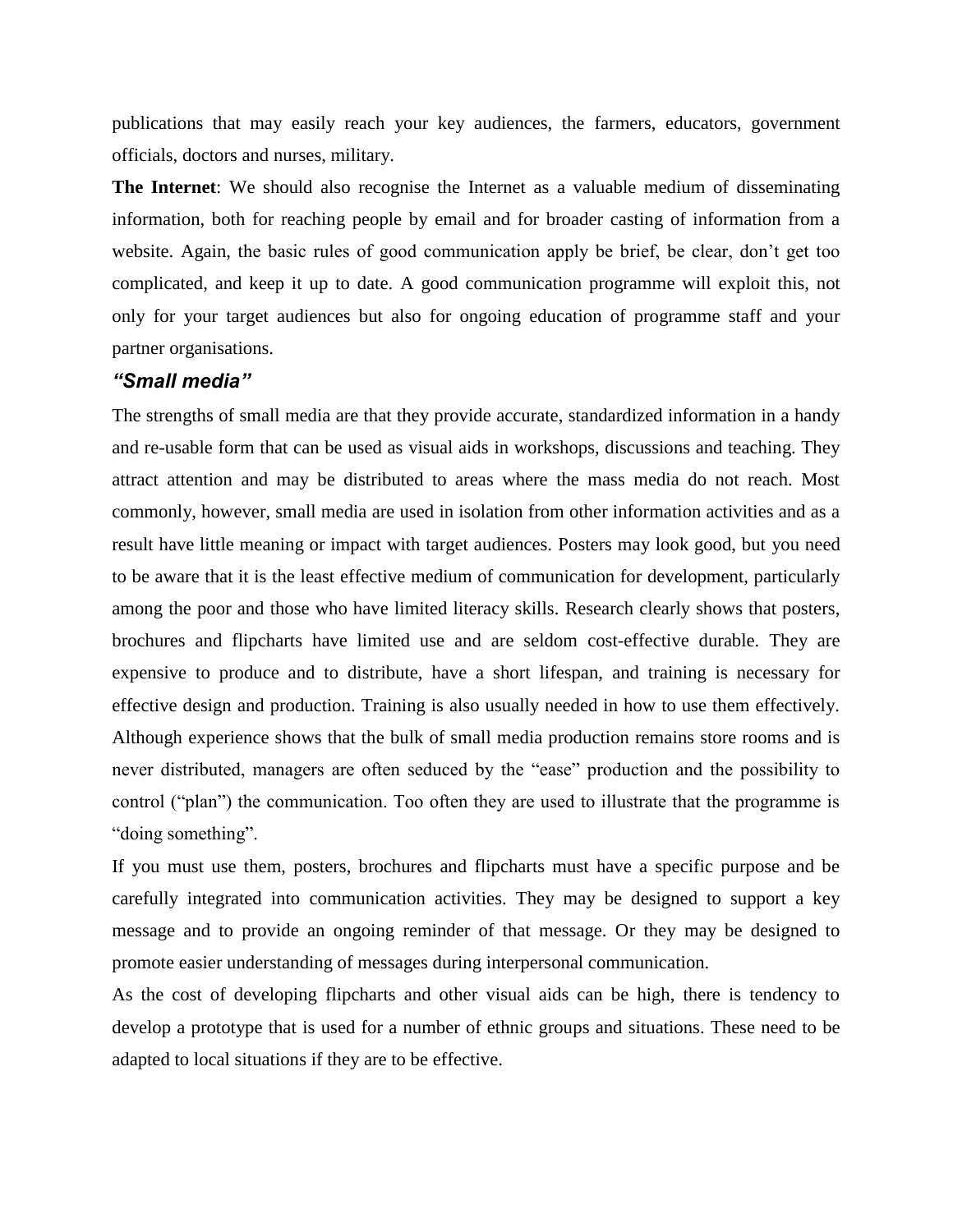publications that may easily reach your key audiences, the farmers, educators, government officials, doctors and nurses, military.

**The Internet**: We should also recognise the Internet as a valuable medium of disseminating information, both for reaching people by email and for broader casting of information from a website. Again, the basic rules of good communication apply be brief, be clear, don't get too complicated, and keep it up to date. A good communication programme will exploit this, not only for your target audiences but also for ongoing education of programme staff and your partner organisations.

### *"Small media"*

The strengths of small media are that they provide accurate, standardized information in a handy and re-usable form that can be used as visual aids in workshops, discussions and teaching. They attract attention and may be distributed to areas where the mass media do not reach. Most commonly, however, small media are used in isolation from other information activities and as a result have little meaning or impact with target audiences. Posters may look good, but you need to be aware that it is the least effective medium of communication for development, particularly among the poor and those who have limited literacy skills. Research clearly shows that posters, brochures and flipcharts have limited use and are seldom cost-effective durable. They are expensive to produce and to distribute, have a short lifespan, and training is necessary for effective design and production. Training is also usually needed in how to use them effectively. Although experience shows that the bulk of small media production remains store rooms and is never distributed, managers are often seduced by the "ease" production and the possibility to control ("plan") the communication. Too often they are used to illustrate that the programme is "doing something".

If you must use them, posters, brochures and flipcharts must have a specific purpose and be carefully integrated into communication activities. They may be designed to support a key message and to provide an ongoing reminder of that message. Or they may be designed to promote easier understanding of messages during interpersonal communication.

As the cost of developing flipcharts and other visual aids can be high, there is tendency to develop a prototype that is used for a number of ethnic groups and situations. These need to be adapted to local situations if they are to be effective.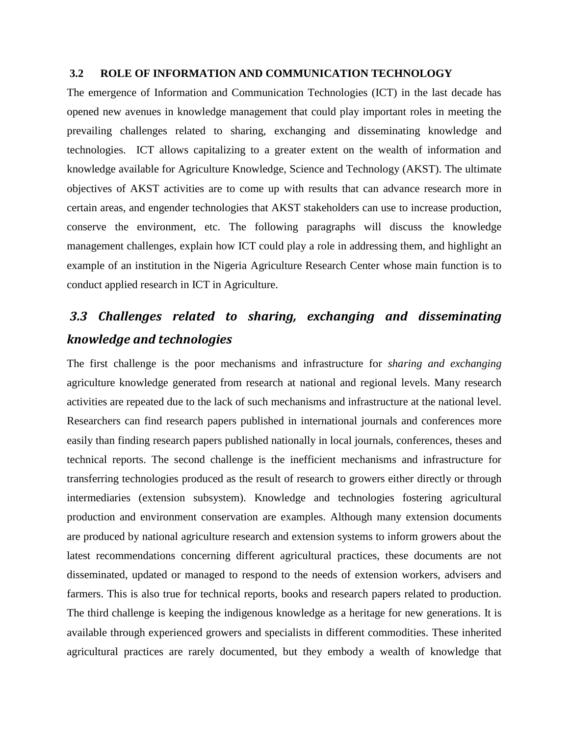### 3.2 ROLE OF INFORMATION AND COMMUNICATION TECHNOLOGY

The emergence of Information and Communication Technologies (ICT) in the last decade has opened new avenues in knowledge management that could play important roles in meeting the prevailing challenges related to sharing, exchanging and disseminating knowledge and technologies. ICT allows capitalizing to a greater extent on the wealth of information and knowledge available for Agriculture Knowledge, Science and Technology (AKST). The ultimate objectives of AKST activities are to come up with results that can advance research more in certain areas, and engender technologies that AKST stakeholders can use to increase production, conserve the environment, etc. The following paragraphs will discuss the knowledge management challenges, explain how ICT could play a role in addressing them, and highlight an example of an institution in the Nigeria Agriculture Research Center whose main function is to conduct applied research in ICT in Agriculture.

### *3.3 Challenges related to sharing, exchanging and disseminating knowledge and technologies*

The first challenge is the poor mechanisms and infrastructure for *sharing and exchanging* agriculture knowledge generated from research at national and regional levels. Many research activities are repeated due to the lack of such mechanisms and infrastructure at the national level. Researchers can find research papers published in international journals and conferences more easily than finding research papers published nationally in local journals, conferences, theses and technical reports. The second challenge is the inefficient mechanisms and infrastructure for transferring technologies produced as the result of research to growers either directly or through intermediaries (extension subsystem). Knowledge and technologies fostering agricultural production and environment conservation are examples. Although many extension documents are produced by national agriculture research and extension systems to inform growers about the latest recommendations concerning different agricultural practices, these documents are not disseminated, updated or managed to respond to the needs of extension workers, advisers and farmers. This is also true for technical reports, books and research papers related to production. The third challenge is keeping the indigenous knowledge as a heritage for new generations. It is available through experienced growers and specialists in different commodities. These inherited agricultural practices are rarely documented, but they embody a wealth of knowledge that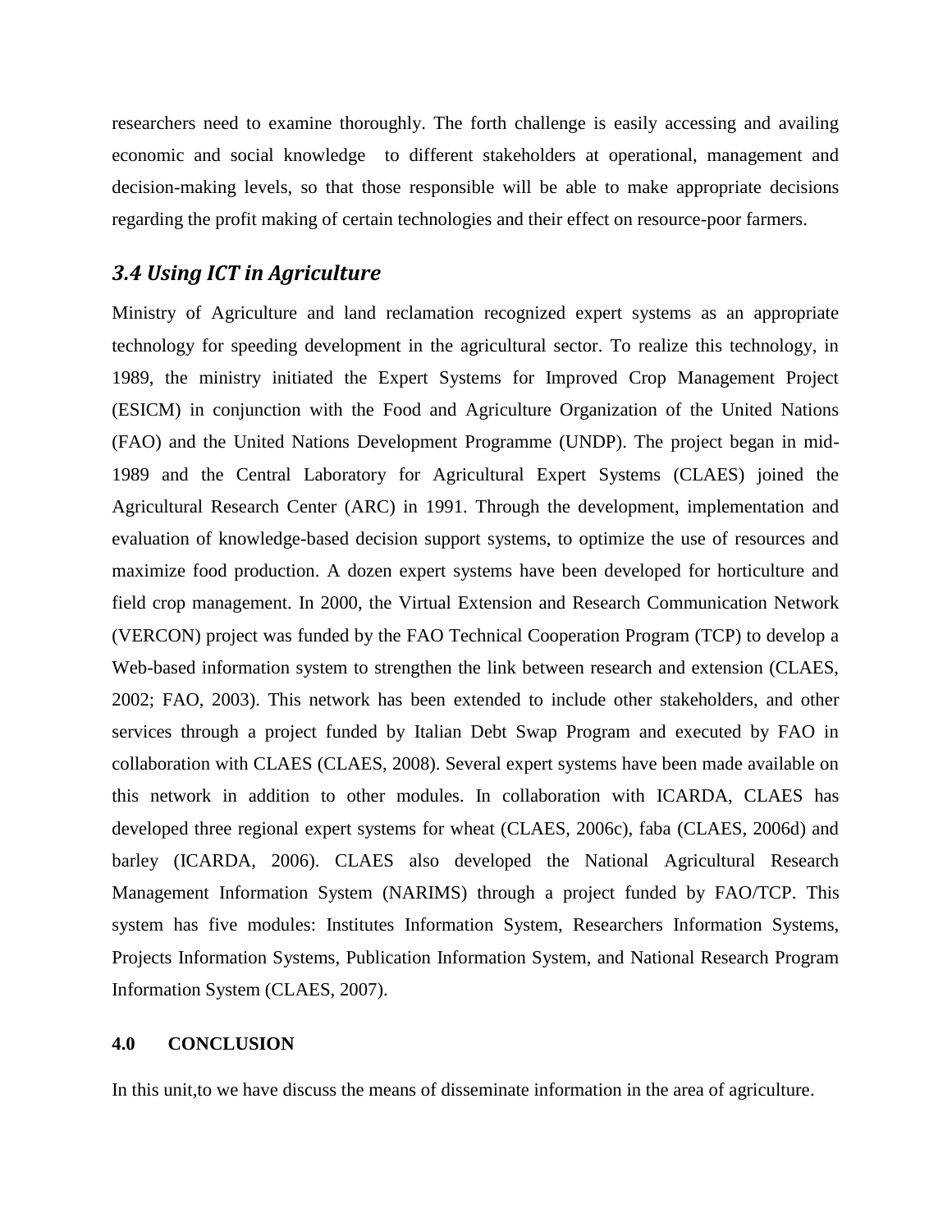researchers need to examine thoroughly. The forth challenge is easily accessing and availing economic and social knowledge to different stakeholders at operational, management and decision-making levels, so that those responsible will be able to make appropriate decisions regarding the profit making of certain technologies and their effect on resource-poor farmers.

### *3.4 Using ICT in Agriculture*

Ministry of Agriculture and land reclamation recognized expert systems as an appropriate technology for speeding development in the agricultural sector. To realize this technology, in 1989, the ministry initiated the Expert Systems for Improved Crop Management Project (ESICM) in conjunction with the Food and Agriculture Organization of the United Nations (FAO) and the United Nations Development Programme (UNDP). The project began in mid-1989 and the Central Laboratory for Agricultural Expert Systems (CLAES) joined the Agricultural Research Center (ARC) in 1991. Through the development, implementation and evaluation of knowledge-based decision support systems, to optimize the use of resources and maximize food production. A dozen expert systems have been developed for horticulture and field crop management. In 2000, the Virtual Extension and Research Communication Network (VERCON) project was funded by the FAO Technical Cooperation Program (TCP) to develop a Web-based information system to strengthen the link between research and extension (CLAES, 2002; FAO, 2003). This network has been extended to include other stakeholders, and other services through a project funded by Italian Debt Swap Program and executed by FAO in collaboration with CLAES (CLAES, 2008). Several expert systems have been made available on this network in addition to other modules. In collaboration with ICARDA, CLAES has developed three regional expert systems for wheat (CLAES, 2006c), faba (CLAES, 2006d) and barley (ICARDA, 2006). CLAES also developed the National Agricultural Research Management Information System (NARIMS) through a project funded by FAO/TCP. This system has five modules: Institutes Information System, Researchers Information Systems, Projects Information Systems, Publication Information System, and National Research Program Information System (CLAES, 2007).

**4.0 CONCLUSION**

In this unit,to we have discuss the means of disseminate information in the area of agriculture.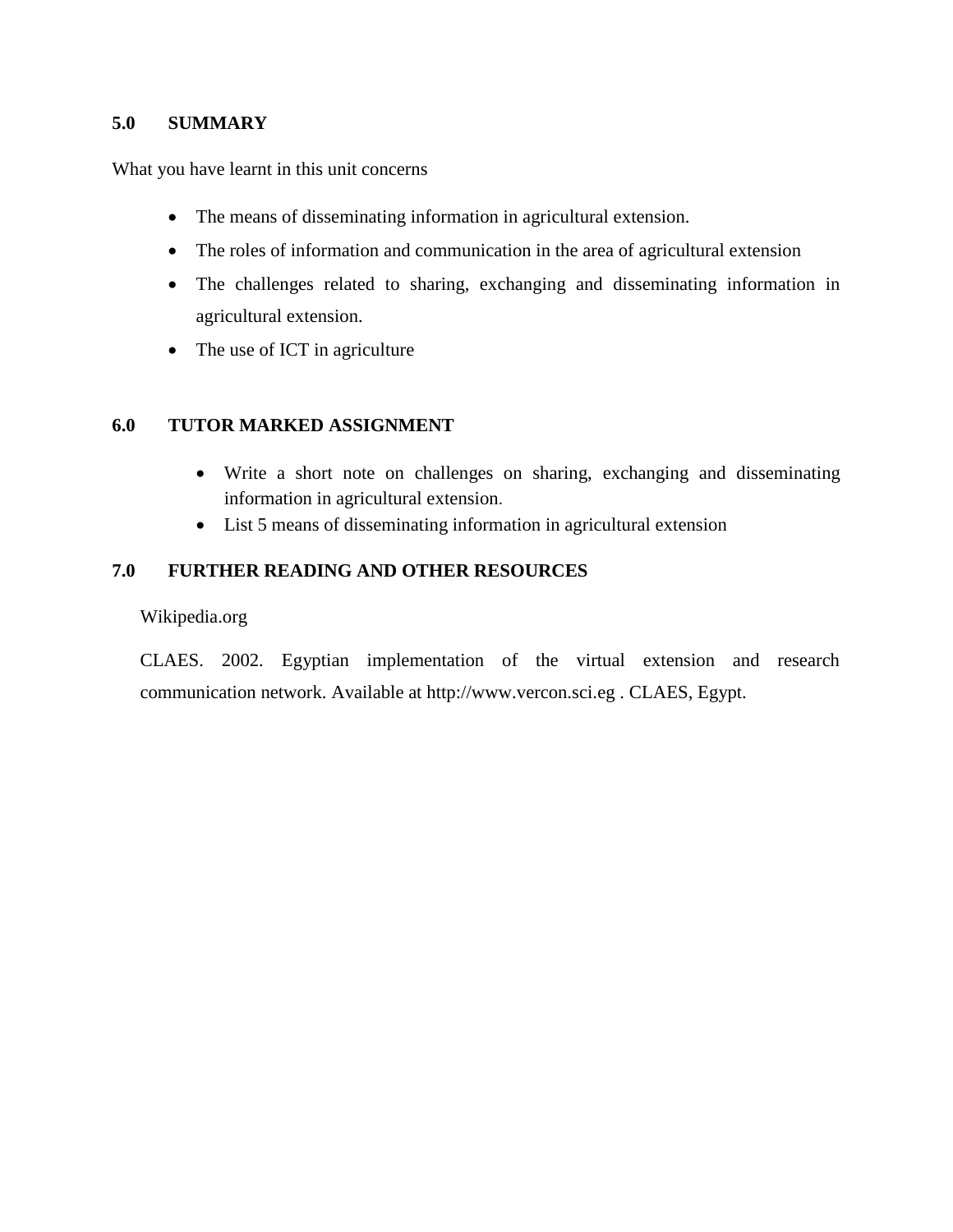## 5.0 SUMMARY

What you have learnt in this unit concerns

- The means of disseminating information in agricultural extension.
- The roles of information and communication in the area of agricultural extension
- The challenges related to sharing, exchanging and disseminating information in agricultural extension.
- The use of ICT in agriculture

## 6.0 TUTOR MARKED ASSIGNMENT

- Write a short note on challenges on sharing, exchanging and disseminating information in agricultural extension.
- List 5 means of disseminating information in agricultural extension

## 7.0 FURTHER READING AND OTHER RESOURCES

Wikipedia.org

CLAES. 2002. Egyptian implementation of the virtual extension and research communication network. Available at http://www.vercon.sci.eg . CLAES, Egypt.